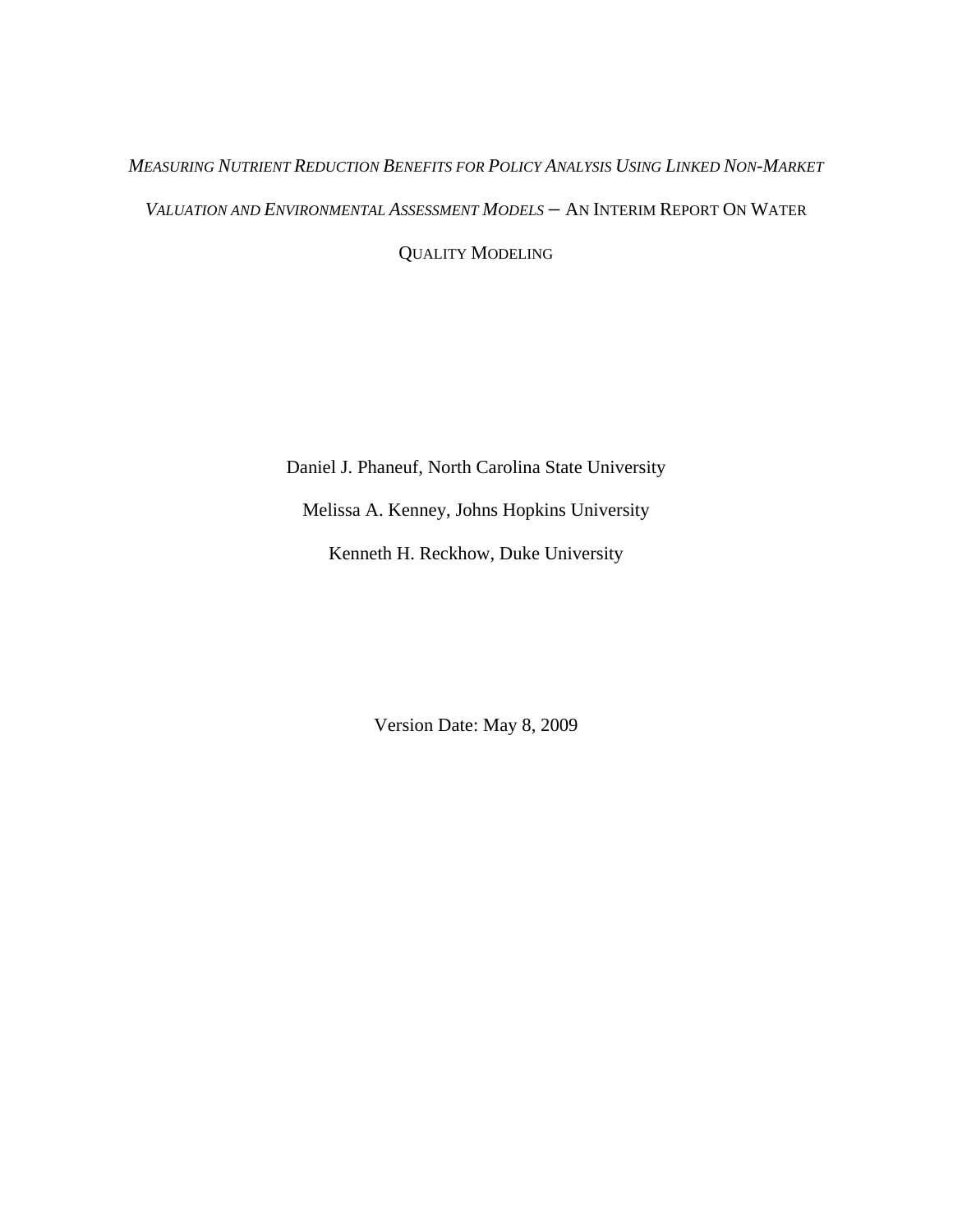# *Measuring Nutrient Reduction Benefits for Policy Analysis Using Linked Non-Market Valuation and Environmental Assessment Models* – An Interim Report On Water Quality Modeling

Daniel J. Phaneuf, North Carolina State University

Melissa A. Kenney, Johns Hopkins University

Kenneth H. Reckhow, Duke University

Version Date: May 8, 2009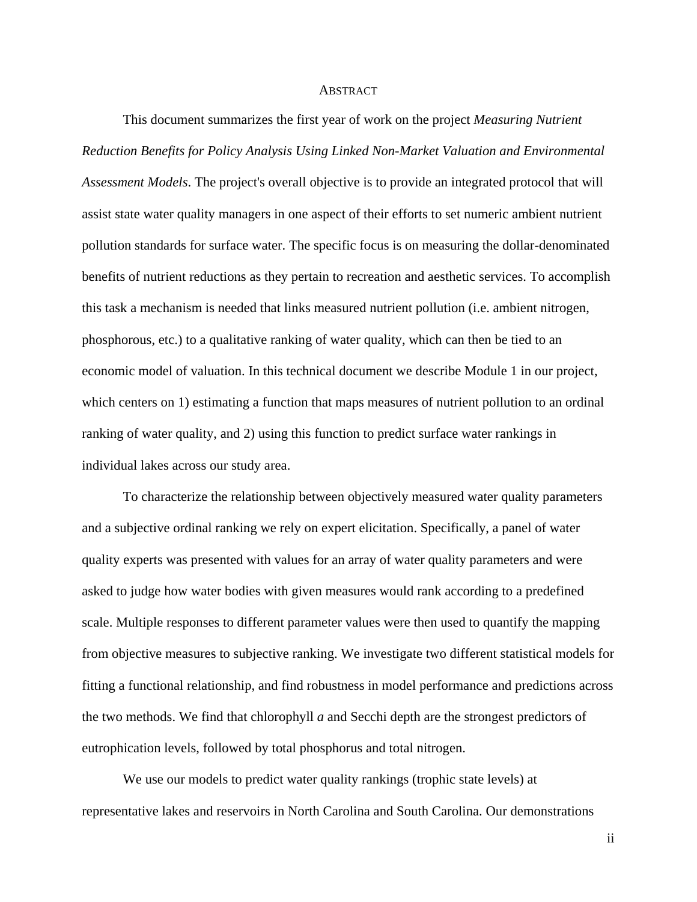## Abstract

This document summarizes the first year of work on the project *Measuring Nutrient Reduction Benefits for Policy Analysis Using Linked Non-Market Valuation and Environmental Assessment Models*. The project's overall objective is to provide an integrated protocol that will assist state water quality managers in one aspect of their efforts to set numeric ambient nutrient pollution standards for surface water. The specific focus is on measuring the dollar-denominated benefits of nutrient reductions as they pertain to recreation and aesthetic services. To accomplish this task a mechanism is needed that links measured nutrient pollution (i.e. ambient nitrogen, phosphorous, etc.) to a qualitative ranking of water quality, which can then be tied to an economic model of valuation. In this technical document we describe Module 1 in our project, which centers on 1) estimating a function that maps measures of nutrient pollution to an ordinal ranking of water quality, and 2) using this function to predict surface water rankings in individual lakes across our study area.

To characterize the relationship between objectively measured water quality parameters and a subjective ordinal ranking we rely on expert elicitation. Specifically, a panel of water quality experts was presented with values for an array of water quality parameters and were asked to judge how water bodies with given measures would rank according to a predefined scale. Multiple responses to different parameter values were then used to quantify the mapping from objective measures to subjective ranking. We investigate two different statistical models for fitting a functional relationship, and find robustness in model performance and predictions across the two methods. We find that chlorophyll *a* and Secchi depth are the strongest predictors of eutrophication levels, followed by total phosphorus and total nitrogen.

We use our models to predict water quality rankings (trophic state levels) at representative lakes and reservoirs in North Carolina and South Carolina. Our demonstrations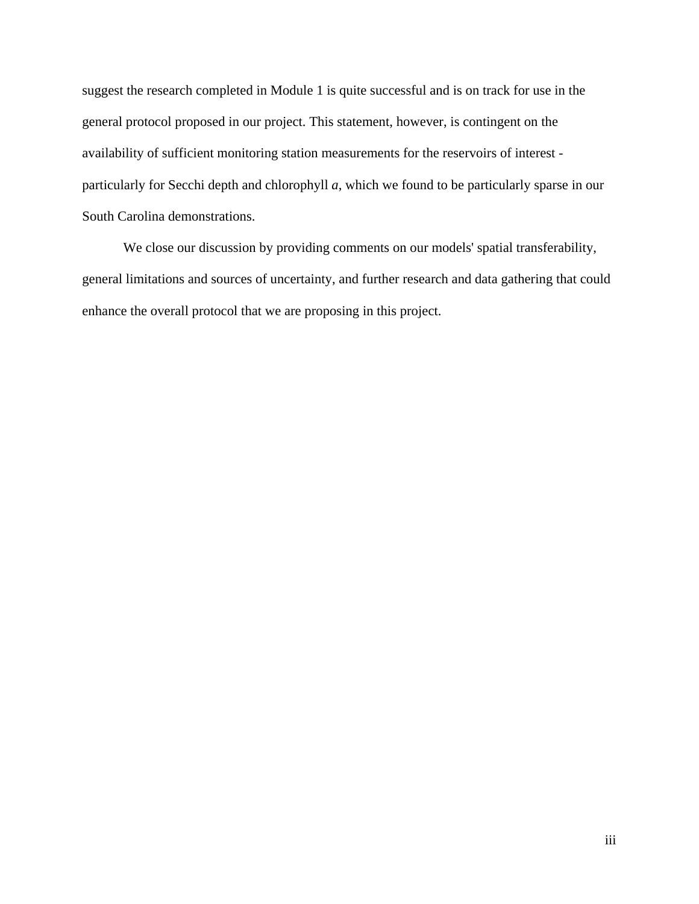suggest the research completed in Module 1 is quite successful and is on track for use in the general protocol proposed in our project. This statement, however, is contingent on the availability of sufficient monitoring station measurements for the reservoirs of interest - particularly for Secchi depth and chlorophyll *a*, which we found to be particularly sparse in our South Carolina demonstrations.

We close our discussion by providing comments on our models' spatial transferability, general limitations and sources of uncertainty, and further research and data gathering that could enhance the overall protocol that we are proposing in this project.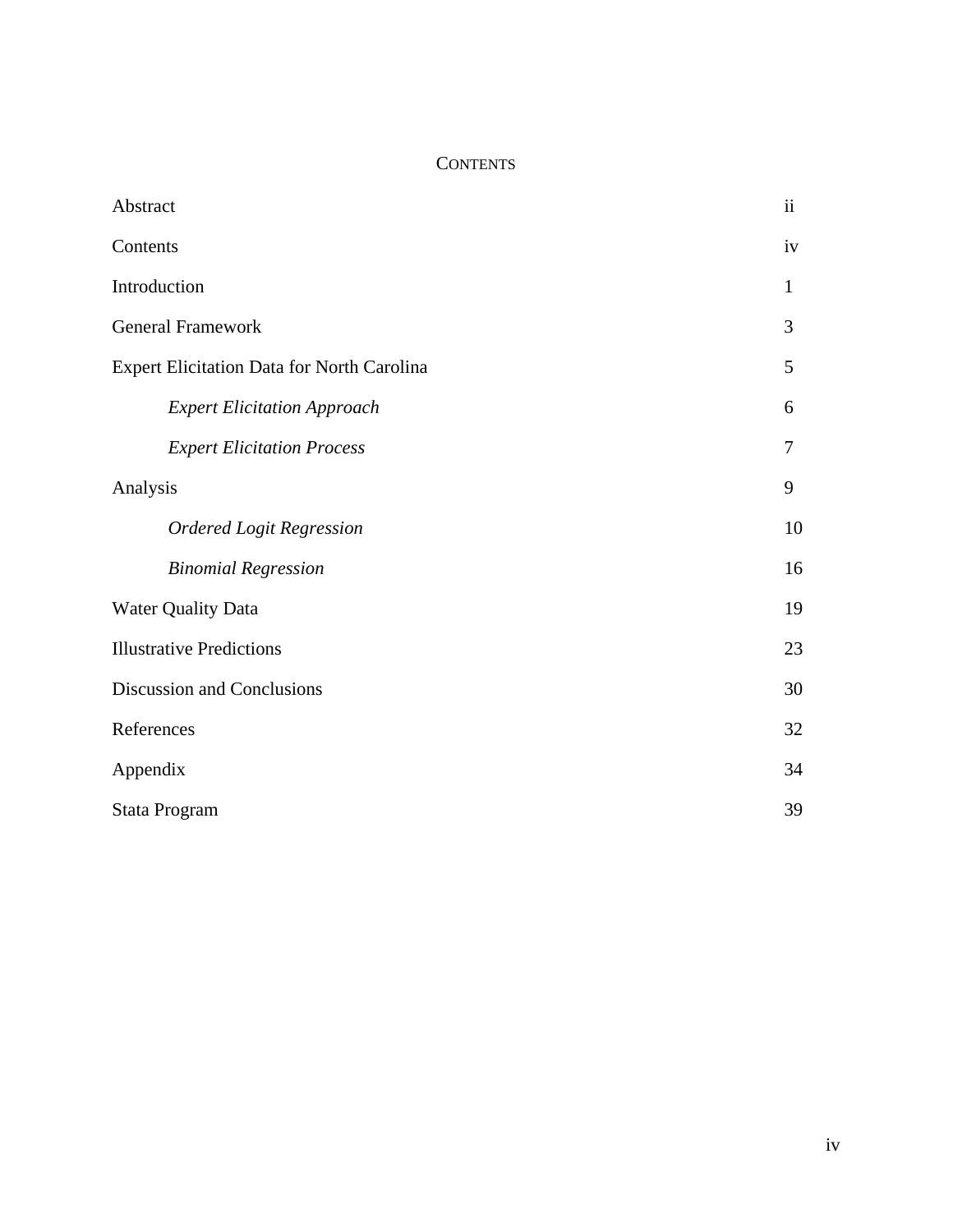# Contents

| | |
|---|---|
| Abstract | ii |
| Contents | iv |
| Introduction | 1 |
| General Framework | 3 |
| Expert Elicitation Data for North Carolina | 5 |
| *Expert Elicitation Approach* | 6 |
| *Expert Elicitation Process* | 7 |
| Analysis | 9 |
| *Ordered Logit Regression* | 10 |
| *Binomial Regression* | 16 |
| Water Quality Data | 19 |
| Illustrative Predictions | 23 |
| Discussion and Conclusions | 30 |
| References | 32 |
| Appendix | 34 |
| Stata Program | 39 |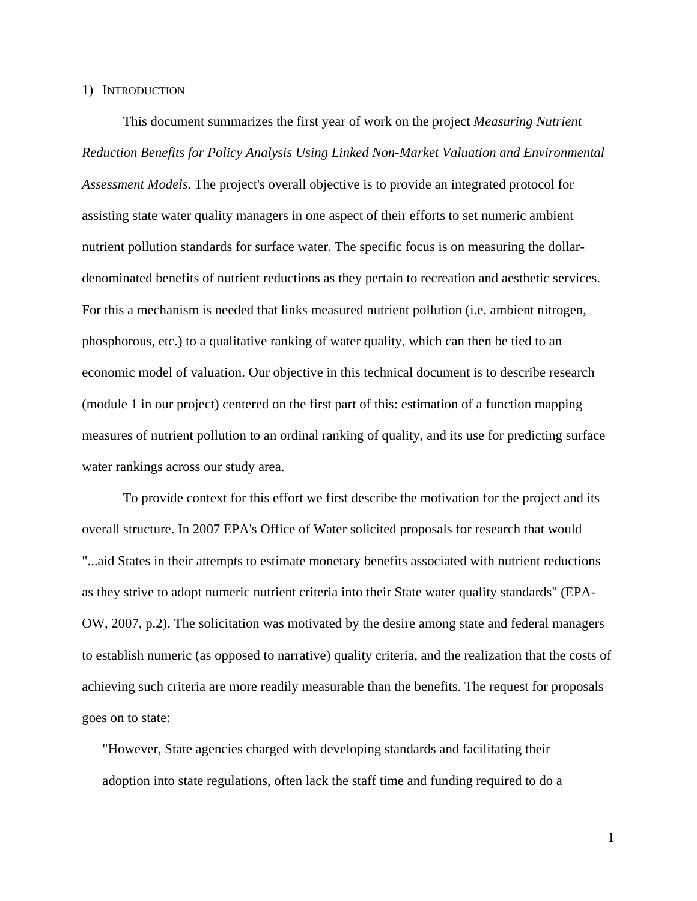## 1) INTRODUCTION

This document summarizes the first year of work on the project *Measuring Nutrient Reduction Benefits for Policy Analysis Using Linked Non-Market Valuation and Environmental Assessment Models*. The project's overall objective is to provide an integrated protocol for assisting state water quality managers in one aspect of their efforts to set numeric ambient nutrient pollution standards for surface water. The specific focus is on measuring the dollar-denominated benefits of nutrient reductions as they pertain to recreation and aesthetic services. For this a mechanism is needed that links measured nutrient pollution (i.e. ambient nitrogen, phosphorous, etc.) to a qualitative ranking of water quality, which can then be tied to an economic model of valuation. Our objective in this technical document is to describe research (module 1 in our project) centered on the first part of this: estimation of a function mapping measures of nutrient pollution to an ordinal ranking of quality, and its use for predicting surface water rankings across our study area.

To provide context for this effort we first describe the motivation for the project and its overall structure. In 2007 EPA's Office of Water solicited proposals for research that would "...aid States in their attempts to estimate monetary benefits associated with nutrient reductions as they strive to adopt numeric nutrient criteria into their State water quality standards" (EPA-OW, 2007, p.2). The solicitation was motivated by the desire among state and federal managers to establish numeric (as opposed to narrative) quality criteria, and the realization that the costs of achieving such criteria are more readily measurable than the benefits. The request for proposals goes on to state:

> "However, State agencies charged with developing standards and facilitating their adoption into state regulations, often lack the staff time and funding required to do a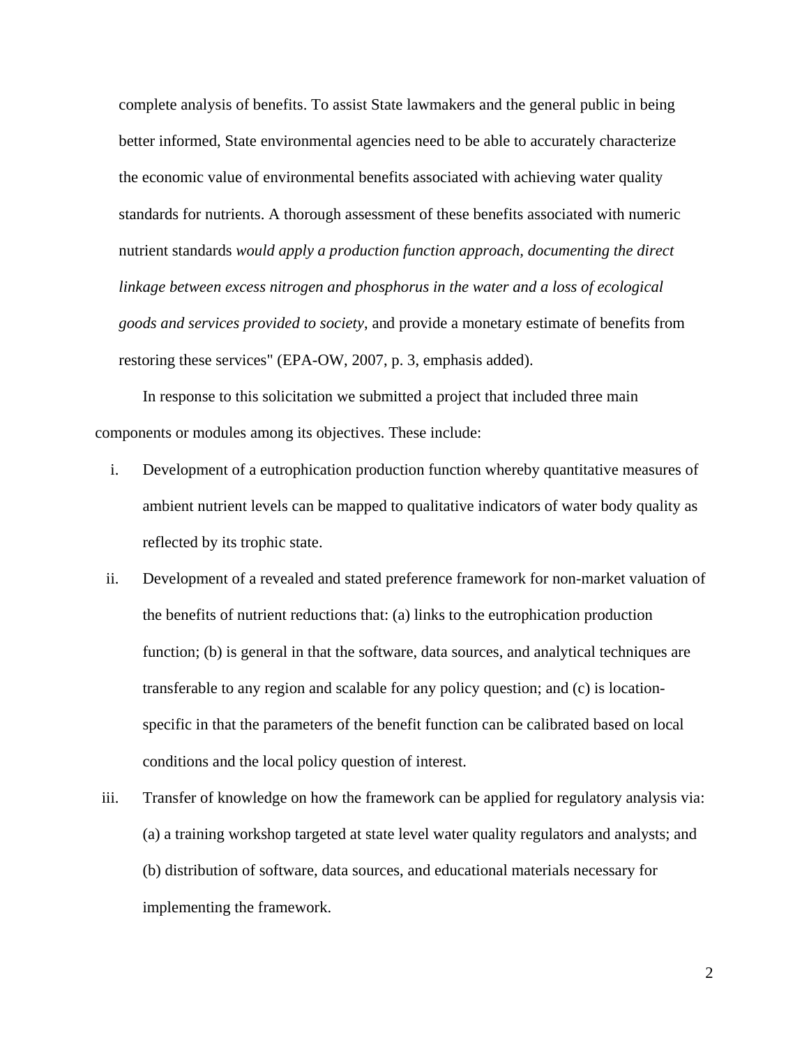complete analysis of benefits. To assist State lawmakers and the general public in being better informed, State environmental agencies need to be able to accurately characterize the economic value of environmental benefits associated with achieving water quality standards for nutrients. A thorough assessment of these benefits associated with numeric nutrient standards *would apply a production function approach, documenting the direct linkage between excess nitrogen and phosphorus in the water and a loss of ecological goods and services provided to society*, and provide a monetary estimate of benefits from restoring these services" (EPA-OW, 2007, p. 3, emphasis added).

In response to this solicitation we submitted a project that included three main components or modules among its objectives. These include:

i. Development of a eutrophication production function whereby quantitative measures of ambient nutrient levels can be mapped to qualitative indicators of water body quality as reflected by its trophic state.

ii. Development of a revealed and stated preference framework for non-market valuation of the benefits of nutrient reductions that: (a) links to the eutrophication production function; (b) is general in that the software, data sources, and analytical techniques are transferable to any region and scalable for any policy question; and (c) is location-specific in that the parameters of the benefit function can be calibrated based on local conditions and the local policy question of interest.

iii. Transfer of knowledge on how the framework can be applied for regulatory analysis via: (a) a training workshop targeted at state level water quality regulators and analysts; and (b) distribution of software, data sources, and educational materials necessary for implementing the framework.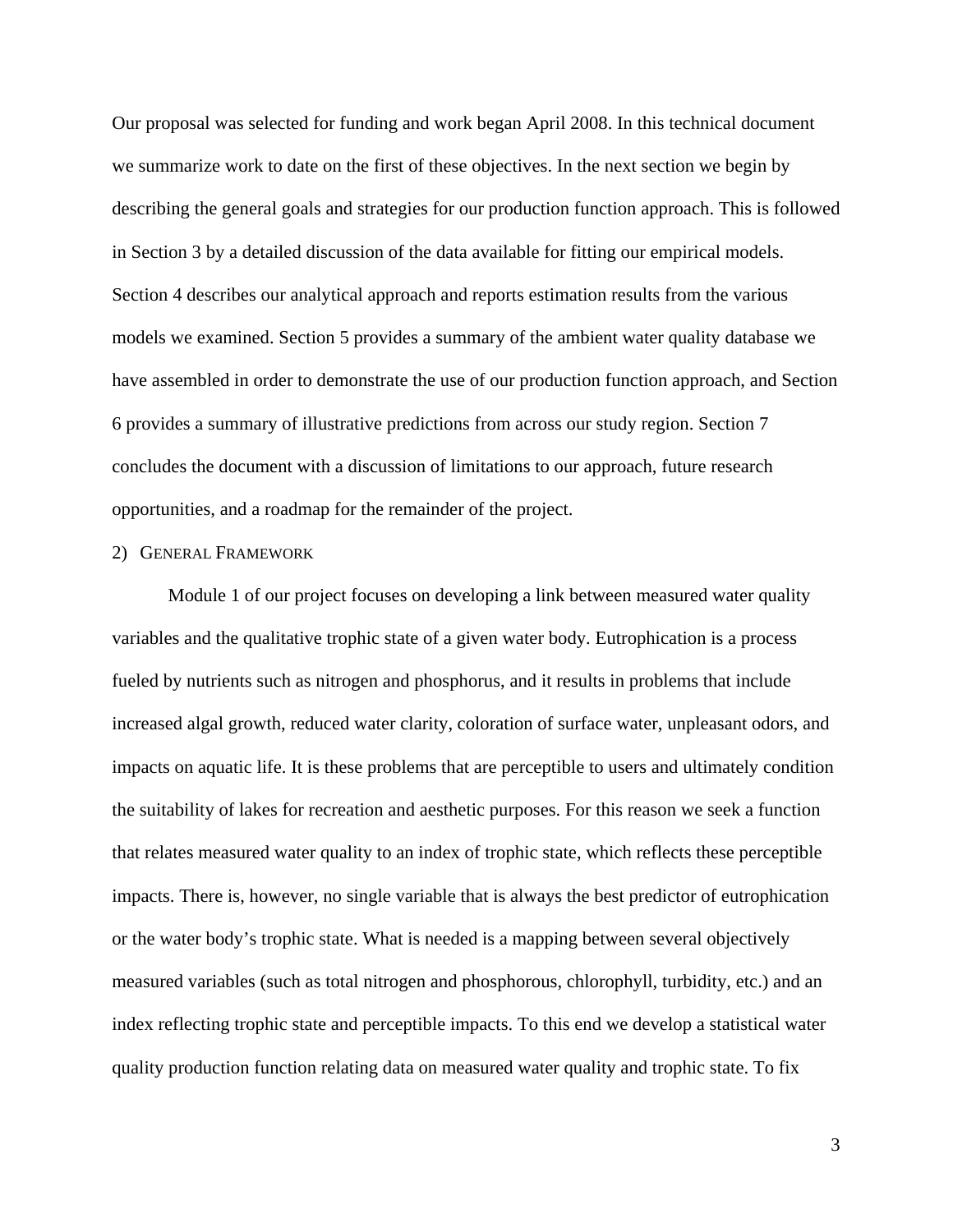Our proposal was selected for funding and work began April 2008. In this technical document we summarize work to date on the first of these objectives. In the next section we begin by describing the general goals and strategies for our production function approach. This is followed in Section 3 by a detailed discussion of the data available for fitting our empirical models. Section 4 describes our analytical approach and reports estimation results from the various models we examined. Section 5 provides a summary of the ambient water quality database we have assembled in order to demonstrate the use of our production function approach, and Section 6 provides a summary of illustrative predictions from across our study region. Section 7 concludes the document with a discussion of limitations to our approach, future research opportunities, and a roadmap for the remainder of the project.

## 2) General Framework

Module 1 of our project focuses on developing a link between measured water quality variables and the qualitative trophic state of a given water body. Eutrophication is a process fueled by nutrients such as nitrogen and phosphorus, and it results in problems that include increased algal growth, reduced water clarity, coloration of surface water, unpleasant odors, and impacts on aquatic life. It is these problems that are perceptible to users and ultimately condition the suitability of lakes for recreation and aesthetic purposes. For this reason we seek a function that relates measured water quality to an index of trophic state, which reflects these perceptible impacts. There is, however, no single variable that is always the best predictor of eutrophication or the water body's trophic state. What is needed is a mapping between several objectively measured variables (such as total nitrogen and phosphorous, chlorophyll, turbidity, etc.) and an index reflecting trophic state and perceptible impacts. To this end we develop a statistical water quality production function relating data on measured water quality and trophic state. To fix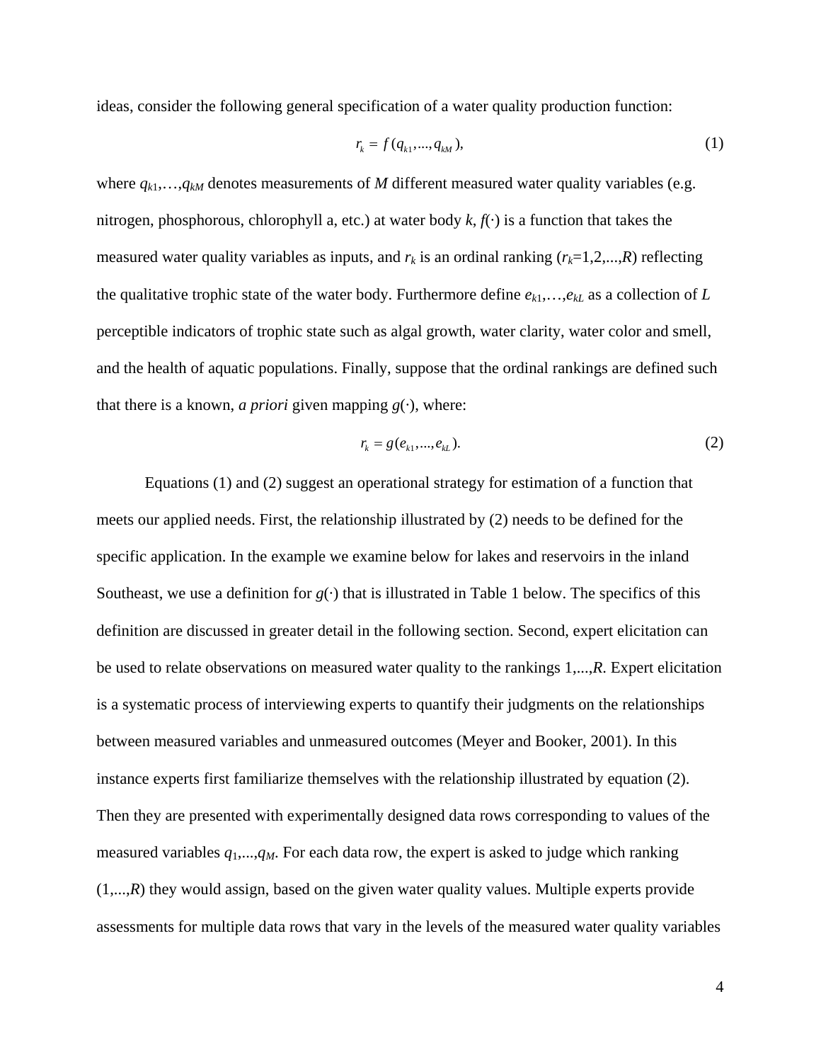ideas, consider the following general specification of a water quality production function:

$$r_k = f(q_{k1},...,q_{kM}), \tag{1}$$

where $q_{k1},\ldots,q_{kM}$ denotes measurements of $M$ different measured water quality variables (e.g. nitrogen, phosphorous, chlorophyll a, etc.) at water body $k$, $f(\cdot)$ is a function that takes the measured water quality variables as inputs, and $r_k$ is an ordinal ranking ($r_k$=1,2,...,$R$) reflecting the qualitative trophic state of the water body. Furthermore define $e_{k1},\ldots,e_{kL}$ as a collection of $L$ perceptible indicators of trophic state such as algal growth, water clarity, water color and smell, and the health of aquatic populations. Finally, suppose that the ordinal rankings are defined such that there is a known, *a priori* given mapping $g(\cdot)$, where:

$$r_k = g(e_{k1},...,e_{kL}). \tag{2}$$

Equations (1) and (2) suggest an operational strategy for estimation of a function that meets our applied needs. First, the relationship illustrated by (2) needs to be defined for the specific application. In the example we examine below for lakes and reservoirs in the inland Southeast, we use a definition for $g(\cdot)$ that is illustrated in Table 1 below. The specifics of this definition are discussed in greater detail in the following section. Second, expert elicitation can be used to relate observations on measured water quality to the rankings 1,...,$R$. Expert elicitation is a systematic process of interviewing experts to quantify their judgments on the relationships between measured variables and unmeasured outcomes (Meyer and Booker, 2001). In this instance experts first familiarize themselves with the relationship illustrated by equation (2). Then they are presented with experimentally designed data rows corresponding to values of the measured variables $q_1,...,q_M$. For each data row, the expert is asked to judge which ranking (1,...,$R$) they would assign, based on the given water quality values. Multiple experts provide assessments for multiple data rows that vary in the levels of the measured water quality variables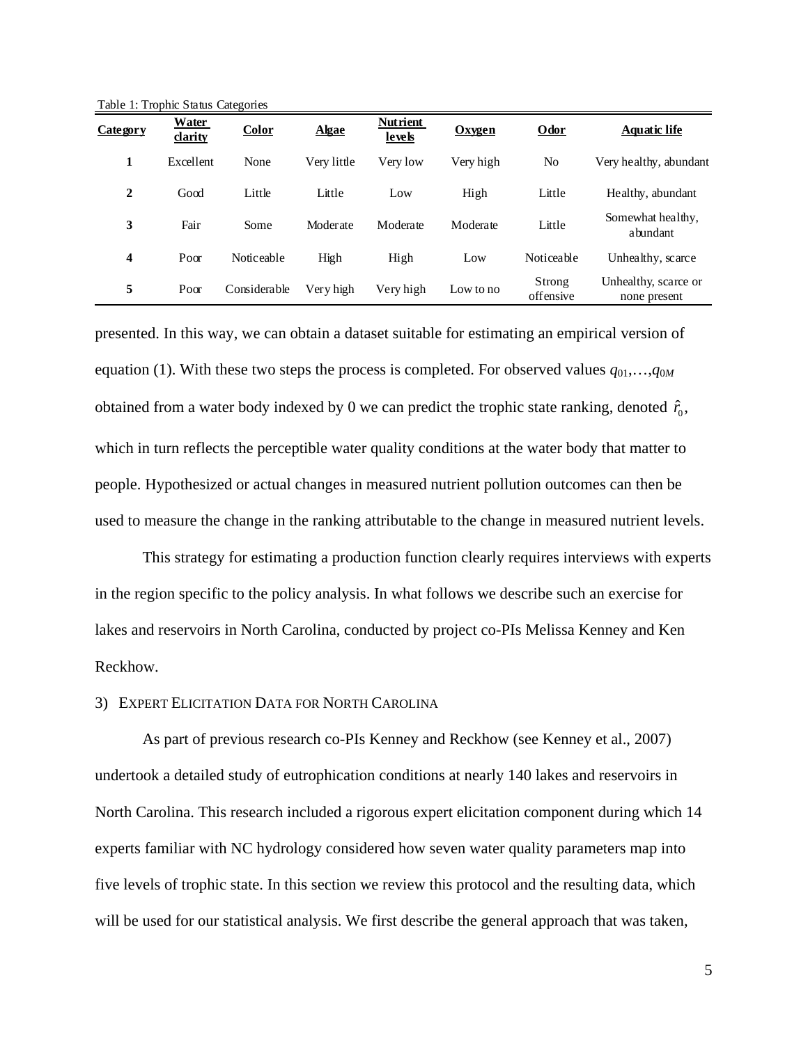Table 1: Trophic Status Categories

| Category | Water clarity | Color | Algae | Nutrient levels | Oxygen | Odor | Aquatic life |
|---|---|---|---|---|---|---|---|
| **1** | Excellent | None | Very little | Very low | Very high | No | Very healthy, abundant |
| **2** | Good | Little | Little | Low | High | Little | Healthy, abundant |
| **3** | Fair | Some | Moderate | Moderate | Moderate | Little | Somewhat healthy, abundant |
| **4** | Poor | Noticeable | High | High | Low | Noticeable | Unhealthy, scarce |
| **5** | Poor | Considerable | Very high | Very high | Low to no | Strong offensive | Unhealthy, scarce or none present |

presented. In this way, we can obtain a dataset suitable for estimating an empirical version of equation (1). With these two steps the process is completed. For observed values $q_{01},\ldots,q_{0M}$ obtained from a water body indexed by 0 we can predict the trophic state ranking, denoted $\hat{r}_0$, which in turn reflects the perceptible water quality conditions at the water body that matter to people. Hypothesized or actual changes in measured nutrient pollution outcomes can then be used to measure the change in the ranking attributable to the change in measured nutrient levels.

This strategy for estimating a production function clearly requires interviews with experts in the region specific to the policy analysis. In what follows we describe such an exercise for lakes and reservoirs in North Carolina, conducted by project co-PIs Melissa Kenney and Ken Reckhow.

## 3) Expert Elicitation Data for North Carolina

As part of previous research co-PIs Kenney and Reckhow (see Kenney et al., 2007) undertook a detailed study of eutrophication conditions at nearly 140 lakes and reservoirs in North Carolina. This research included a rigorous expert elicitation component during which 14 experts familiar with NC hydrology considered how seven water quality parameters map into five levels of trophic state. In this section we review this protocol and the resulting data, which will be used for our statistical analysis. We first describe the general approach that was taken,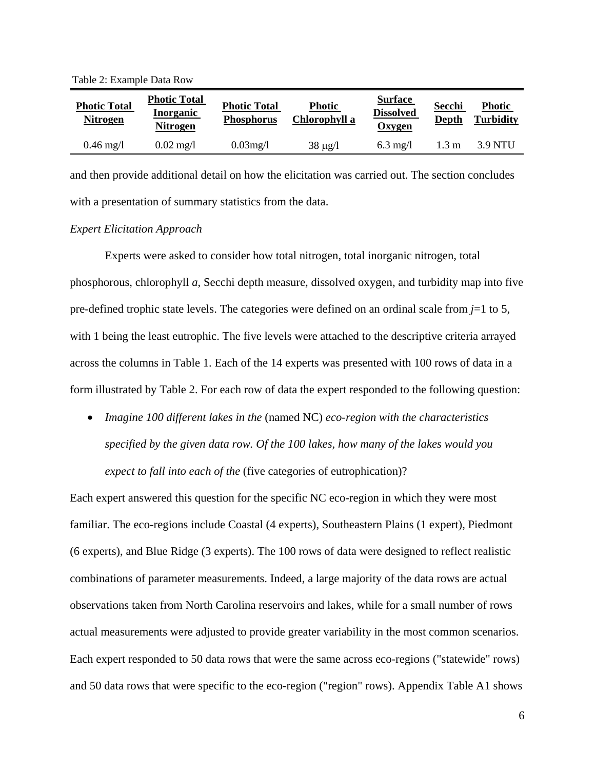Table 2: Example Data Row

| Photic Total Nitrogen | Photic Total Inorganic Nitrogen | Photic Total Phosphorus | Photic Chlorophyll a | Surface Dissolved Oxygen | Secchi Depth | Photic Turbidity |
|---|---|---|---|---|---|---|
| 0.46 mg/l | 0.02 mg/l | 0.03mg/l | 38 μg/l | 6.3 mg/l | 1.3 m | 3.9 NTU |

and then provide additional detail on how the elicitation was carried out. The section concludes with a presentation of summary statistics from the data.

*Expert Elicitation Approach*

Experts were asked to consider how total nitrogen, total inorganic nitrogen, total phosphorous, chlorophyll *a*, Secchi depth measure, dissolved oxygen, and turbidity map into five pre-defined trophic state levels. The categories were defined on an ordinal scale from $j$=1 to 5, with 1 being the least eutrophic. The five levels were attached to the descriptive criteria arrayed across the columns in Table 1. Each of the 14 experts was presented with 100 rows of data in a form illustrated by Table 2. For each row of data the expert responded to the following question:

- *Imagine 100 different lakes in the* (named NC) *eco-region with the characteristics specified by the given data row. Of the 100 lakes, how many of the lakes would you expect to fall into each of the* (five categories of eutrophication)?

Each expert answered this question for the specific NC eco-region in which they were most familiar. The eco-regions include Coastal (4 experts), Southeastern Plains (1 expert), Piedmont (6 experts), and Blue Ridge (3 experts). The 100 rows of data were designed to reflect realistic combinations of parameter measurements. Indeed, a large majority of the data rows are actual observations taken from North Carolina reservoirs and lakes, while for a small number of rows actual measurements were adjusted to provide greater variability in the most common scenarios. Each expert responded to 50 data rows that were the same across eco-regions ("statewide" rows) and 50 data rows that were specific to the eco-region ("region" rows). Appendix Table A1 shows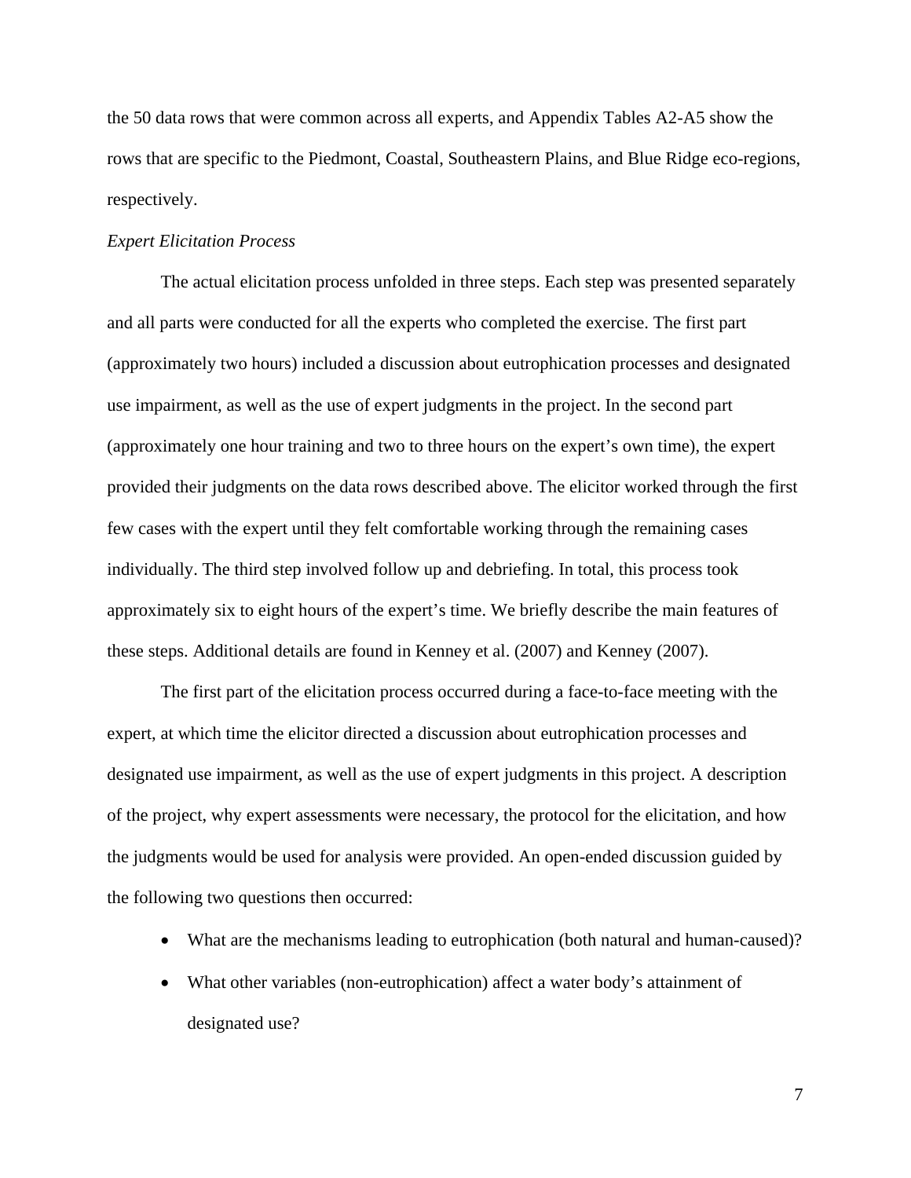the 50 data rows that were common across all experts, and Appendix Tables A2-A5 show the rows that are specific to the Piedmont, Coastal, Southeastern Plains, and Blue Ridge eco-regions, respectively.

*Expert Elicitation Process*

The actual elicitation process unfolded in three steps. Each step was presented separately and all parts were conducted for all the experts who completed the exercise. The first part (approximately two hours) included a discussion about eutrophication processes and designated use impairment, as well as the use of expert judgments in the project. In the second part (approximately one hour training and two to three hours on the expert's own time), the expert provided their judgments on the data rows described above. The elicitor worked through the first few cases with the expert until they felt comfortable working through the remaining cases individually. The third step involved follow up and debriefing. In total, this process took approximately six to eight hours of the expert's time. We briefly describe the main features of these steps. Additional details are found in Kenney et al. (2007) and Kenney (2007).

The first part of the elicitation process occurred during a face-to-face meeting with the expert, at which time the elicitor directed a discussion about eutrophication processes and designated use impairment, as well as the use of expert judgments in this project. A description of the project, why expert assessments were necessary, the protocol for the elicitation, and how the judgments would be used for analysis were provided. An open-ended discussion guided by the following two questions then occurred:

- What are the mechanisms leading to eutrophication (both natural and human-caused)?
- What other variables (non-eutrophication) affect a water body's attainment of designated use?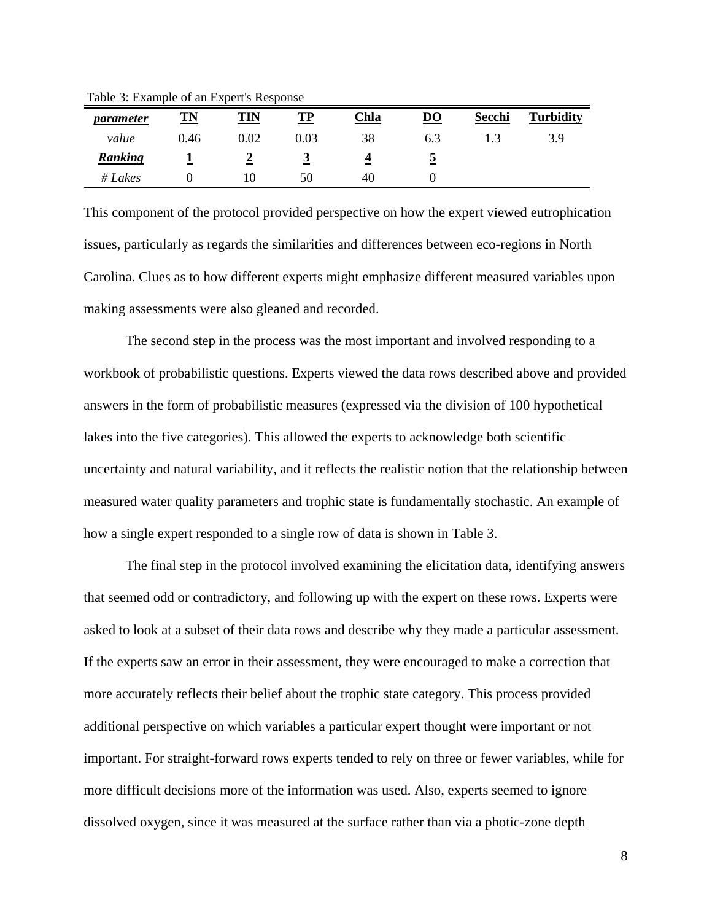Table 3: Example of an Expert's Response

| ***parameter*** | **TN** | **TIN** | **TP** | **Chla** | **DO** | **Secchi** | **Turbidity** |
|---|---|---|---|---|---|---|---|
| *value* | 0.46 | 0.02 | 0.03 | 38 | 6.3 | 1.3 | 3.9 |
| ***Ranking*** | **1** | **2** | **3** | **4** | **5** | | |
| *# Lakes* | 0 | 10 | 50 | 40 | 0 | | |

This component of the protocol provided perspective on how the expert viewed eutrophication issues, particularly as regards the similarities and differences between eco-regions in North Carolina. Clues as to how different experts might emphasize different measured variables upon making assessments were also gleaned and recorded.

The second step in the process was the most important and involved responding to a workbook of probabilistic questions. Experts viewed the data rows described above and provided answers in the form of probabilistic measures (expressed via the division of 100 hypothetical lakes into the five categories). This allowed the experts to acknowledge both scientific uncertainty and natural variability, and it reflects the realistic notion that the relationship between measured water quality parameters and trophic state is fundamentally stochastic. An example of how a single expert responded to a single row of data is shown in Table 3.

The final step in the protocol involved examining the elicitation data, identifying answers that seemed odd or contradictory, and following up with the expert on these rows. Experts were asked to look at a subset of their data rows and describe why they made a particular assessment. If the experts saw an error in their assessment, they were encouraged to make a correction that more accurately reflects their belief about the trophic state category. This process provided additional perspective on which variables a particular expert thought were important or not important. For straight-forward rows experts tended to rely on three or fewer variables, while for more difficult decisions more of the information was used. Also, experts seemed to ignore dissolved oxygen, since it was measured at the surface rather than via a photic-zone depth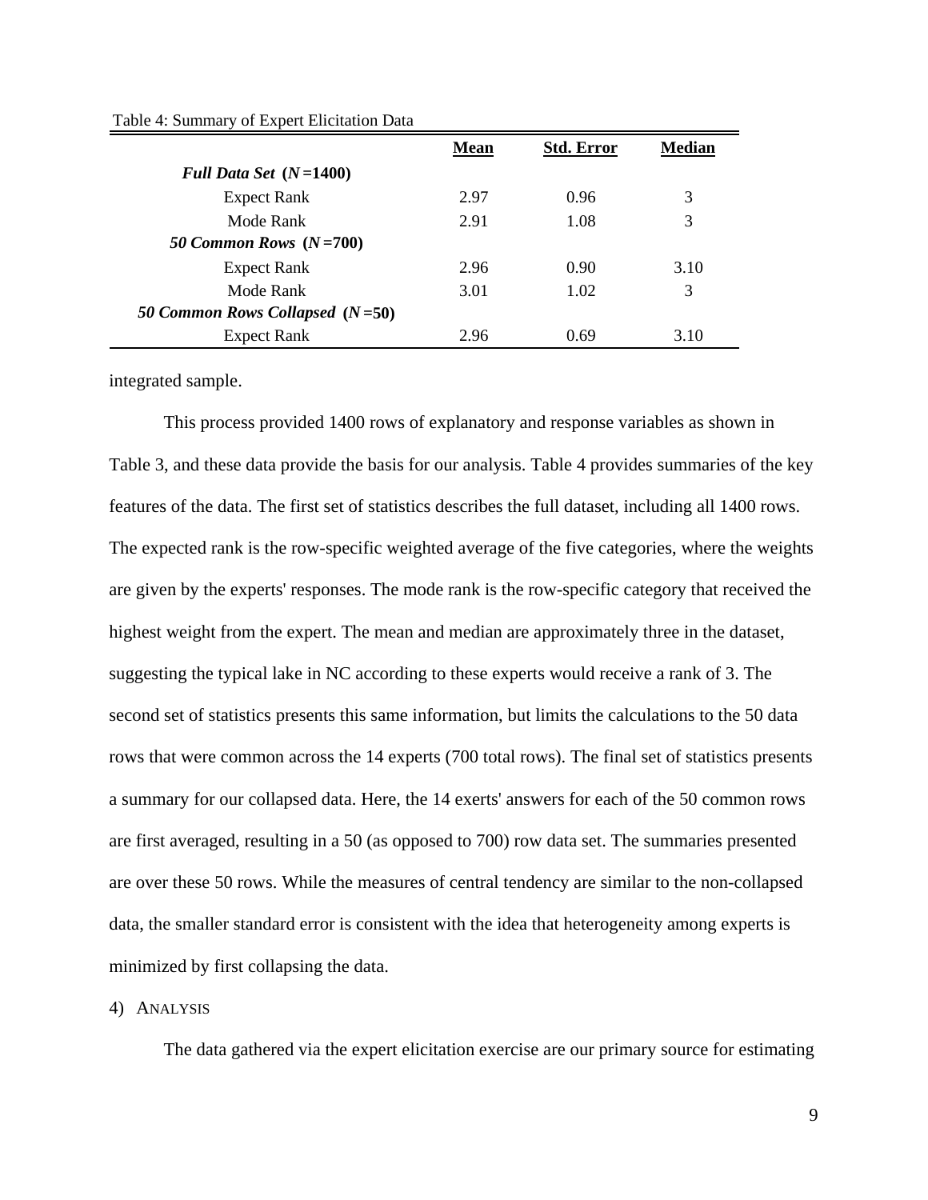Table 4: Summary of Expert Elicitation Data

| | Mean | Std. Error | Median |
|---|---|---|---|
| ***Full Data Set* (*N* =1400)** | | | |
| Expect Rank | 2.97 | 0.96 | 3 |
| Mode Rank | 2.91 | 1.08 | 3 |
| ***50 Common Rows* (*N* =700)** | | | |
| Expect Rank | 2.96 | 0.90 | 3.10 |
| Mode Rank | 3.01 | 1.02 | 3 |
| ***50 Common Rows Collapsed* (*N* =50)** | | | |
| Expect Rank | 2.96 | 0.69 | 3.10 |

integrated sample.

This process provided 1400 rows of explanatory and response variables as shown in Table 3, and these data provide the basis for our analysis. Table 4 provides summaries of the key features of the data. The first set of statistics describes the full dataset, including all 1400 rows. The expected rank is the row-specific weighted average of the five categories, where the weights are given by the experts' responses. The mode rank is the row-specific category that received the highest weight from the expert. The mean and median are approximately three in the dataset, suggesting the typical lake in NC according to these experts would receive a rank of 3. The second set of statistics presents this same information, but limits the calculations to the 50 data rows that were common across the 14 experts (700 total rows). The final set of statistics presents a summary for our collapsed data. Here, the 14 exerts' answers for each of the 50 common rows are first averaged, resulting in a 50 (as opposed to 700) row data set. The summaries presented are over these 50 rows. While the measures of central tendency are similar to the non-collapsed data, the smaller standard error is consistent with the idea that heterogeneity among experts is minimized by first collapsing the data.

## 4) Analysis

The data gathered via the expert elicitation exercise are our primary source for estimating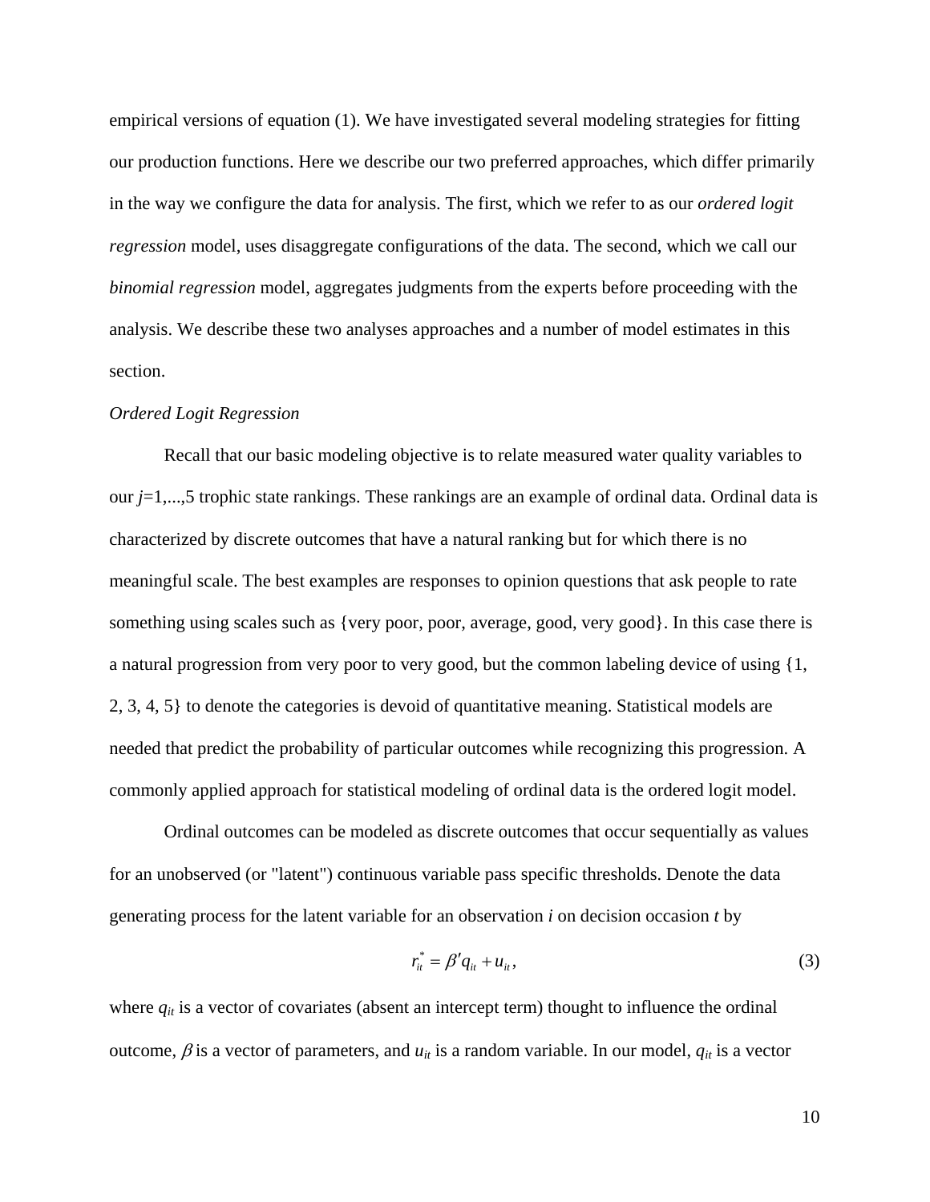empirical versions of equation (1). We have investigated several modeling strategies for fitting our production functions. Here we describe our two preferred approaches, which differ primarily in the way we configure the data for analysis. The first, which we refer to as our *ordered logit regression* model, uses disaggregate configurations of the data. The second, which we call our *binomial regression* model, aggregates judgments from the experts before proceeding with the analysis. We describe these two analyses approaches and a number of model estimates in this section.

*Ordered Logit Regression*

Recall that our basic modeling objective is to relate measured water quality variables to our $j$=1,...,5 trophic state rankings. These rankings are an example of ordinal data. Ordinal data is characterized by discrete outcomes that have a natural ranking but for which there is no meaningful scale. The best examples are responses to opinion questions that ask people to rate something using scales such as {very poor, poor, average, good, very good}. In this case there is a natural progression from very poor to very good, but the common labeling device of using {1, 2, 3, 4, 5} to denote the categories is devoid of quantitative meaning. Statistical models are needed that predict the probability of particular outcomes while recognizing this progression. A commonly applied approach for statistical modeling of ordinal data is the ordered logit model.

Ordinal outcomes can be modeled as discrete outcomes that occur sequentially as values for an unobserved (or "latent") continuous variable pass specific thresholds. Denote the data generating process for the latent variable for an observation $i$ on decision occasion $t$ by

$$r_{it}^{*} = \beta' q_{it} + u_{it}, \tag{3}$$

where $q_{it}$ is a vector of covariates (absent an intercept term) thought to influence the ordinal outcome, $\beta$ is a vector of parameters, and $u_{it}$ is a random variable. In our model, $q_{it}$ is a vector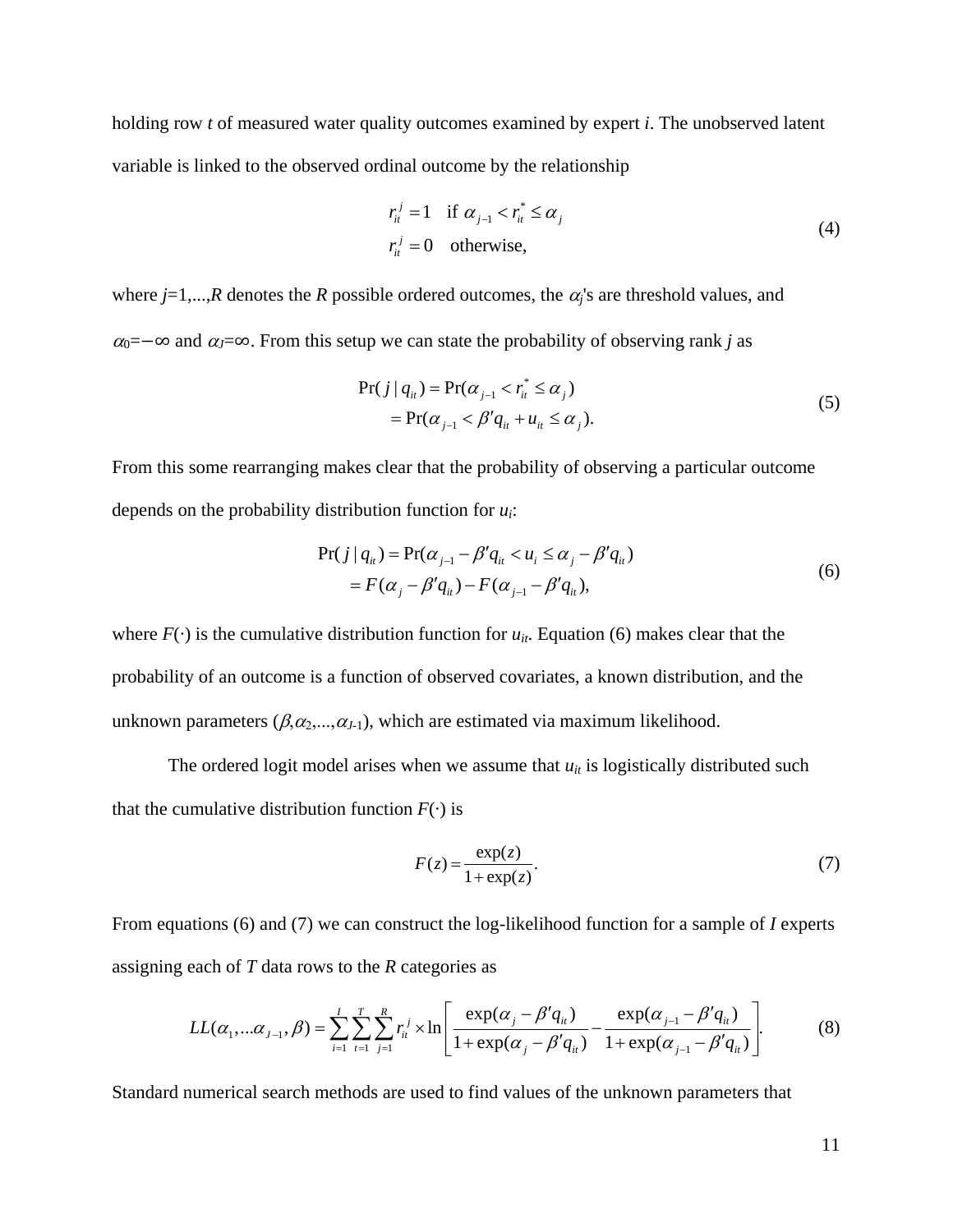holding row $t$ of measured water quality outcomes examined by expert $i$. The unobserved latent variable is linked to the observed ordinal outcome by the relationship

$$
\begin{aligned}
r_{it}^{j} &= 1 \quad \text{if } \alpha_{j-1} < r_{it}^{*} \leq \alpha_{j} \\
r_{it}^{j} &= 0 \quad \text{otherwise,}
\end{aligned}
\tag{4}
$$

where $j$=1,...,$R$ denotes the $R$ possible ordered outcomes, the $\alpha_j$'s are threshold values, and $\alpha_0=-\infty$ and $\alpha_J=\infty$. From this setup we can state the probability of observing rank $j$ as

$$
\begin{aligned}
\Pr(j \mid q_{it}) &= \Pr(\alpha_{j-1} < r_{it}^{*} \leq \alpha_{j}) \\
&= \Pr(\alpha_{j-1} < \beta' q_{it} + u_{it} \leq \alpha_{j}).
\end{aligned}
\tag{5}
$$

From this some rearranging makes clear that the probability of observing a particular outcome depends on the probability distribution function for $u_i$:

$$
\begin{aligned}
\Pr(j \mid q_{it}) &= \Pr(\alpha_{j-1} - \beta' q_{it} < u_{i} \leq \alpha_{j} - \beta' q_{it}) \\
&= F(\alpha_{j} - \beta' q_{it}) - F(\alpha_{j-1} - \beta' q_{it}),
\end{aligned}
\tag{6}
$$

where $F(\cdot)$ is the cumulative distribution function for $u_{it}$. Equation (6) makes clear that the probability of an outcome is a function of observed covariates, a known distribution, and the unknown parameters ($\beta,\alpha_2,...,\alpha_{J-1}$), which are estimated via maximum likelihood.

The ordered logit model arises when we assume that $u_{it}$ is logistically distributed such that the cumulative distribution function $F(\cdot)$ is

$$
F(z) = \frac{\exp(z)}{1+\exp(z)}. \tag{7}
$$

From equations (6) and (7) we can construct the log-likelihood function for a sample of $I$ experts assigning each of $T$ data rows to the $R$ categories as

$$
LL(\alpha_1,...\alpha_{J-1},\beta) = \sum_{i=1}^{I}\sum_{t=1}^{T}\sum_{j=1}^{R} r_{it}^{j} \times \ln\left[\frac{\exp(\alpha_j - \beta' q_{it})}{1+\exp(\alpha_j - \beta' q_{it})} - \frac{\exp(\alpha_{j-1} - \beta' q_{it})}{1+\exp(\alpha_{j-1} - \beta' q_{it})}\right]. \tag{8}
$$

Standard numerical search methods are used to find values of the unknown parameters that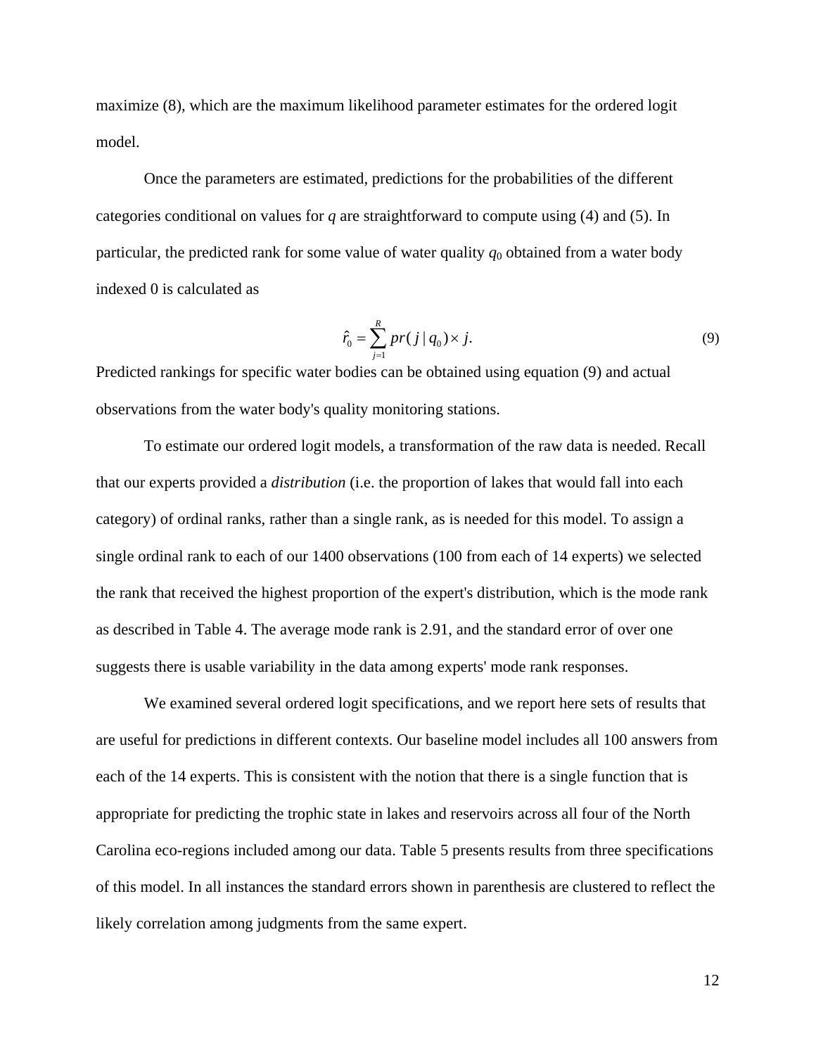maximize (8), which are the maximum likelihood parameter estimates for the ordered logit model.

Once the parameters are estimated, predictions for the probabilities of the different categories conditional on values for *q* are straightforward to compute using (4) and (5). In particular, the predicted rank for some value of water quality $q_0$ obtained from a water body indexed 0 is calculated as

$$\hat{r}_0 = \sum_{j=1}^{R} pr(j \mid q_0) \times j. \tag{9}$$

Predicted rankings for specific water bodies can be obtained using equation (9) and actual observations from the water body's quality monitoring stations.

To estimate our ordered logit models, a transformation of the raw data is needed. Recall that our experts provided a *distribution* (i.e. the proportion of lakes that would fall into each category) of ordinal ranks, rather than a single rank, as is needed for this model. To assign a single ordinal rank to each of our 1400 observations (100 from each of 14 experts) we selected the rank that received the highest proportion of the expert's distribution, which is the mode rank as described in Table 4. The average mode rank is 2.91, and the standard error of over one suggests there is usable variability in the data among experts' mode rank responses.

We examined several ordered logit specifications, and we report here sets of results that are useful for predictions in different contexts. Our baseline model includes all 100 answers from each of the 14 experts. This is consistent with the notion that there is a single function that is appropriate for predicting the trophic state in lakes and reservoirs across all four of the North Carolina eco-regions included among our data. Table 5 presents results from three specifications of this model. In all instances the standard errors shown in parenthesis are clustered to reflect the likely correlation among judgments from the same expert.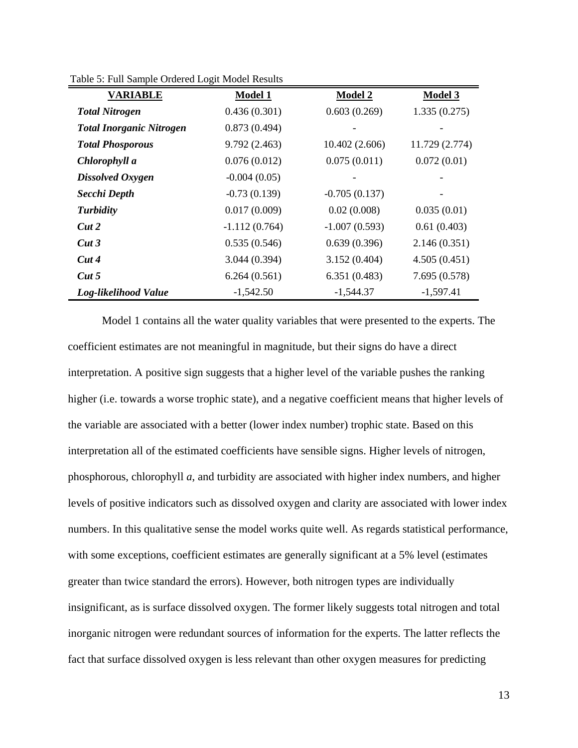Table 5: Full Sample Ordered Logit Model Results

| VARIABLE | Model 1 | Model 2 | Model 3 |
|---|---|---|---|
| ***Total Nitrogen*** | 0.436 (0.301) | 0.603 (0.269) | 1.335 (0.275) |
| ***Total Inorganic Nitrogen*** | 0.873 (0.494) | - | - |
| ***Total Phosporous*** | 9.792 (2.463) | 10.402 (2.606) | 11.729 (2.774) |
| ***Chlorophyll a*** | 0.076 (0.012) | 0.075 (0.011) | 0.072 (0.01) |
| ***Dissolved Oxygen*** | -0.004 (0.05) | - | - |
| ***Secchi Depth*** | -0.73 (0.139) | -0.705 (0.137) | - |
| ***Turbidity*** | 0.017 (0.009) | 0.02 (0.008) | 0.035 (0.01) |
| ***Cut 2*** | -1.112 (0.764) | -1.007 (0.593) | 0.61 (0.403) |
| ***Cut 3*** | 0.535 (0.546) | 0.639 (0.396) | 2.146 (0.351) |
| ***Cut 4*** | 3.044 (0.394) | 3.152 (0.404) | 4.505 (0.451) |
| ***Cut 5*** | 6.264 (0.561) | 6.351 (0.483) | 7.695 (0.578) |
| ***Log-likelihood Value*** | -1,542.50 | -1,544.37 | -1,597.41 |

Model 1 contains all the water quality variables that were presented to the experts. The coefficient estimates are not meaningful in magnitude, but their signs do have a direct interpretation. A positive sign suggests that a higher level of the variable pushes the ranking higher (i.e. towards a worse trophic state), and a negative coefficient means that higher levels of the variable are associated with a better (lower index number) trophic state. Based on this interpretation all of the estimated coefficients have sensible signs. Higher levels of nitrogen, phosphorous, chlorophyll *a*, and turbidity are associated with higher index numbers, and higher levels of positive indicators such as dissolved oxygen and clarity are associated with lower index numbers. In this qualitative sense the model works quite well. As regards statistical performance, with some exceptions, coefficient estimates are generally significant at a 5% level (estimates greater than twice standard the errors). However, both nitrogen types are individually insignificant, as is surface dissolved oxygen. The former likely suggests total nitrogen and total inorganic nitrogen were redundant sources of information for the experts. The latter reflects the fact that surface dissolved oxygen is less relevant than other oxygen measures for predicting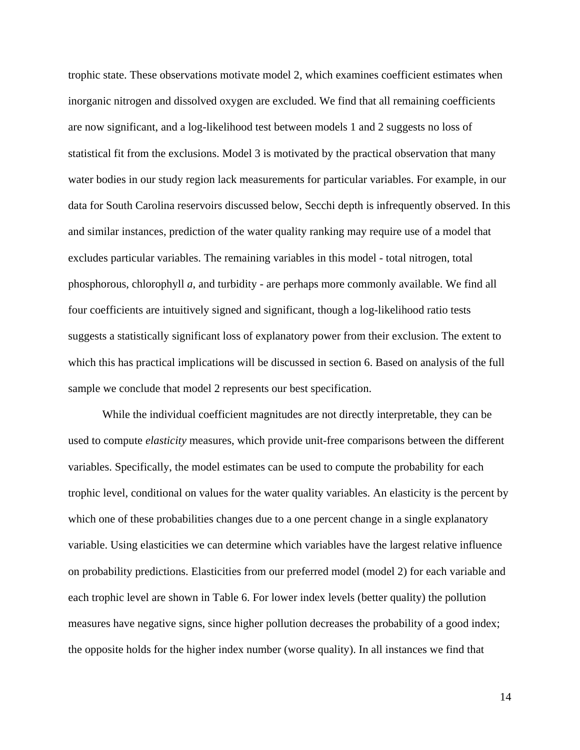trophic state. These observations motivate model 2, which examines coefficient estimates when inorganic nitrogen and dissolved oxygen are excluded. We find that all remaining coefficients are now significant, and a log-likelihood test between models 1 and 2 suggests no loss of statistical fit from the exclusions. Model 3 is motivated by the practical observation that many water bodies in our study region lack measurements for particular variables. For example, in our data for South Carolina reservoirs discussed below, Secchi depth is infrequently observed. In this and similar instances, prediction of the water quality ranking may require use of a model that excludes particular variables. The remaining variables in this model - total nitrogen, total phosphorous, chlorophyll *a*, and turbidity - are perhaps more commonly available. We find all four coefficients are intuitively signed and significant, though a log-likelihood ratio tests suggests a statistically significant loss of explanatory power from their exclusion. The extent to which this has practical implications will be discussed in section 6. Based on analysis of the full sample we conclude that model 2 represents our best specification.

While the individual coefficient magnitudes are not directly interpretable, they can be used to compute *elasticity* measures, which provide unit-free comparisons between the different variables. Specifically, the model estimates can be used to compute the probability for each trophic level, conditional on values for the water quality variables. An elasticity is the percent by which one of these probabilities changes due to a one percent change in a single explanatory variable. Using elasticities we can determine which variables have the largest relative influence on probability predictions. Elasticities from our preferred model (model 2) for each variable and each trophic level are shown in Table 6. For lower index levels (better quality) the pollution measures have negative signs, since higher pollution decreases the probability of a good index; the opposite holds for the higher index number (worse quality). In all instances we find that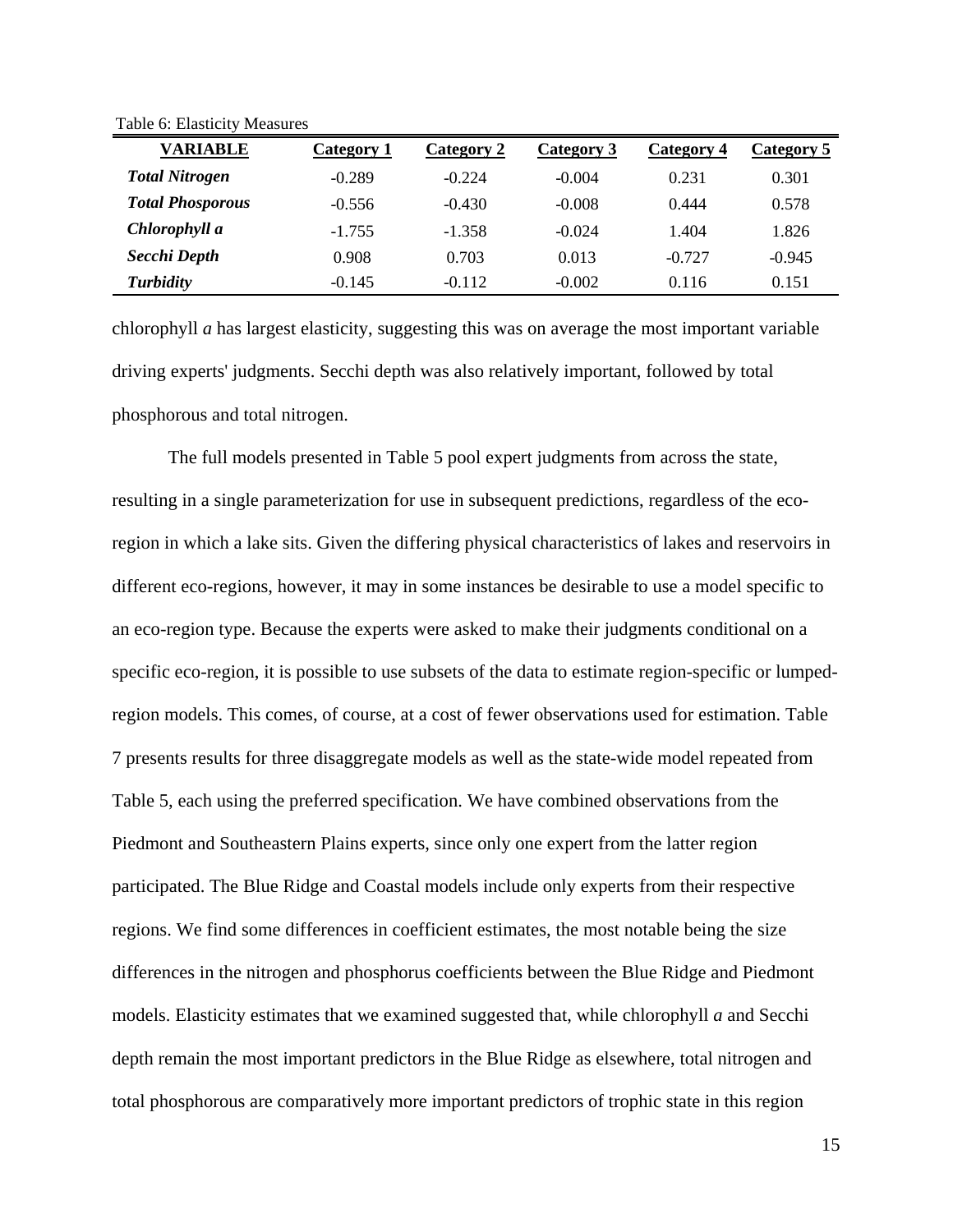Table 6: Elasticity Measures

| VARIABLE | Category 1 | Category 2 | Category 3 | Category 4 | Category 5 |
|---|---|---|---|---|---|
| ***Total Nitrogen*** | -0.289 | -0.224 | -0.004 | 0.231 | 0.301 |
| ***Total Phosporous*** | -0.556 | -0.430 | -0.008 | 0.444 | 0.578 |
| ***Chlorophyll a*** | -1.755 | -1.358 | -0.024 | 1.404 | 1.826 |
| ***Secchi Depth*** | 0.908 | 0.703 | 0.013 | -0.727 | -0.945 |
| ***Turbidity*** | -0.145 | -0.112 | -0.002 | 0.116 | 0.151 |

chlorophyll *a* has largest elasticity, suggesting this was on average the most important variable driving experts' judgments. Secchi depth was also relatively important, followed by total phosphorous and total nitrogen.

The full models presented in Table 5 pool expert judgments from across the state, resulting in a single parameterization for use in subsequent predictions, regardless of the eco-region in which a lake sits. Given the differing physical characteristics of lakes and reservoirs in different eco-regions, however, it may in some instances be desirable to use a model specific to an eco-region type. Because the experts were asked to make their judgments conditional on a specific eco-region, it is possible to use subsets of the data to estimate region-specific or lumped-region models. This comes, of course, at a cost of fewer observations used for estimation. Table 7 presents results for three disaggregate models as well as the state-wide model repeated from Table 5, each using the preferred specification. We have combined observations from the Piedmont and Southeastern Plains experts, since only one expert from the latter region participated. The Blue Ridge and Coastal models include only experts from their respective regions. We find some differences in coefficient estimates, the most notable being the size differences in the nitrogen and phosphorus coefficients between the Blue Ridge and Piedmont models. Elasticity estimates that we examined suggested that, while chlorophyll *a* and Secchi depth remain the most important predictors in the Blue Ridge as elsewhere, total nitrogen and total phosphorous are comparatively more important predictors of trophic state in this region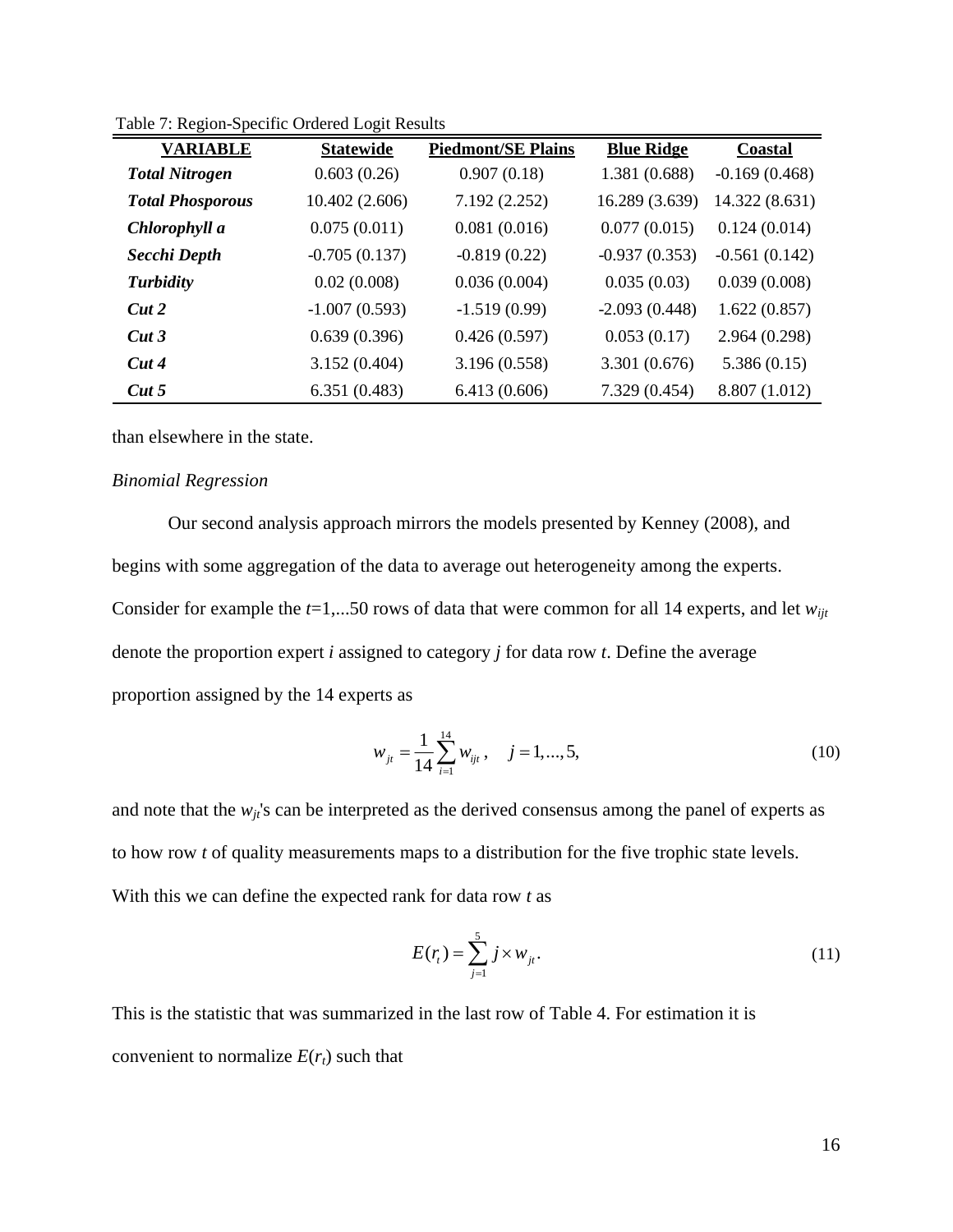Table 7: Region-Specific Ordered Logit Results

| VARIABLE | Statewide | Piedmont/SE Plains | Blue Ridge | Coastal |
|---|---|---|---|---|
| ***Total Nitrogen*** | 0.603 (0.26) | 0.907 (0.18) | 1.381 (0.688) | -0.169 (0.468) |
| ***Total Phosporous*** | 10.402 (2.606) | 7.192 (2.252) | 16.289 (3.639) | 14.322 (8.631) |
| ***Chlorophyll a*** | 0.075 (0.011) | 0.081 (0.016) | 0.077 (0.015) | 0.124 (0.014) |
| ***Secchi Depth*** | -0.705 (0.137) | -0.819 (0.22) | -0.937 (0.353) | -0.561 (0.142) |
| ***Turbidity*** | 0.02 (0.008) | 0.036 (0.004) | 0.035 (0.03) | 0.039 (0.008) |
| ***Cut 2*** | -1.007 (0.593) | -1.519 (0.99) | -2.093 (0.448) | 1.622 (0.857) |
| ***Cut 3*** | 0.639 (0.396) | 0.426 (0.597) | 0.053 (0.17) | 2.964 (0.298) |
| ***Cut 4*** | 3.152 (0.404) | 3.196 (0.558) | 3.301 (0.676) | 5.386 (0.15) |
| ***Cut 5*** | 6.351 (0.483) | 6.413 (0.606) | 7.329 (0.454) | 8.807 (1.012) |

than elsewhere in the state.

*Binomial Regression*

Our second analysis approach mirrors the models presented by Kenney (2008), and begins with some aggregation of the data to average out heterogeneity among the experts. Consider for example the $t$=1,...50 rows of data that were common for all 14 experts, and let $w_{ijt}$ denote the proportion expert $i$ assigned to category $j$ for data row $t$. Define the average proportion assigned by the 14 experts as

$$w_{jt} = \frac{1}{14}\sum_{i=1}^{14} w_{ijt}\,, \quad j = 1,...,5, \tag{10}$$

and note that the $w_{jt}$'s can be interpreted as the derived consensus among the panel of experts as to how row $t$ of quality measurements maps to a distribution for the five trophic state levels. With this we can define the expected rank for data row $t$ as

$$E(r_t) = \sum_{j=1}^{5} j \times w_{jt}\,. \tag{11}$$

This is the statistic that was summarized in the last row of Table 4. For estimation it is convenient to normalize $E(r_t)$ such that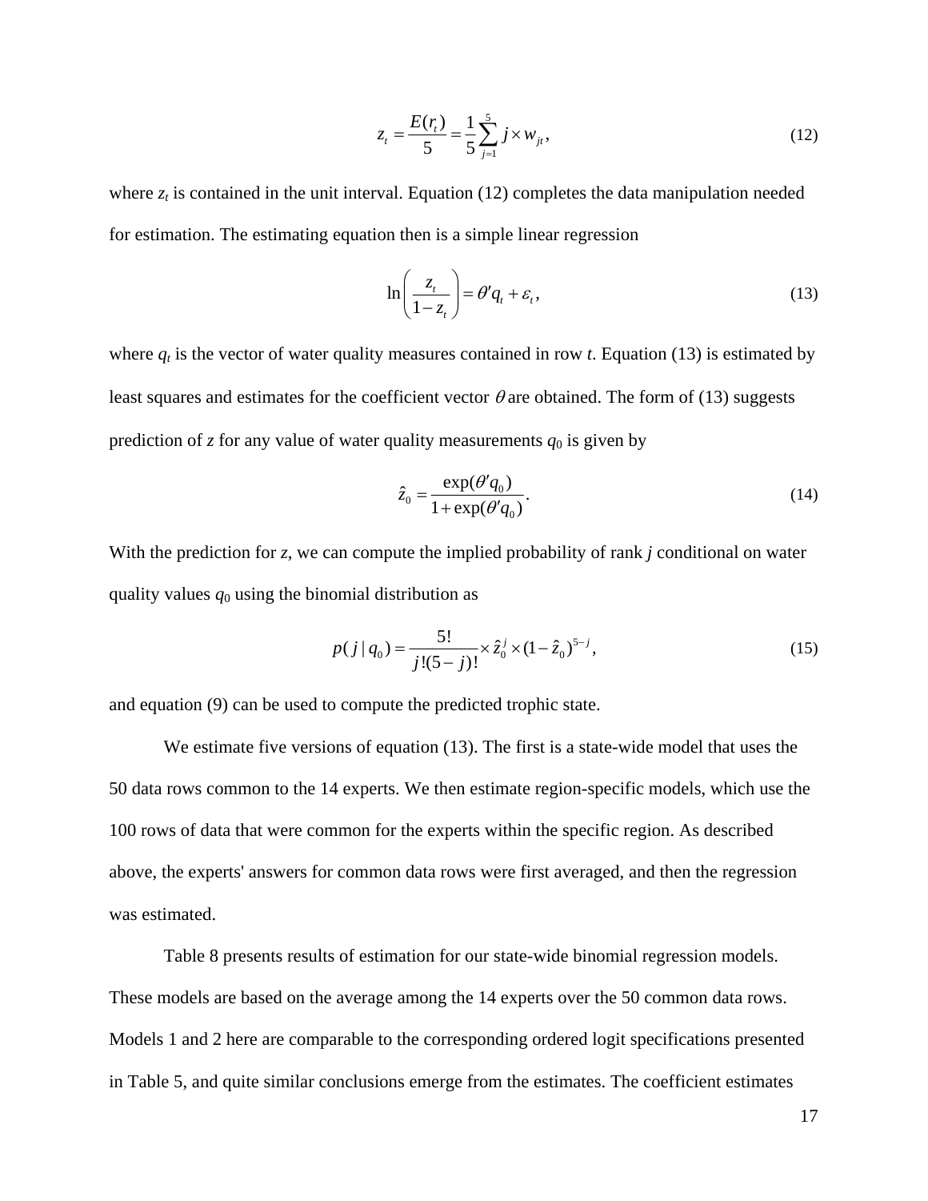$$z_t = \frac{E(r_t)}{5} = \frac{1}{5}\sum_{j=1}^{5} j \times w_{jt}, \tag{12}$$

where $z_t$ is contained in the unit interval. Equation (12) completes the data manipulation needed for estimation. The estimating equation then is a simple linear regression

$$\ln\left(\frac{z_t}{1-z_t}\right) = \theta' q_t + \varepsilon_t, \tag{13}$$

where $q_t$ is the vector of water quality measures contained in row $t$. Equation (13) is estimated by least squares and estimates for the coefficient vector $\theta$ are obtained. The form of (13) suggests prediction of $z$ for any value of water quality measurements $q_0$ is given by

$$\hat{z}_0 = \frac{\exp(\theta' q_0)}{1+\exp(\theta' q_0)}. \tag{14}$$

With the prediction for $z$, we can compute the implied probability of rank $j$ conditional on water quality values $q_0$ using the binomial distribution as

$$p(j \mid q_0) = \frac{5!}{j!(5-j)!} \times \hat{z}_0^{\,j} \times (1-\hat{z}_0)^{5-j}, \tag{15}$$

and equation (9) can be used to compute the predicted trophic state.

We estimate five versions of equation (13). The first is a state-wide model that uses the 50 data rows common to the 14 experts. We then estimate region-specific models, which use the 100 rows of data that were common for the experts within the specific region. As described above, the experts' answers for common data rows were first averaged, and then the regression was estimated.

Table 8 presents results of estimation for our state-wide binomial regression models. These models are based on the average among the 14 experts over the 50 common data rows. Models 1 and 2 here are comparable to the corresponding ordered logit specifications presented in Table 5, and quite similar conclusions emerge from the estimates. The coefficient estimates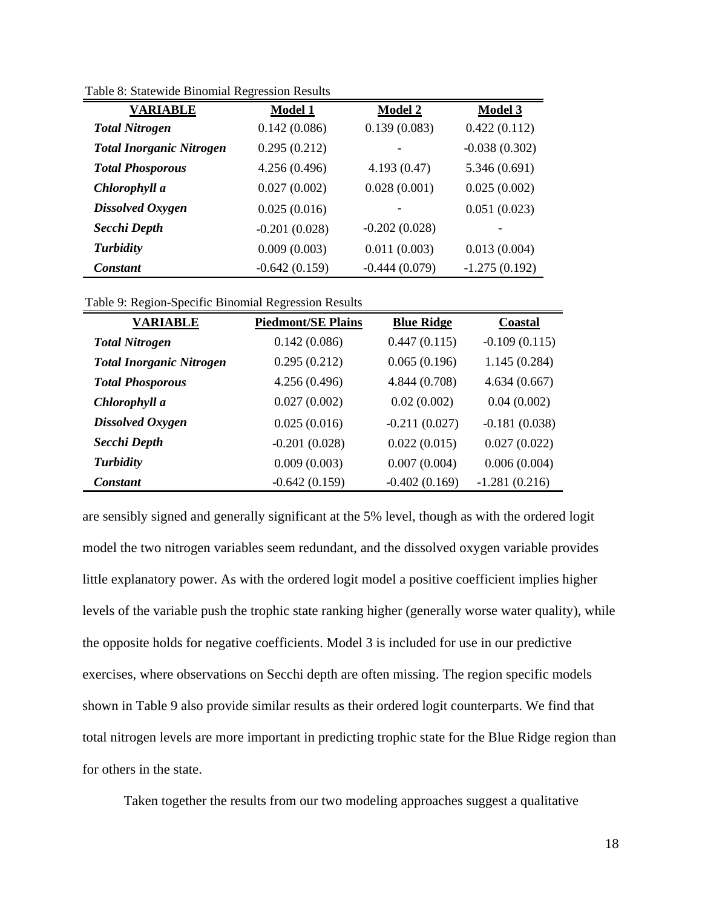Table 8: Statewide Binomial Regression Results

| VARIABLE | Model 1 | Model 2 | Model 3 |
|---|---|---|---|
| ***Total Nitrogen*** | 0.142 (0.086) | 0.139 (0.083) | 0.422 (0.112) |
| ***Total Inorganic Nitrogen*** | 0.295 (0.212) | - | -0.038 (0.302) |
| ***Total Phosporous*** | 4.256 (0.496) | 4.193 (0.47) | 5.346 (0.691) |
| ***Chlorophyll a*** | 0.027 (0.002) | 0.028 (0.001) | 0.025 (0.002) |
| ***Dissolved Oxygen*** | 0.025 (0.016) | - | 0.051 (0.023) |
| ***Secchi Depth*** | -0.201 (0.028) | -0.202 (0.028) | - |
| ***Turbidity*** | 0.009 (0.003) | 0.011 (0.003) | 0.013 (0.004) |
| ***Constant*** | -0.642 (0.159) | -0.444 (0.079) | -1.275 (0.192) |

Table 9: Region-Specific Binomial Regression Results

| VARIABLE | Piedmont/SE Plains | Blue Ridge | Coastal |
|---|---|---|---|
| ***Total Nitrogen*** | 0.142 (0.086) | 0.447 (0.115) | -0.109 (0.115) |
| ***Total Inorganic Nitrogen*** | 0.295 (0.212) | 0.065 (0.196) | 1.145 (0.284) |
| ***Total Phosporous*** | 4.256 (0.496) | 4.844 (0.708) | 4.634 (0.667) |
| ***Chlorophyll a*** | 0.027 (0.002) | 0.02 (0.002) | 0.04 (0.002) |
| ***Dissolved Oxygen*** | 0.025 (0.016) | -0.211 (0.027) | -0.181 (0.038) |
| ***Secchi Depth*** | -0.201 (0.028) | 0.022 (0.015) | 0.027 (0.022) |
| ***Turbidity*** | 0.009 (0.003) | 0.007 (0.004) | 0.006 (0.004) |
| ***Constant*** | -0.642 (0.159) | -0.402 (0.169) | -1.281 (0.216) |

are sensibly signed and generally significant at the 5% level, though as with the ordered logit model the two nitrogen variables seem redundant, and the dissolved oxygen variable provides little explanatory power. As with the ordered logit model a positive coefficient implies higher levels of the variable push the trophic state ranking higher (generally worse water quality), while the opposite holds for negative coefficients. Model 3 is included for use in our predictive exercises, where observations on Secchi depth are often missing. The region specific models shown in Table 9 also provide similar results as their ordered logit counterparts. We find that total nitrogen levels are more important in predicting trophic state for the Blue Ridge region than for others in the state.

Taken together the results from our two modeling approaches suggest a qualitative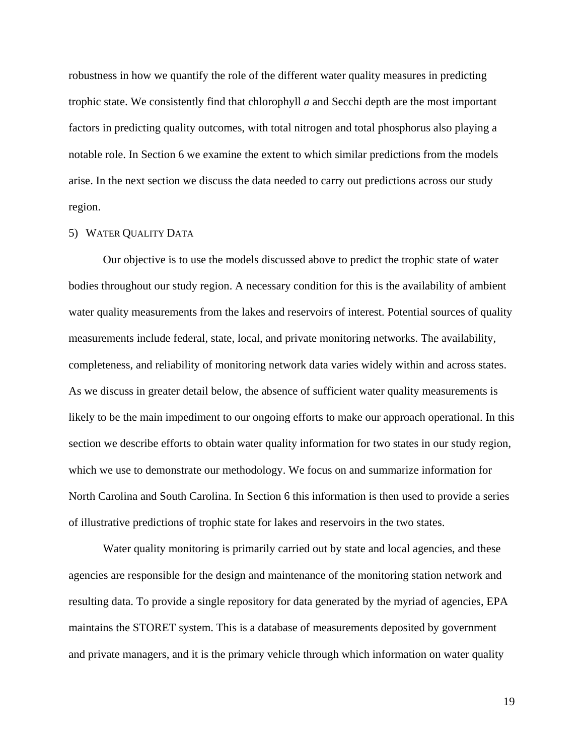robustness in how we quantify the role of the different water quality measures in predicting trophic state. We consistently find that chlorophyll *a* and Secchi depth are the most important factors in predicting quality outcomes, with total nitrogen and total phosphorus also playing a notable role. In Section 6 we examine the extent to which similar predictions from the models arise. In the next section we discuss the data needed to carry out predictions across our study region.

## 5) Water Quality Data

Our objective is to use the models discussed above to predict the trophic state of water bodies throughout our study region. A necessary condition for this is the availability of ambient water quality measurements from the lakes and reservoirs of interest. Potential sources of quality measurements include federal, state, local, and private monitoring networks. The availability, completeness, and reliability of monitoring network data varies widely within and across states. As we discuss in greater detail below, the absence of sufficient water quality measurements is likely to be the main impediment to our ongoing efforts to make our approach operational. In this section we describe efforts to obtain water quality information for two states in our study region, which we use to demonstrate our methodology. We focus on and summarize information for North Carolina and South Carolina. In Section 6 this information is then used to provide a series of illustrative predictions of trophic state for lakes and reservoirs in the two states.

Water quality monitoring is primarily carried out by state and local agencies, and these agencies are responsible for the design and maintenance of the monitoring station network and resulting data. To provide a single repository for data generated by the myriad of agencies, EPA maintains the STORET system. This is a database of measurements deposited by government and private managers, and it is the primary vehicle through which information on water quality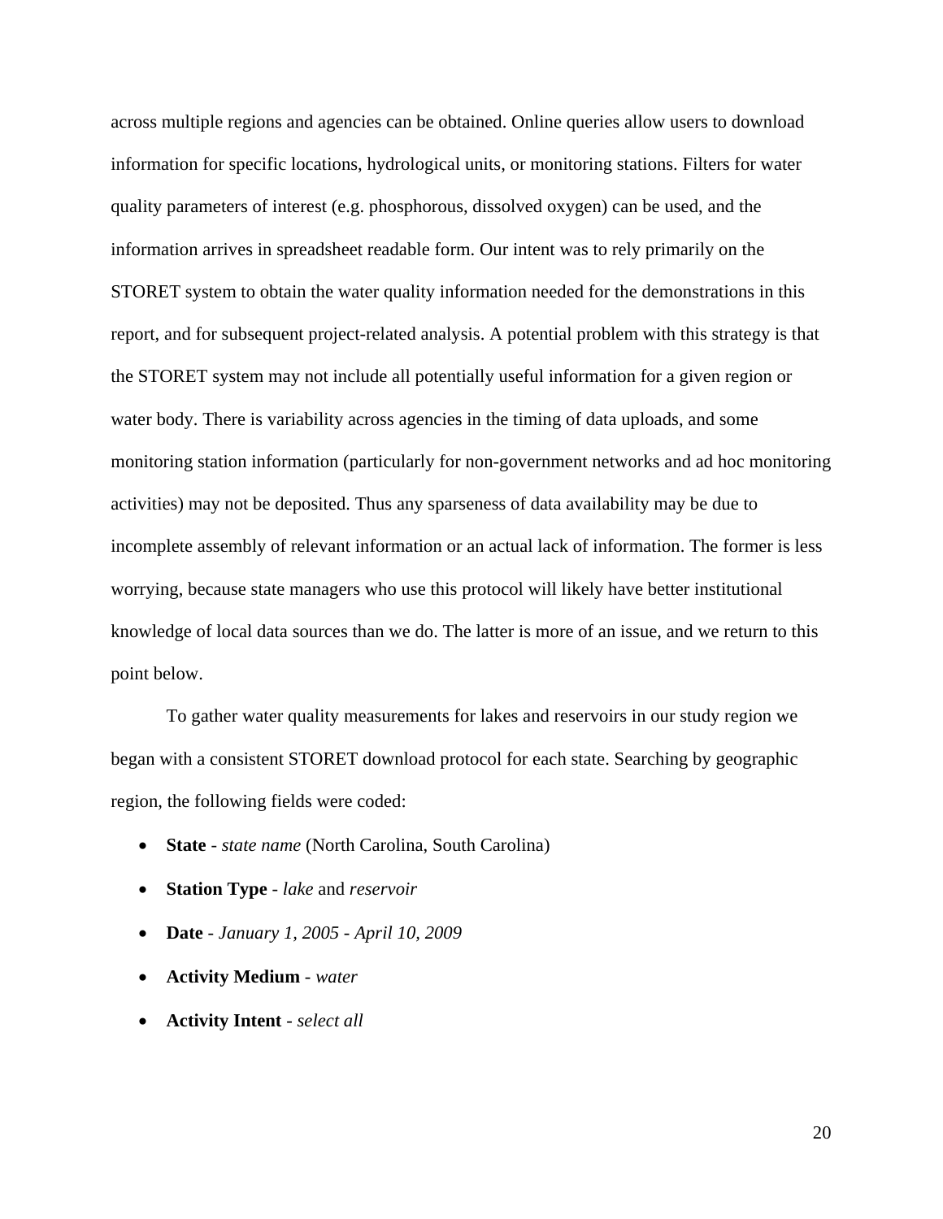across multiple regions and agencies can be obtained. Online queries allow users to download information for specific locations, hydrological units, or monitoring stations. Filters for water quality parameters of interest (e.g. phosphorous, dissolved oxygen) can be used, and the information arrives in spreadsheet readable form. Our intent was to rely primarily on the STORET system to obtain the water quality information needed for the demonstrations in this report, and for subsequent project-related analysis. A potential problem with this strategy is that the STORET system may not include all potentially useful information for a given region or water body. There is variability across agencies in the timing of data uploads, and some monitoring station information (particularly for non-government networks and ad hoc monitoring activities) may not be deposited. Thus any sparseness of data availability may be due to incomplete assembly of relevant information or an actual lack of information. The former is less worrying, because state managers who use this protocol will likely have better institutional knowledge of local data sources than we do. The latter is more of an issue, and we return to this point below.

To gather water quality measurements for lakes and reservoirs in our study region we began with a consistent STORET download protocol for each state. Searching by geographic region, the following fields were coded:

- **State** - *state name* (North Carolina, South Carolina)
- **Station Type** - *lake* and *reservoir*
- **Date** - *January 1, 2005 - April 10, 2009*
- **Activity Medium** - *water*
- **Activity Intent** - *select all*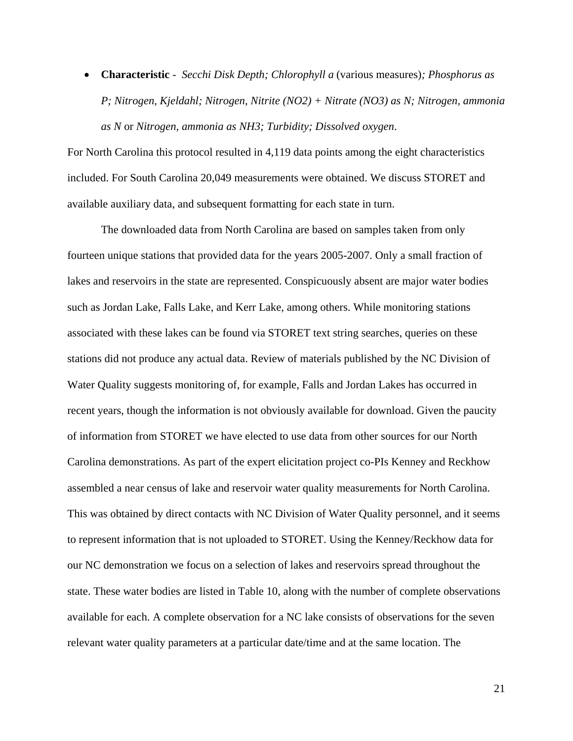- **Characteristic** - *Secchi Disk Depth; Chlorophyll a* (various measures)*; Phosphorus as P; Nitrogen, Kjeldahl; Nitrogen, Nitrite (NO2) + Nitrate (NO3) as N; Nitrogen, ammonia as N* or *Nitrogen, ammonia as NH3; Turbidity; Dissolved oxygen*.

For North Carolina this protocol resulted in 4,119 data points among the eight characteristics included. For South Carolina 20,049 measurements were obtained. We discuss STORET and available auxiliary data, and subsequent formatting for each state in turn.

The downloaded data from North Carolina are based on samples taken from only fourteen unique stations that provided data for the years 2005-2007. Only a small fraction of lakes and reservoirs in the state are represented. Conspicuously absent are major water bodies such as Jordan Lake, Falls Lake, and Kerr Lake, among others. While monitoring stations associated with these lakes can be found via STORET text string searches, queries on these stations did not produce any actual data. Review of materials published by the NC Division of Water Quality suggests monitoring of, for example, Falls and Jordan Lakes has occurred in recent years, though the information is not obviously available for download. Given the paucity of information from STORET we have elected to use data from other sources for our North Carolina demonstrations. As part of the expert elicitation project co-PIs Kenney and Reckhow assembled a near census of lake and reservoir water quality measurements for North Carolina. This was obtained by direct contacts with NC Division of Water Quality personnel, and it seems to represent information that is not uploaded to STORET. Using the Kenney/Reckhow data for our NC demonstration we focus on a selection of lakes and reservoirs spread throughout the state. These water bodies are listed in Table 10, along with the number of complete observations available for each. A complete observation for a NC lake consists of observations for the seven relevant water quality parameters at a particular date/time and at the same location. The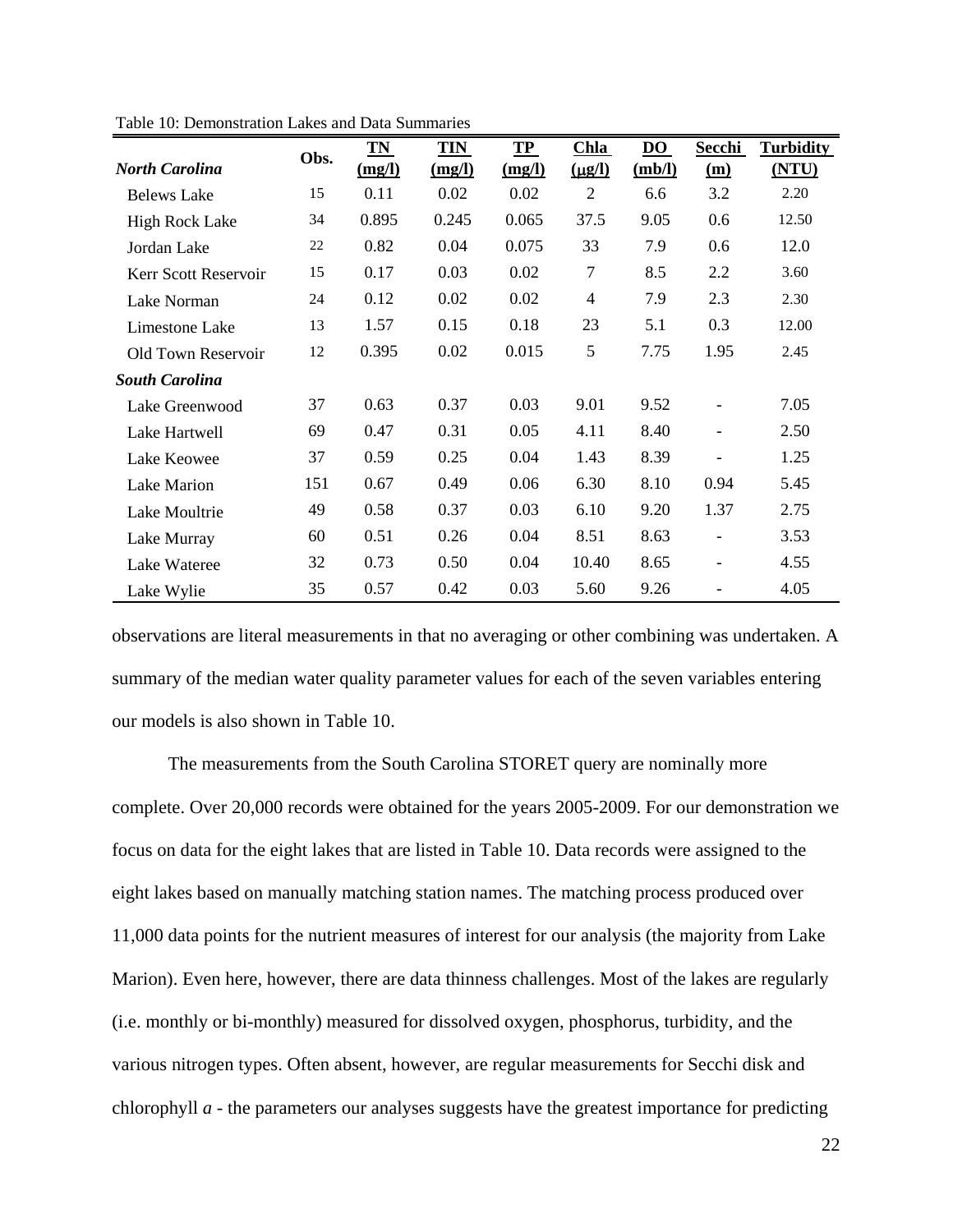Table 10: Demonstration Lakes and Data Summaries

| *North Carolina* | Obs. | TN (mg/l) | TIN (mg/l) | TP (mg/l) | Chla (μg/l) | DO (mb/l) | Secchi (m) | Turbidity (NTU) |
|---|---|---|---|---|---|---|---|---|
| Belews Lake | 15 | 0.11 | 0.02 | 0.02 | 2 | 6.6 | 3.2 | 2.20 |
| High Rock Lake | 34 | 0.895 | 0.245 | 0.065 | 37.5 | 9.05 | 0.6 | 12.50 |
| Jordan Lake | 22 | 0.82 | 0.04 | 0.075 | 33 | 7.9 | 0.6 | 12.0 |
| Kerr Scott Reservoir | 15 | 0.17 | 0.03 | 0.02 | 7 | 8.5 | 2.2 | 3.60 |
| Lake Norman | 24 | 0.12 | 0.02 | 0.02 | 4 | 7.9 | 2.3 | 2.30 |
| Limestone Lake | 13 | 1.57 | 0.15 | 0.18 | 23 | 5.1 | 0.3 | 12.00 |
| Old Town Reservoir | 12 | 0.395 | 0.02 | 0.015 | 5 | 7.75 | 1.95 | 2.45 |
| ***South Carolina*** | | | | | | | | |
| Lake Greenwood | 37 | 0.63 | 0.37 | 0.03 | 9.01 | 9.52 | - | 7.05 |
| Lake Hartwell | 69 | 0.47 | 0.31 | 0.05 | 4.11 | 8.40 | - | 2.50 |
| Lake Keowee | 37 | 0.59 | 0.25 | 0.04 | 1.43 | 8.39 | - | 1.25 |
| Lake Marion | 151 | 0.67 | 0.49 | 0.06 | 6.30 | 8.10 | 0.94 | 5.45 |
| Lake Moultrie | 49 | 0.58 | 0.37 | 0.03 | 6.10 | 9.20 | 1.37 | 2.75 |
| Lake Murray | 60 | 0.51 | 0.26 | 0.04 | 8.51 | 8.63 | - | 3.53 |
| Lake Wateree | 32 | 0.73 | 0.50 | 0.04 | 10.40 | 8.65 | - | 4.55 |
| Lake Wylie | 35 | 0.57 | 0.42 | 0.03 | 5.60 | 9.26 | - | 4.05 |

observations are literal measurements in that no averaging or other combining was undertaken. A summary of the median water quality parameter values for each of the seven variables entering our models is also shown in Table 10.

The measurements from the South Carolina STORET query are nominally more complete. Over 20,000 records were obtained for the years 2005-2009. For our demonstration we focus on data for the eight lakes that are listed in Table 10. Data records were assigned to the eight lakes based on manually matching station names. The matching process produced over 11,000 data points for the nutrient measures of interest for our analysis (the majority from Lake Marion). Even here, however, there are data thinness challenges. Most of the lakes are regularly (i.e. monthly or bi-monthly) measured for dissolved oxygen, phosphorus, turbidity, and the various nitrogen types. Often absent, however, are regular measurements for Secchi disk and chlorophyll *a* - the parameters our analyses suggests have the greatest importance for predicting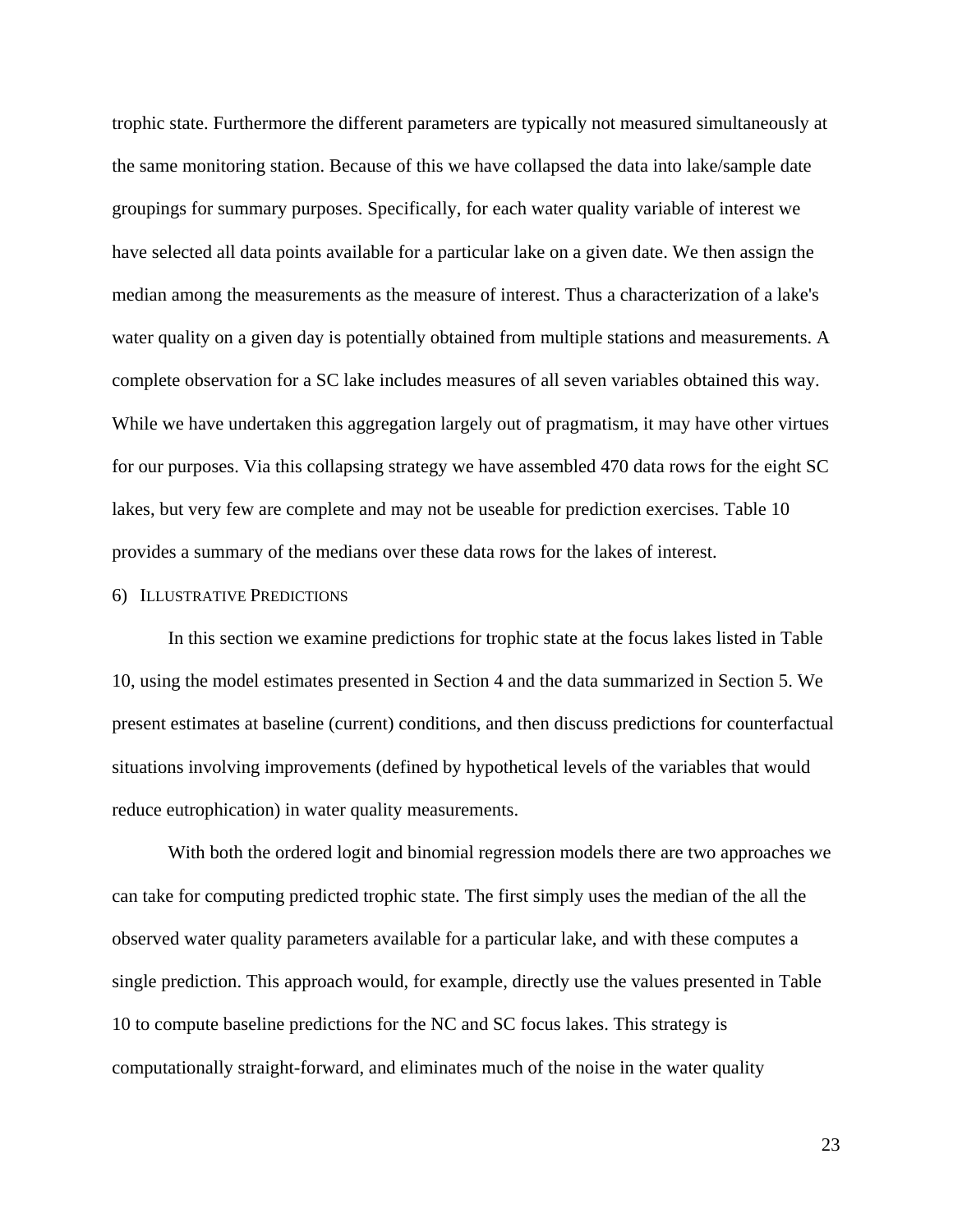trophic state. Furthermore the different parameters are typically not measured simultaneously at the same monitoring station. Because of this we have collapsed the data into lake/sample date groupings for summary purposes. Specifically, for each water quality variable of interest we have selected all data points available for a particular lake on a given date. We then assign the median among the measurements as the measure of interest. Thus a characterization of a lake's water quality on a given day is potentially obtained from multiple stations and measurements. A complete observation for a SC lake includes measures of all seven variables obtained this way. While we have undertaken this aggregation largely out of pragmatism, it may have other virtues for our purposes. Via this collapsing strategy we have assembled 470 data rows for the eight SC lakes, but very few are complete and may not be useable for prediction exercises. Table 10 provides a summary of the medians over these data rows for the lakes of interest.

## 6) Illustrative Predictions

In this section we examine predictions for trophic state at the focus lakes listed in Table 10, using the model estimates presented in Section 4 and the data summarized in Section 5. We present estimates at baseline (current) conditions, and then discuss predictions for counterfactual situations involving improvements (defined by hypothetical levels of the variables that would reduce eutrophication) in water quality measurements.

With both the ordered logit and binomial regression models there are two approaches we can take for computing predicted trophic state. The first simply uses the median of the all the observed water quality parameters available for a particular lake, and with these computes a single prediction. This approach would, for example, directly use the values presented in Table 10 to compute baseline predictions for the NC and SC focus lakes. This strategy is computationally straight-forward, and eliminates much of the noise in the water quality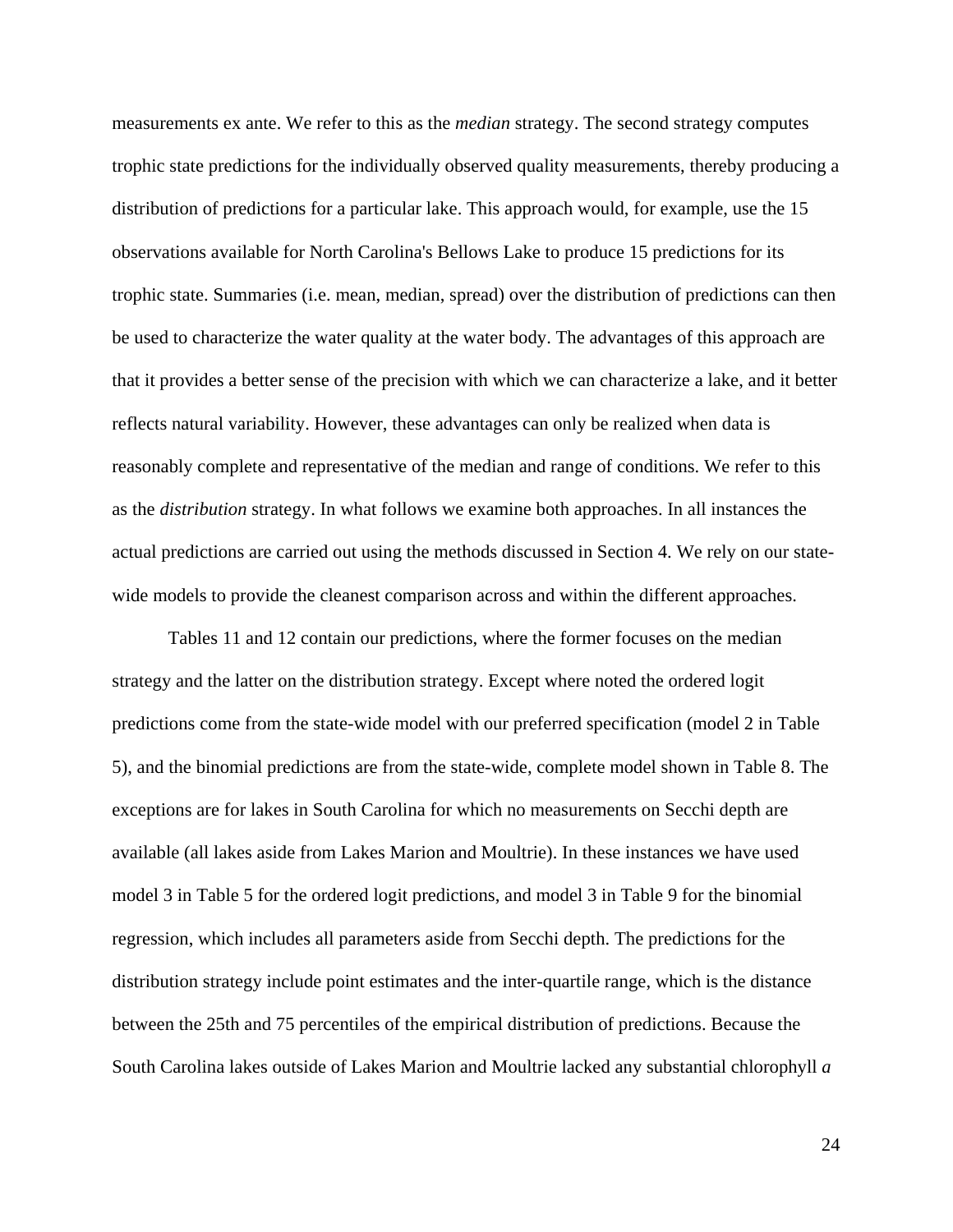measurements ex ante. We refer to this as the *median* strategy. The second strategy computes trophic state predictions for the individually observed quality measurements, thereby producing a distribution of predictions for a particular lake. This approach would, for example, use the 15 observations available for North Carolina's Bellows Lake to produce 15 predictions for its trophic state. Summaries (i.e. mean, median, spread) over the distribution of predictions can then be used to characterize the water quality at the water body. The advantages of this approach are that it provides a better sense of the precision with which we can characterize a lake, and it better reflects natural variability. However, these advantages can only be realized when data is reasonably complete and representative of the median and range of conditions. We refer to this as the *distribution* strategy. In what follows we examine both approaches. In all instances the actual predictions are carried out using the methods discussed in Section 4. We rely on our state-wide models to provide the cleanest comparison across and within the different approaches.

Tables 11 and 12 contain our predictions, where the former focuses on the median strategy and the latter on the distribution strategy. Except where noted the ordered logit predictions come from the state-wide model with our preferred specification (model 2 in Table 5), and the binomial predictions are from the state-wide, complete model shown in Table 8. The exceptions are for lakes in South Carolina for which no measurements on Secchi depth are available (all lakes aside from Lakes Marion and Moultrie). In these instances we have used model 3 in Table 5 for the ordered logit predictions, and model 3 in Table 9 for the binomial regression, which includes all parameters aside from Secchi depth. The predictions for the distribution strategy include point estimates and the inter-quartile range, which is the distance between the 25th and 75 percentiles of the empirical distribution of predictions. Because the South Carolina lakes outside of Lakes Marion and Moultrie lacked any substantial chlorophyll *a*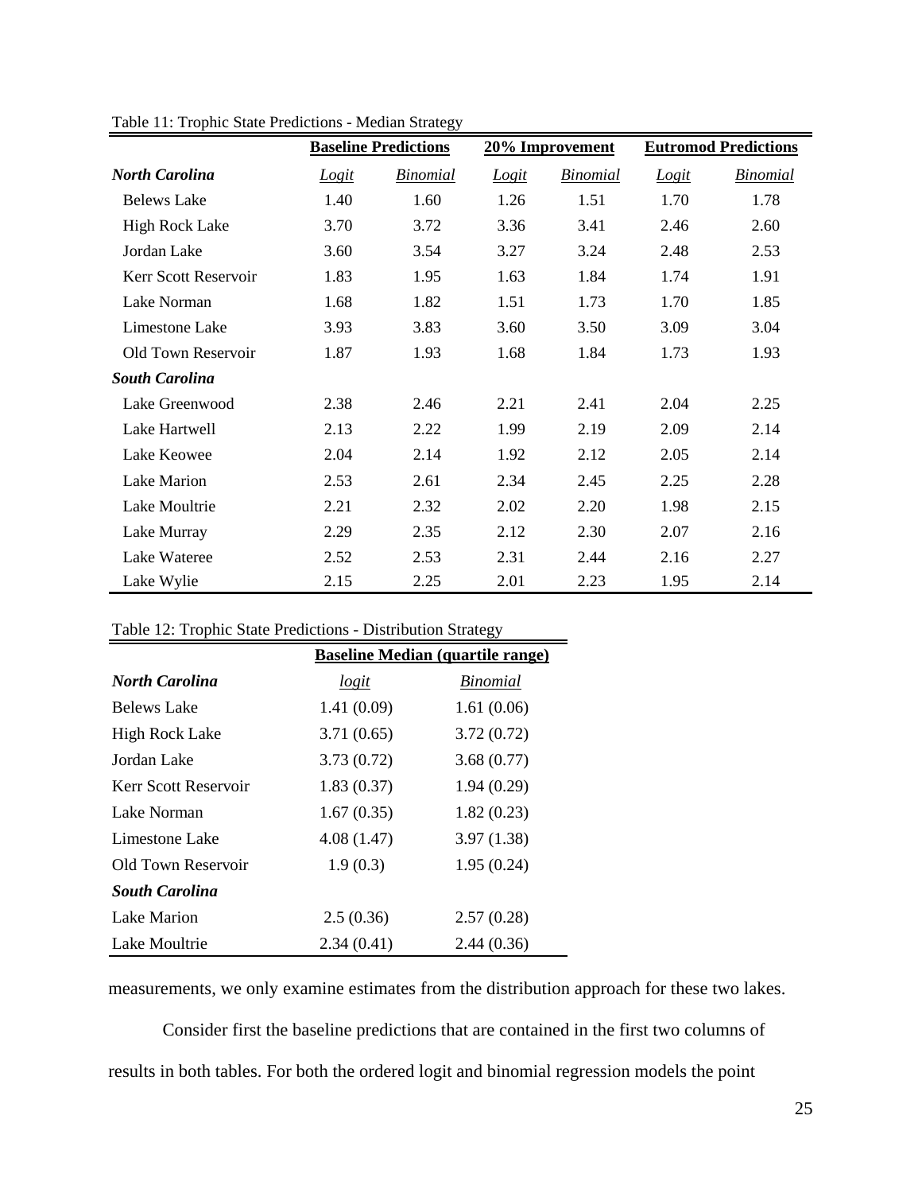Table 11: Trophic State Predictions - Median Strategy

| | Baseline Predictions | | 20% Improvement | | Eutromod Predictions | |
|---|---|---|---|---|---|---|
| ***North Carolina*** | *Logit* | *Binomial* | *Logit* | *Binomial* | *Logit* | *Binomial* |
| Belews Lake | 1.40 | 1.60 | 1.26 | 1.51 | 1.70 | 1.78 |
| High Rock Lake | 3.70 | 3.72 | 3.36 | 3.41 | 2.46 | 2.60 |
| Jordan Lake | 3.60 | 3.54 | 3.27 | 3.24 | 2.48 | 2.53 |
| Kerr Scott Reservoir | 1.83 | 1.95 | 1.63 | 1.84 | 1.74 | 1.91 |
| Lake Norman | 1.68 | 1.82 | 1.51 | 1.73 | 1.70 | 1.85 |
| Limestone Lake | 3.93 | 3.83 | 3.60 | 3.50 | 3.09 | 3.04 |
| Old Town Reservoir | 1.87 | 1.93 | 1.68 | 1.84 | 1.73 | 1.93 |
| ***South Carolina*** | | | | | | |
| Lake Greenwood | 2.38 | 2.46 | 2.21 | 2.41 | 2.04 | 2.25 |
| Lake Hartwell | 2.13 | 2.22 | 1.99 | 2.19 | 2.09 | 2.14 |
| Lake Keowee | 2.04 | 2.14 | 1.92 | 2.12 | 2.05 | 2.14 |
| Lake Marion | 2.53 | 2.61 | 2.34 | 2.45 | 2.25 | 2.28 |
| Lake Moultrie | 2.21 | 2.32 | 2.02 | 2.20 | 1.98 | 2.15 |
| Lake Murray | 2.29 | 2.35 | 2.12 | 2.30 | 2.07 | 2.16 |
| Lake Wateree | 2.52 | 2.53 | 2.31 | 2.44 | 2.16 | 2.27 |
| Lake Wylie | 2.15 | 2.25 | 2.01 | 2.23 | 1.95 | 2.14 |

Table 12: Trophic State Predictions - Distribution Strategy

| | Baseline Median (quartile range) | |
|---|---|---|
| ***North Carolina*** | *logit* | *Binomial* |
| Belews Lake | 1.41 (0.09) | 1.61 (0.06) |
| High Rock Lake | 3.71 (0.65) | 3.72 (0.72) |
| Jordan Lake | 3.73 (0.72) | 3.68 (0.77) |
| Kerr Scott Reservoir | 1.83 (0.37) | 1.94 (0.29) |
| Lake Norman | 1.67 (0.35) | 1.82 (0.23) |
| Limestone Lake | 4.08 (1.47) | 3.97 (1.38) |
| Old Town Reservoir | 1.9 (0.3) | 1.95 (0.24) |
| ***South Carolina*** | | |
| Lake Marion | 2.5 (0.36) | 2.57 (0.28) |
| Lake Moultrie | 2.34 (0.41) | 2.44 (0.36) |

measurements, we only examine estimates from the distribution approach for these two lakes.

Consider first the baseline predictions that are contained in the first two columns of results in both tables. For both the ordered logit and binomial regression models the point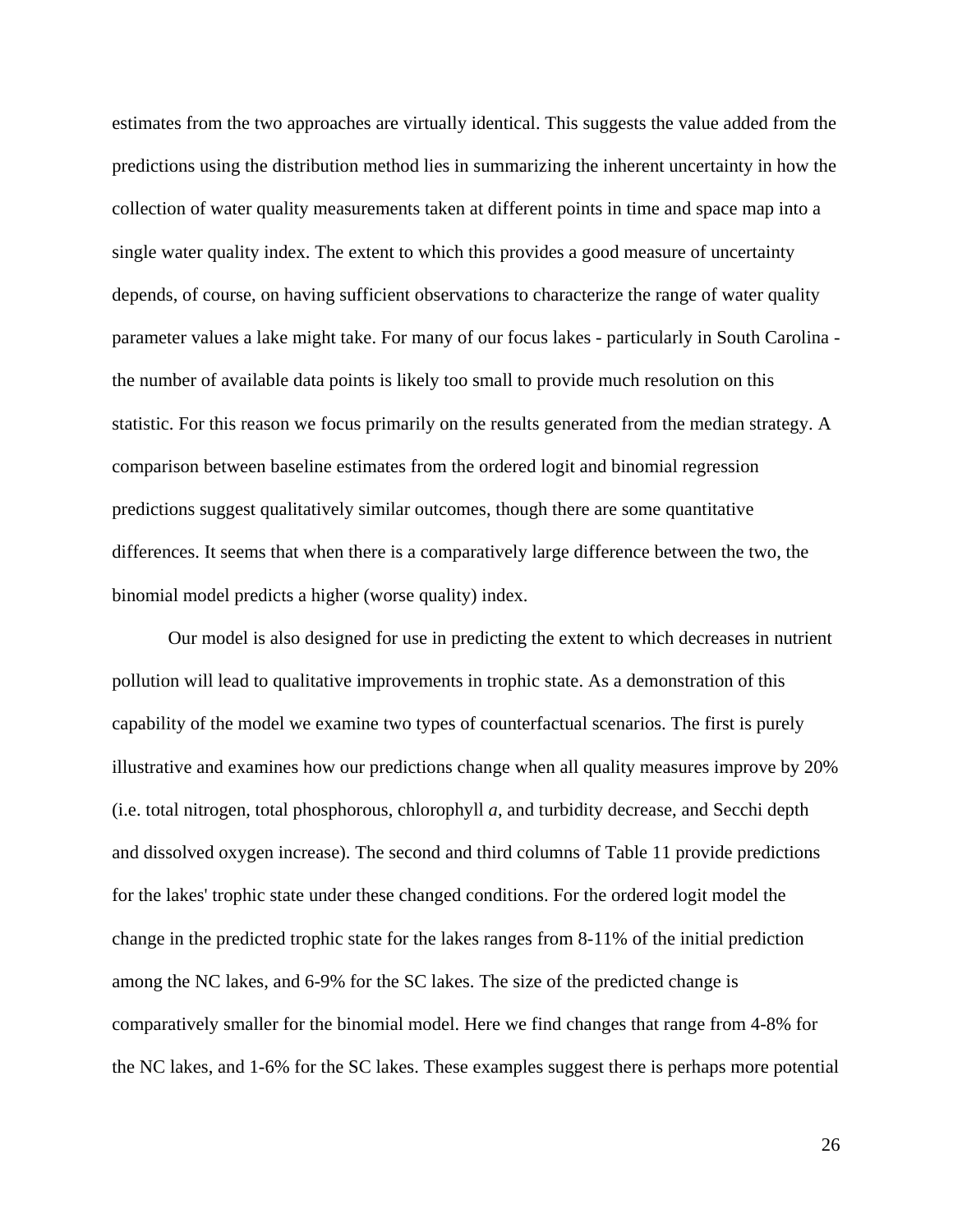estimates from the two approaches are virtually identical. This suggests the value added from the predictions using the distribution method lies in summarizing the inherent uncertainty in how the collection of water quality measurements taken at different points in time and space map into a single water quality index. The extent to which this provides a good measure of uncertainty depends, of course, on having sufficient observations to characterize the range of water quality parameter values a lake might take. For many of our focus lakes - particularly in South Carolina - the number of available data points is likely too small to provide much resolution on this statistic. For this reason we focus primarily on the results generated from the median strategy. A comparison between baseline estimates from the ordered logit and binomial regression predictions suggest qualitatively similar outcomes, though there are some quantitative differences. It seems that when there is a comparatively large difference between the two, the binomial model predicts a higher (worse quality) index.

Our model is also designed for use in predicting the extent to which decreases in nutrient pollution will lead to qualitative improvements in trophic state. As a demonstration of this capability of the model we examine two types of counterfactual scenarios. The first is purely illustrative and examines how our predictions change when all quality measures improve by 20% (i.e. total nitrogen, total phosphorous, chlorophyll *a*, and turbidity decrease, and Secchi depth and dissolved oxygen increase). The second and third columns of Table 11 provide predictions for the lakes' trophic state under these changed conditions. For the ordered logit model the change in the predicted trophic state for the lakes ranges from 8-11% of the initial prediction among the NC lakes, and 6-9% for the SC lakes. The size of the predicted change is comparatively smaller for the binomial model. Here we find changes that range from 4-8% for the NC lakes, and 1-6% for the SC lakes. These examples suggest there is perhaps more potential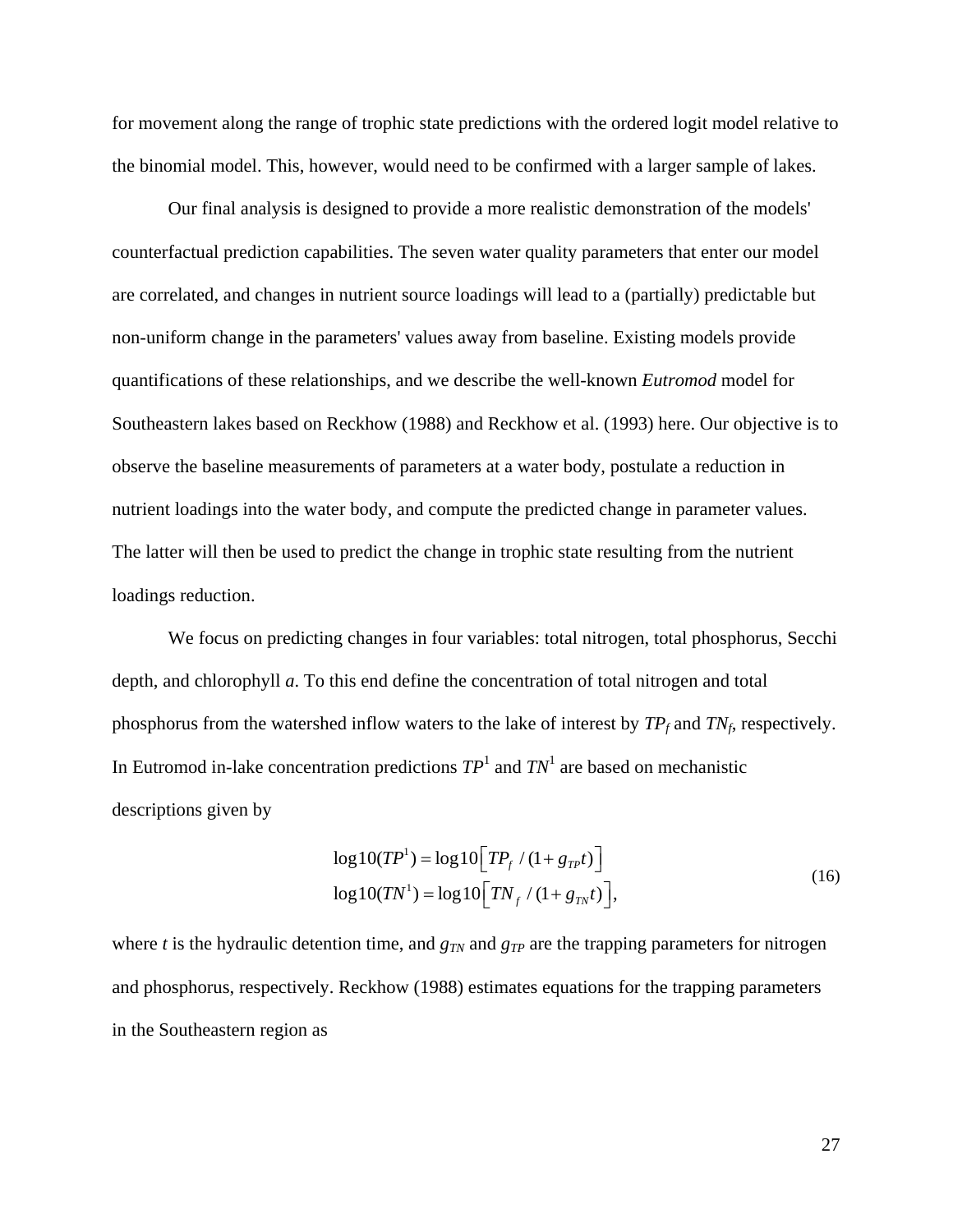for movement along the range of trophic state predictions with the ordered logit model relative to the binomial model. This, however, would need to be confirmed with a larger sample of lakes.

Our final analysis is designed to provide a more realistic demonstration of the models' counterfactual prediction capabilities. The seven water quality parameters that enter our model are correlated, and changes in nutrient source loadings will lead to a (partially) predictable but non-uniform change in the parameters' values away from baseline. Existing models provide quantifications of these relationships, and we describe the well-known *Eutromod* model for Southeastern lakes based on Reckhow (1988) and Reckhow et al. (1993) here. Our objective is to observe the baseline measurements of parameters at a water body, postulate a reduction in nutrient loadings into the water body, and compute the predicted change in parameter values. The latter will then be used to predict the change in trophic state resulting from the nutrient loadings reduction.

We focus on predicting changes in four variables: total nitrogen, total phosphorus, Secchi depth, and chlorophyll *a*. To this end define the concentration of total nitrogen and total phosphorus from the watershed inflow waters to the lake of interest by $TP_f$ and $TN_f$, respectively. In Eutromod in-lake concentration predictions $TP^1$ and $TN^1$ are based on mechanistic descriptions given by

$$\begin{aligned} \log10(TP^1) &= \log10\left[ TP_f \ / (1+g_{TP}t) \right] \\ \log10(TN^1) &= \log10\left[ TN_f \ / (1+g_{TN}t) \right], \end{aligned} \tag{16}$$

where $t$ is the hydraulic detention time, and $g_{TN}$ and $g_{TP}$ are the trapping parameters for nitrogen and phosphorus, respectively. Reckhow (1988) estimates equations for the trapping parameters in the Southeastern region as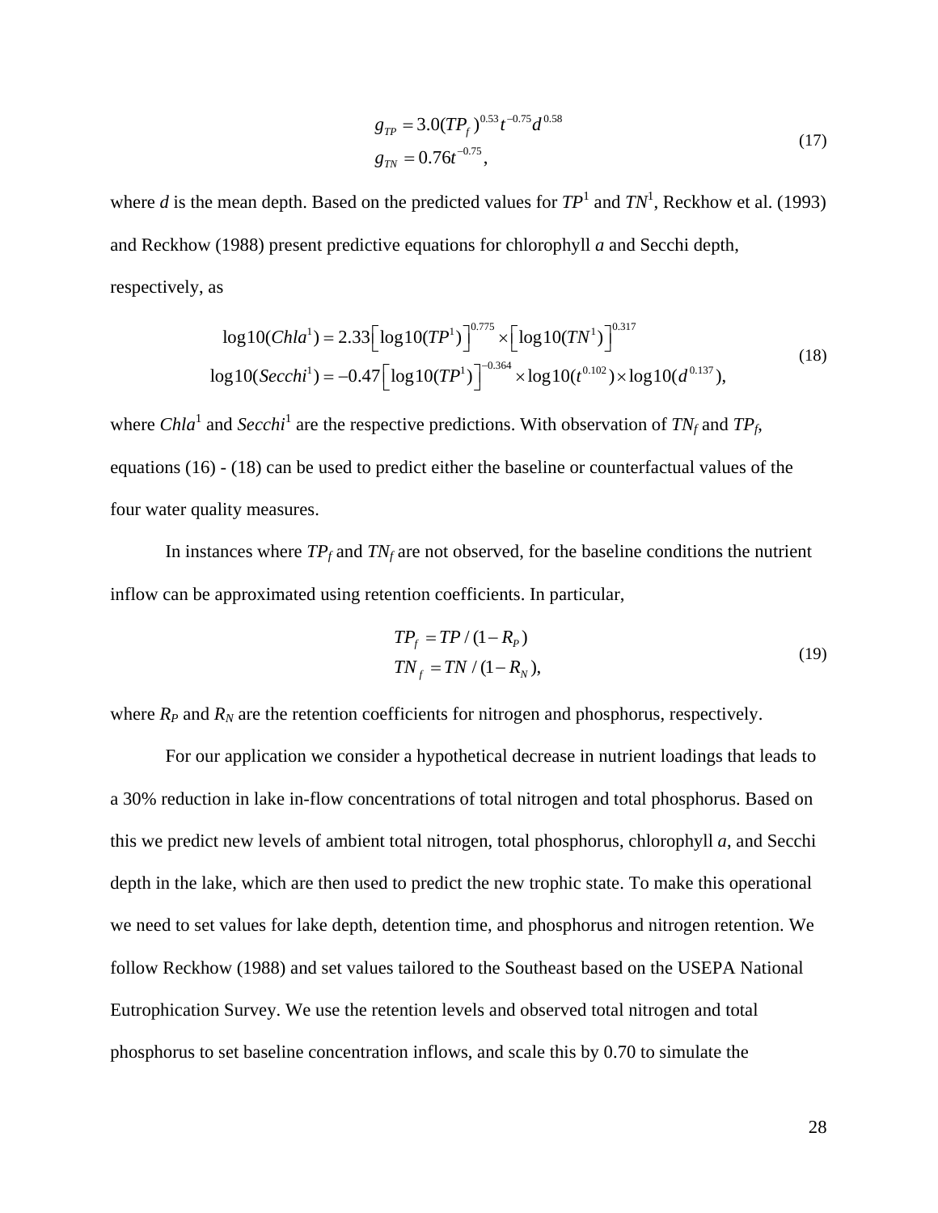$$
\begin{aligned}
g_{TP} &= 3.0(TP_f)^{0.53} t^{-0.75} d^{0.58} \\
g_{TN} &= 0.76 t^{-0.75},
\end{aligned}
\tag{17}
$$

where $d$ is the mean depth. Based on the predicted values for $TP^1$ and $TN^1$, Reckhow et al. (1993) and Reckhow (1988) present predictive equations for chlorophyll *a* and Secchi depth, respectively, as

$$
\begin{aligned}
\log 10(Chla^1) &= 2.33\left[\log 10(TP^1)\right]^{0.775} \times \left[\log 10(TN^1)\right]^{0.317} \\
\log 10(Secchi^1) &= -0.47\left[\log 10(TP^1)\right]^{-0.364} \times \log 10(t^{0.102}) \times \log 10(d^{0.137}),
\end{aligned}
\tag{18}
$$

where $Chla^1$ and $Secchi^1$ are the respective predictions. With observation of $TN_f$ and $TP_f$, equations (16) - (18) can be used to predict either the baseline or counterfactual values of the four water quality measures.

In instances where $TP_f$ and $TN_f$ are not observed, for the baseline conditions the nutrient inflow can be approximated using retention coefficients. In particular,

$$
\begin{aligned}
TP_f &= TP / (1 - R_P) \\
TN_f &= TN / (1 - R_N),
\end{aligned}
\tag{19}
$$

where $R_P$ and $R_N$ are the retention coefficients for nitrogen and phosphorus, respectively.

For our application we consider a hypothetical decrease in nutrient loadings that leads to a 30% reduction in lake in-flow concentrations of total nitrogen and total phosphorus. Based on this we predict new levels of ambient total nitrogen, total phosphorus, chlorophyll *a*, and Secchi depth in the lake, which are then used to predict the new trophic state. To make this operational we need to set values for lake depth, detention time, and phosphorus and nitrogen retention. We follow Reckhow (1988) and set values tailored to the Southeast based on the USEPA National Eutrophication Survey. We use the retention levels and observed total nitrogen and total phosphorus to set baseline concentration inflows, and scale this by 0.70 to simulate the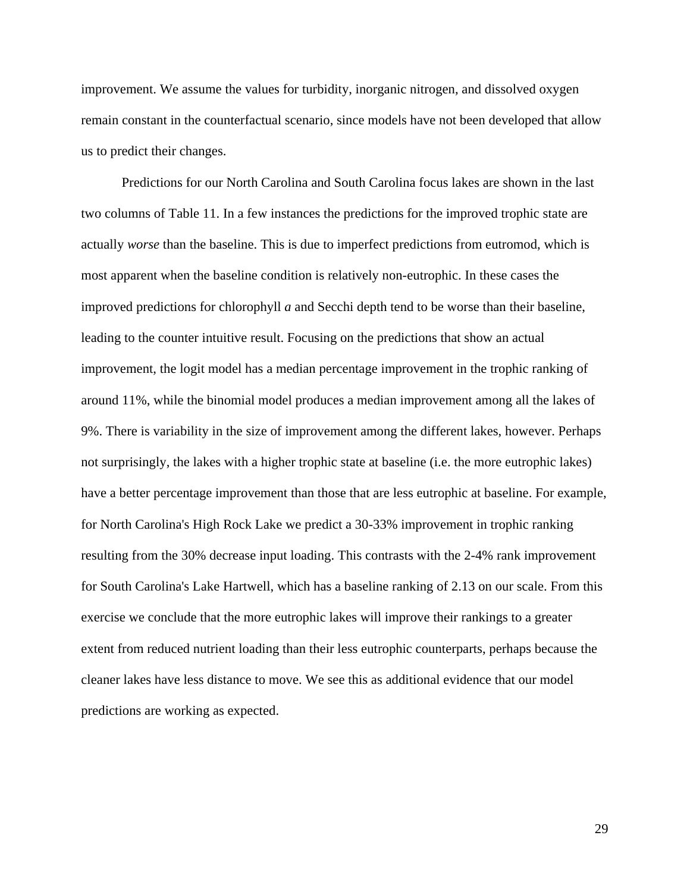improvement. We assume the values for turbidity, inorganic nitrogen, and dissolved oxygen remain constant in the counterfactual scenario, since models have not been developed that allow us to predict their changes.

Predictions for our North Carolina and South Carolina focus lakes are shown in the last two columns of Table 11. In a few instances the predictions for the improved trophic state are actually *worse* than the baseline. This is due to imperfect predictions from eutromod, which is most apparent when the baseline condition is relatively non-eutrophic. In these cases the improved predictions for chlorophyll *a* and Secchi depth tend to be worse than their baseline, leading to the counter intuitive result. Focusing on the predictions that show an actual improvement, the logit model has a median percentage improvement in the trophic ranking of around 11%, while the binomial model produces a median improvement among all the lakes of 9%. There is variability in the size of improvement among the different lakes, however. Perhaps not surprisingly, the lakes with a higher trophic state at baseline (i.e. the more eutrophic lakes) have a better percentage improvement than those that are less eutrophic at baseline. For example, for North Carolina's High Rock Lake we predict a 30-33% improvement in trophic ranking resulting from the 30% decrease input loading. This contrasts with the 2-4% rank improvement for South Carolina's Lake Hartwell, which has a baseline ranking of 2.13 on our scale. From this exercise we conclude that the more eutrophic lakes will improve their rankings to a greater extent from reduced nutrient loading than their less eutrophic counterparts, perhaps because the cleaner lakes have less distance to move. We see this as additional evidence that our model predictions are working as expected.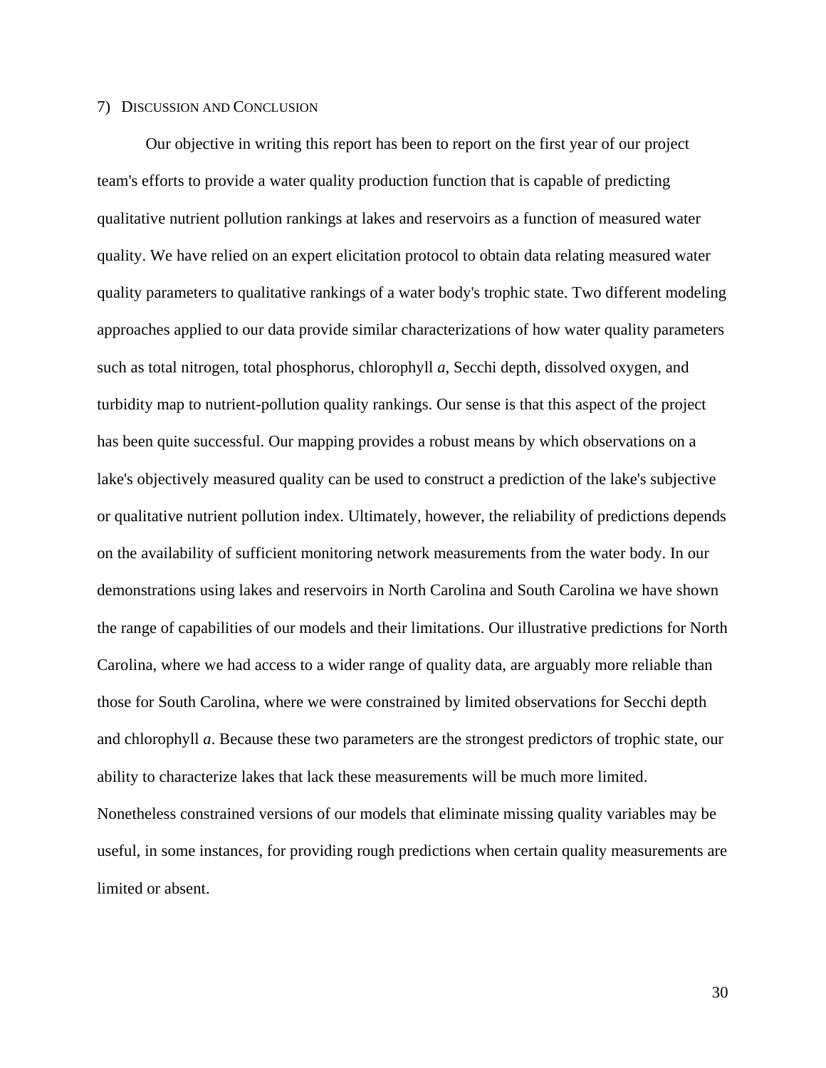## 7) Discussion and Conclusion

Our objective in writing this report has been to report on the first year of our project team's efforts to provide a water quality production function that is capable of predicting qualitative nutrient pollution rankings at lakes and reservoirs as a function of measured water quality. We have relied on an expert elicitation protocol to obtain data relating measured water quality parameters to qualitative rankings of a water body's trophic state. Two different modeling approaches applied to our data provide similar characterizations of how water quality parameters such as total nitrogen, total phosphorus, chlorophyll *a*, Secchi depth, dissolved oxygen, and turbidity map to nutrient-pollution quality rankings. Our sense is that this aspect of the project has been quite successful. Our mapping provides a robust means by which observations on a lake's objectively measured quality can be used to construct a prediction of the lake's subjective or qualitative nutrient pollution index. Ultimately, however, the reliability of predictions depends on the availability of sufficient monitoring network measurements from the water body. In our demonstrations using lakes and reservoirs in North Carolina and South Carolina we have shown the range of capabilities of our models and their limitations. Our illustrative predictions for North Carolina, where we had access to a wider range of quality data, are arguably more reliable than those for South Carolina, where we were constrained by limited observations for Secchi depth and chlorophyll *a*. Because these two parameters are the strongest predictors of trophic state, our ability to characterize lakes that lack these measurements will be much more limited. Nonetheless constrained versions of our models that eliminate missing quality variables may be useful, in some instances, for providing rough predictions when certain quality measurements are limited or absent.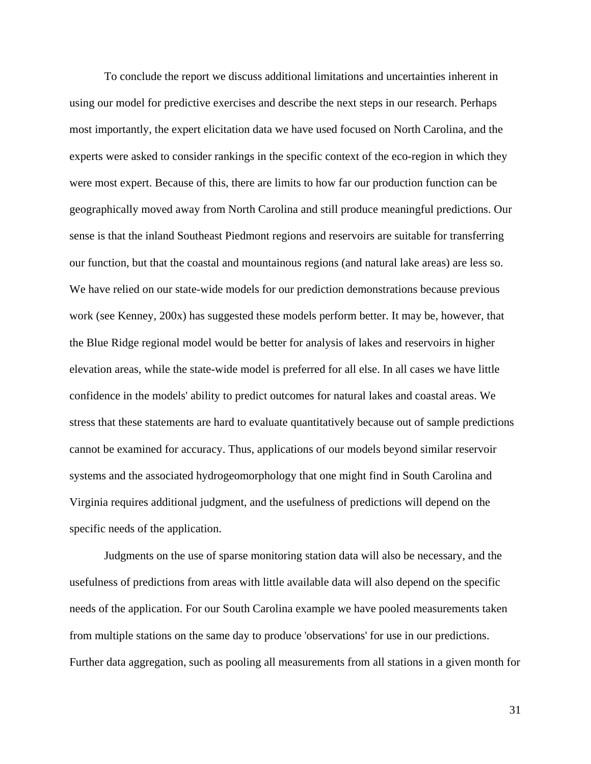To conclude the report we discuss additional limitations and uncertainties inherent in using our model for predictive exercises and describe the next steps in our research. Perhaps most importantly, the expert elicitation data we have used focused on North Carolina, and the experts were asked to consider rankings in the specific context of the eco-region in which they were most expert. Because of this, there are limits to how far our production function can be geographically moved away from North Carolina and still produce meaningful predictions. Our sense is that the inland Southeast Piedmont regions and reservoirs are suitable for transferring our function, but that the coastal and mountainous regions (and natural lake areas) are less so. We have relied on our state-wide models for our prediction demonstrations because previous work (see Kenney, 200x) has suggested these models perform better. It may be, however, that the Blue Ridge regional model would be better for analysis of lakes and reservoirs in higher elevation areas, while the state-wide model is preferred for all else. In all cases we have little confidence in the models' ability to predict outcomes for natural lakes and coastal areas. We stress that these statements are hard to evaluate quantitatively because out of sample predictions cannot be examined for accuracy. Thus, applications of our models beyond similar reservoir systems and the associated hydrogeomorphology that one might find in South Carolina and Virginia requires additional judgment, and the usefulness of predictions will depend on the specific needs of the application.

Judgments on the use of sparse monitoring station data will also be necessary, and the usefulness of predictions from areas with little available data will also depend on the specific needs of the application. For our South Carolina example we have pooled measurements taken from multiple stations on the same day to produce 'observations' for use in our predictions. Further data aggregation, such as pooling all measurements from all stations in a given month for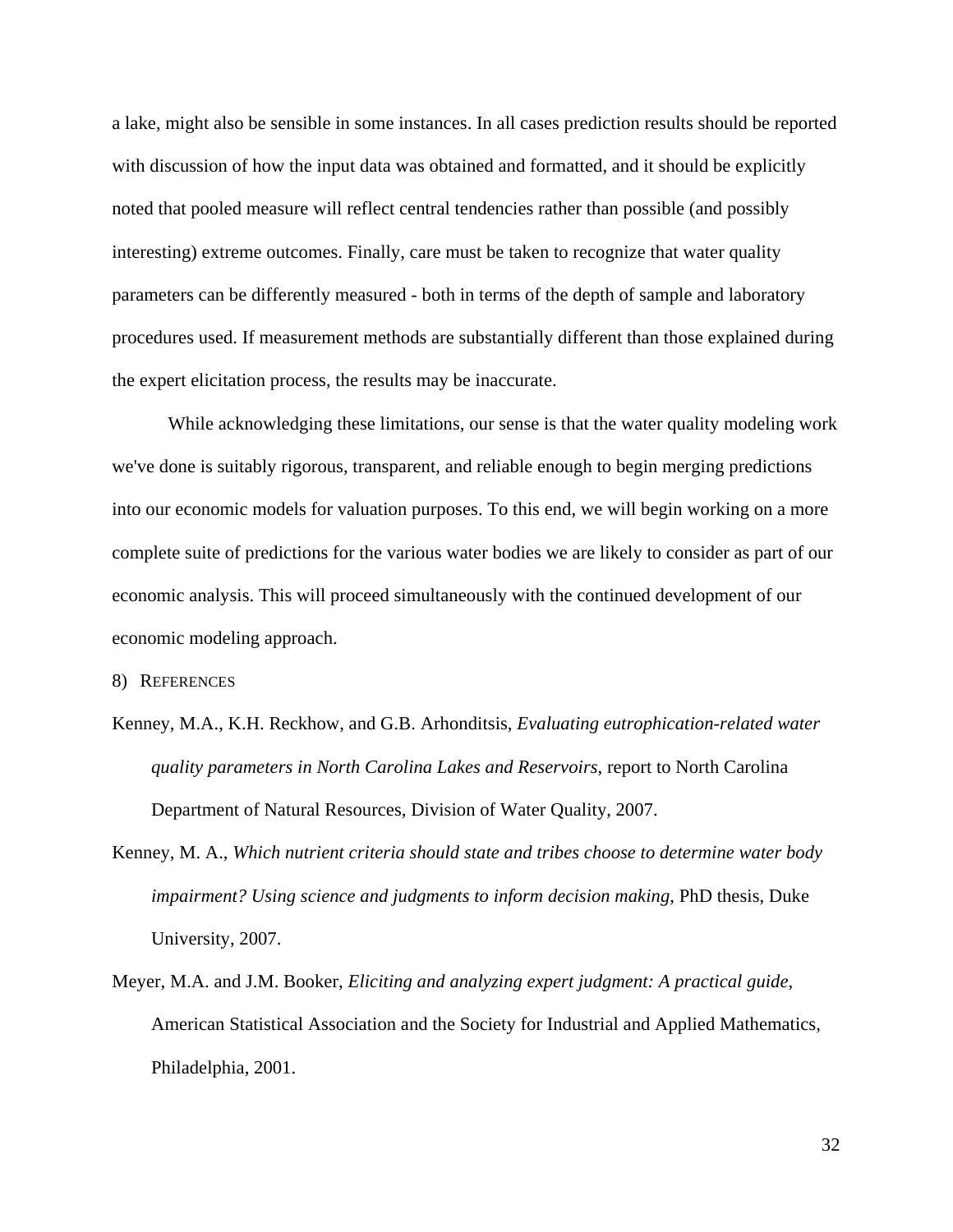a lake, might also be sensible in some instances. In all cases prediction results should be reported with discussion of how the input data was obtained and formatted, and it should be explicitly noted that pooled measure will reflect central tendencies rather than possible (and possibly interesting) extreme outcomes. Finally, care must be taken to recognize that water quality parameters can be differently measured - both in terms of the depth of sample and laboratory procedures used. If measurement methods are substantially different than those explained during the expert elicitation process, the results may be inaccurate.

While acknowledging these limitations, our sense is that the water quality modeling work we've done is suitably rigorous, transparent, and reliable enough to begin merging predictions into our economic models for valuation purposes. To this end, we will begin working on a more complete suite of predictions for the various water bodies we are likely to consider as part of our economic analysis. This will proceed simultaneously with the continued development of our economic modeling approach.

## 8) References

Kenney, M.A., K.H. Reckhow, and G.B. Arhonditsis, *Evaluating eutrophication-related water quality parameters in North Carolina Lakes and Reservoirs*, report to North Carolina Department of Natural Resources, Division of Water Quality, 2007.

Kenney, M. A., *Which nutrient criteria should state and tribes choose to determine water body impairment? Using science and judgments to inform decision making*, PhD thesis, Duke University, 2007.

Meyer, M.A. and J.M. Booker, *Eliciting and analyzing expert judgment: A practical guide*, American Statistical Association and the Society for Industrial and Applied Mathematics, Philadelphia, 2001.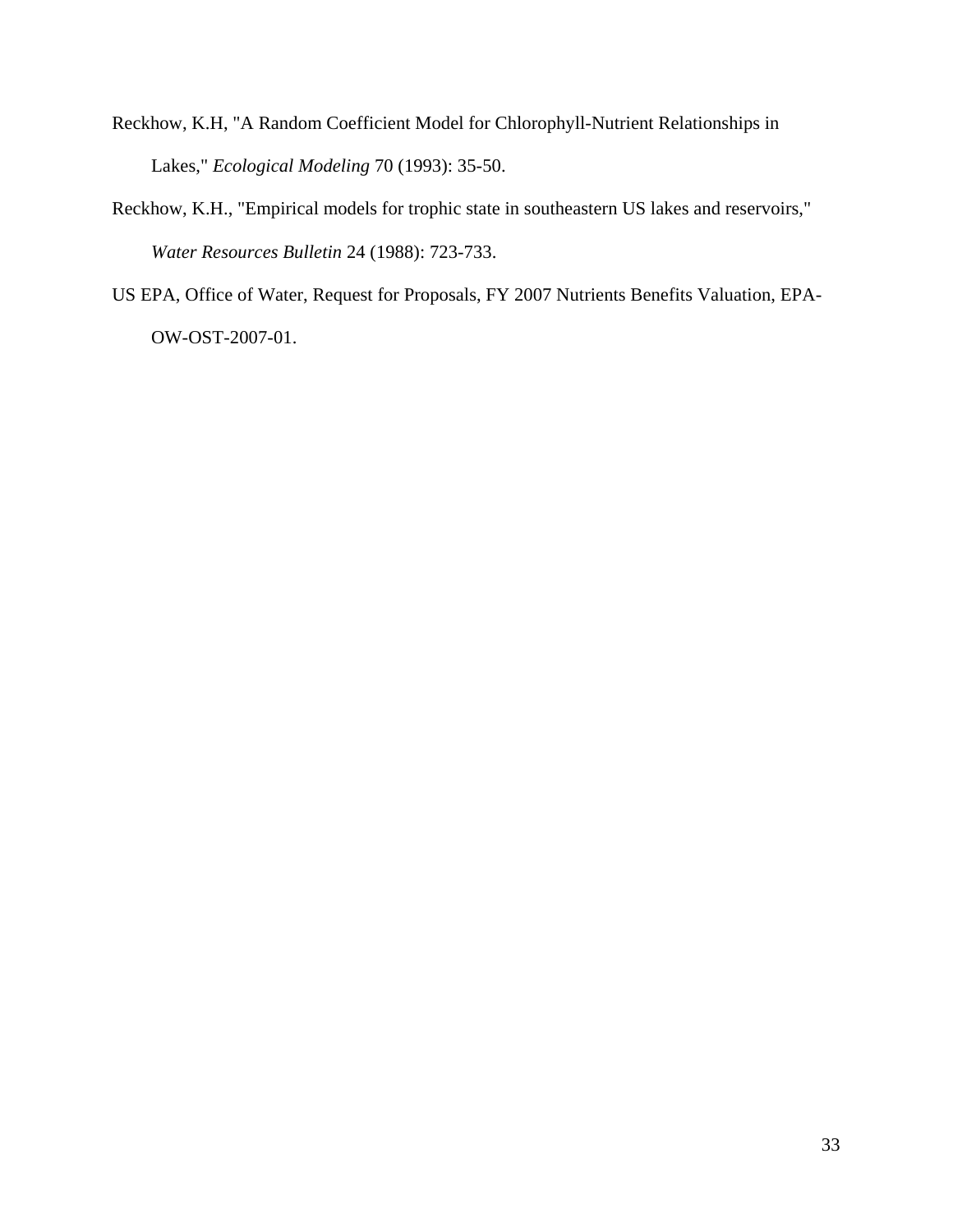Reckhow, K.H, "A Random Coefficient Model for Chlorophyll-Nutrient Relationships in Lakes," *Ecological Modeling* 70 (1993): 35-50.

Reckhow, K.H., "Empirical models for trophic state in southeastern US lakes and reservoirs," *Water Resources Bulletin* 24 (1988): 723-733.

US EPA, Office of Water, Request for Proposals, FY 2007 Nutrients Benefits Valuation, EPA-OW-OST-2007-01.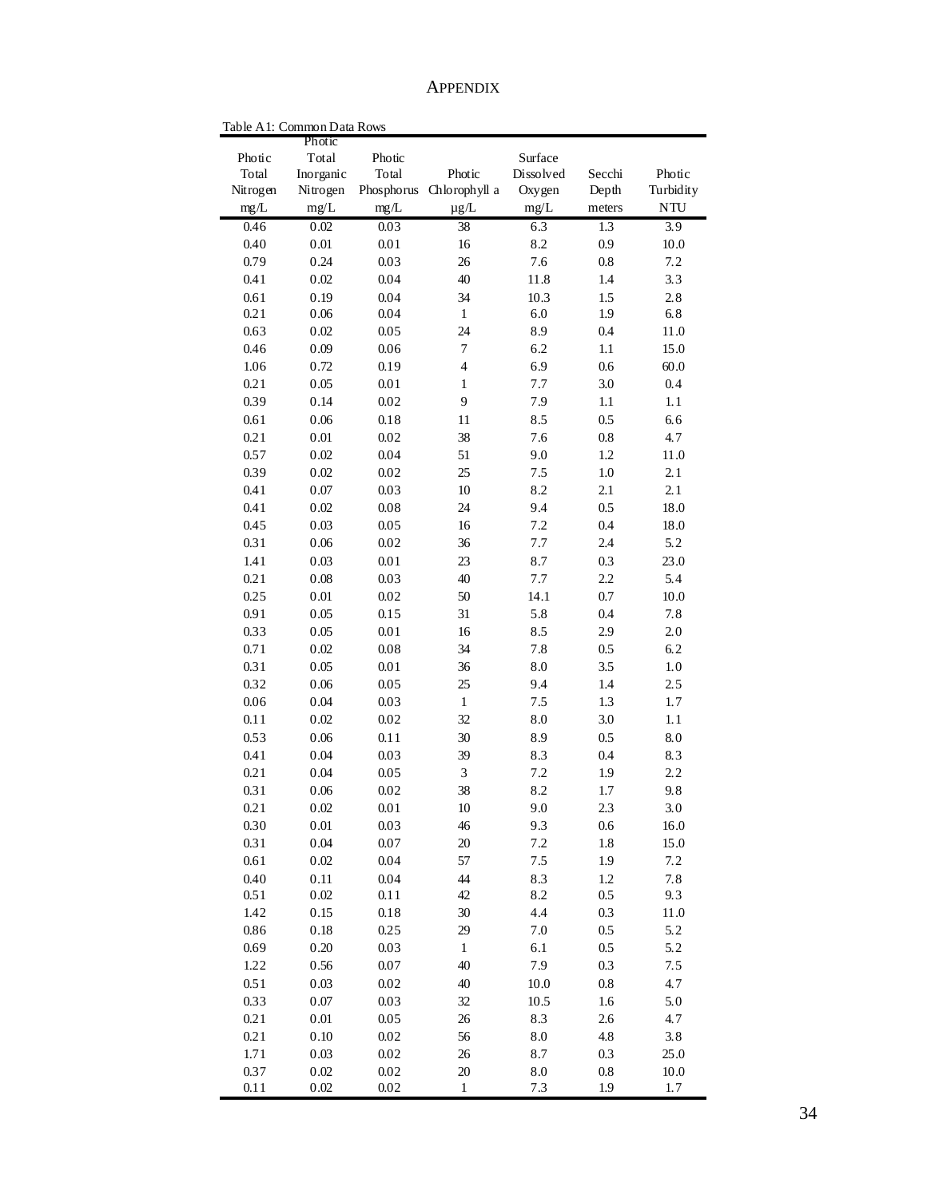# Appendix

Table A1: Common Data Rows

| Photic Total Nitrogen mg/L | Photic Total Inorganic Nitrogen mg/L | Photic Total Phosphorus mg/L | Photic Chlorophyll a µg/L | Surface Dissolved Oxygen mg/L | Secchi Depth meters | Photic Turbidity NTU |
|---|---|---|---|---|---|---|
| 0.46 | 0.02 | 0.03 | 38 | 6.3 | 1.3 | 3.9 |
| 0.40 | 0.01 | 0.01 | 16 | 8.2 | 0.9 | 10.0 |
| 0.79 | 0.24 | 0.03 | 26 | 7.6 | 0.8 | 7.2 |
| 0.41 | 0.02 | 0.04 | 40 | 11.8 | 1.4 | 3.3 |
| 0.61 | 0.19 | 0.04 | 34 | 10.3 | 1.5 | 2.8 |
| 0.21 | 0.06 | 0.04 | 1 | 6.0 | 1.9 | 6.8 |
| 0.63 | 0.02 | 0.05 | 24 | 8.9 | 0.4 | 11.0 |
| 0.46 | 0.09 | 0.06 | 7 | 6.2 | 1.1 | 15.0 |
| 1.06 | 0.72 | 0.19 | 4 | 6.9 | 0.6 | 60.0 |
| 0.21 | 0.05 | 0.01 | 1 | 7.7 | 3.0 | 0.4 |
| 0.39 | 0.14 | 0.02 | 9 | 7.9 | 1.1 | 1.1 |
| 0.61 | 0.06 | 0.18 | 11 | 8.5 | 0.5 | 6.6 |
| 0.21 | 0.01 | 0.02 | 38 | 7.6 | 0.8 | 4.7 |
| 0.57 | 0.02 | 0.04 | 51 | 9.0 | 1.2 | 11.0 |
| 0.39 | 0.02 | 0.02 | 25 | 7.5 | 1.0 | 2.1 |
| 0.41 | 0.07 | 0.03 | 10 | 8.2 | 2.1 | 2.1 |
| 0.41 | 0.02 | 0.08 | 24 | 9.4 | 0.5 | 18.0 |
| 0.45 | 0.03 | 0.05 | 16 | 7.2 | 0.4 | 18.0 |
| 0.31 | 0.06 | 0.02 | 36 | 7.7 | 2.4 | 5.2 |
| 1.41 | 0.03 | 0.01 | 23 | 8.7 | 0.3 | 23.0 |
| 0.21 | 0.08 | 0.03 | 40 | 7.7 | 2.2 | 5.4 |
| 0.25 | 0.01 | 0.02 | 50 | 14.1 | 0.7 | 10.0 |
| 0.91 | 0.05 | 0.15 | 31 | 5.8 | 0.4 | 7.8 |
| 0.33 | 0.05 | 0.01 | 16 | 8.5 | 2.9 | 2.0 |
| 0.71 | 0.02 | 0.08 | 34 | 7.8 | 0.5 | 6.2 |
| 0.31 | 0.05 | 0.01 | 36 | 8.0 | 3.5 | 1.0 |
| 0.32 | 0.06 | 0.05 | 25 | 9.4 | 1.4 | 2.5 |
| 0.06 | 0.04 | 0.03 | 1 | 7.5 | 1.3 | 1.7 |
| 0.11 | 0.02 | 0.02 | 32 | 8.0 | 3.0 | 1.1 |
| 0.53 | 0.06 | 0.11 | 30 | 8.9 | 0.5 | 8.0 |
| 0.41 | 0.04 | 0.03 | 39 | 8.3 | 0.4 | 8.3 |
| 0.21 | 0.04 | 0.05 | 3 | 7.2 | 1.9 | 2.2 |
| 0.31 | 0.06 | 0.02 | 38 | 8.2 | 1.7 | 9.8 |
| 0.21 | 0.02 | 0.01 | 10 | 9.0 | 2.3 | 3.0 |
| 0.30 | 0.01 | 0.03 | 46 | 9.3 | 0.6 | 16.0 |
| 0.31 | 0.04 | 0.07 | 20 | 7.2 | 1.8 | 15.0 |
| 0.61 | 0.02 | 0.04 | 57 | 7.5 | 1.9 | 7.2 |
| 0.40 | 0.11 | 0.04 | 44 | 8.3 | 1.2 | 7.8 |
| 0.51 | 0.02 | 0.11 | 42 | 8.2 | 0.5 | 9.3 |
| 1.42 | 0.15 | 0.18 | 30 | 4.4 | 0.3 | 11.0 |
| 0.86 | 0.18 | 0.25 | 29 | 7.0 | 0.5 | 5.2 |
| 0.69 | 0.20 | 0.03 | 1 | 6.1 | 0.5 | 5.2 |
| 1.22 | 0.56 | 0.07 | 40 | 7.9 | 0.3 | 7.5 |
| 0.51 | 0.03 | 0.02 | 40 | 10.0 | 0.8 | 4.7 |
| 0.33 | 0.07 | 0.03 | 32 | 10.5 | 1.6 | 5.0 |
| 0.21 | 0.01 | 0.05 | 26 | 8.3 | 2.6 | 4.7 |
| 0.21 | 0.10 | 0.02 | 56 | 8.0 | 4.8 | 3.8 |
| 1.71 | 0.03 | 0.02 | 26 | 8.7 | 0.3 | 25.0 |
| 0.37 | 0.02 | 0.02 | 20 | 8.0 | 0.8 | 10.0 |
| 0.11 | 0.02 | 0.02 | 1 | 7.3 | 1.9 | 1.7 |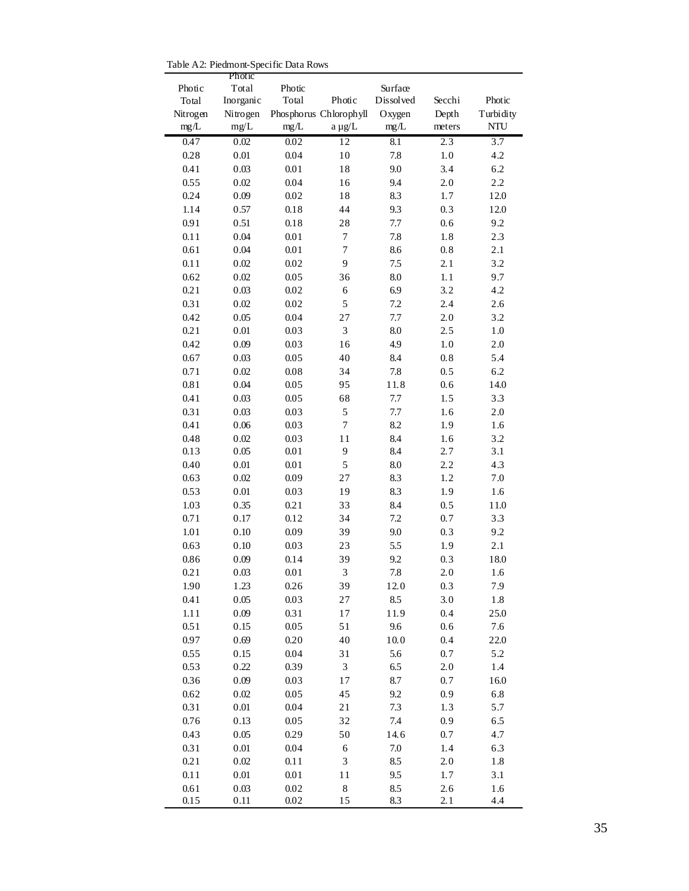Table A2: Piedmont-Specific Data Rows

| Photic Total Nitrogen mg/L | Photic Total Inorganic Nitrogen mg/L | Photic Total Phosphorus mg/L | Photic Chlorophyll a µg/L | Surface Dissolved Oxygen mg/L | Secchi Depth meters | Photic Turbidity NTU |
|---|---|---|---|---|---|---|
| 0.47 | 0.02 | 0.02 | 12 | 8.1 | 2.3 | 3.7 |
| 0.28 | 0.01 | 0.04 | 10 | 7.8 | 1.0 | 4.2 |
| 0.41 | 0.03 | 0.01 | 18 | 9.0 | 3.4 | 6.2 |
| 0.55 | 0.02 | 0.04 | 16 | 9.4 | 2.0 | 2.2 |
| 0.24 | 0.09 | 0.02 | 18 | 8.3 | 1.7 | 12.0 |
| 1.14 | 0.57 | 0.18 | 44 | 9.3 | 0.3 | 12.0 |
| 0.91 | 0.51 | 0.18 | 28 | 7.7 | 0.6 | 9.2 |
| 0.11 | 0.04 | 0.01 | 7 | 7.8 | 1.8 | 2.3 |
| 0.61 | 0.04 | 0.01 | 7 | 8.6 | 0.8 | 2.1 |
| 0.11 | 0.02 | 0.02 | 9 | 7.5 | 2.1 | 3.2 |
| 0.62 | 0.02 | 0.05 | 36 | 8.0 | 1.1 | 9.7 |
| 0.21 | 0.03 | 0.02 | 6 | 6.9 | 3.2 | 4.2 |
| 0.31 | 0.02 | 0.02 | 5 | 7.2 | 2.4 | 2.6 |
| 0.42 | 0.05 | 0.04 | 27 | 7.7 | 2.0 | 3.2 |
| 0.21 | 0.01 | 0.03 | 3 | 8.0 | 2.5 | 1.0 |
| 0.42 | 0.09 | 0.03 | 16 | 4.9 | 1.0 | 2.0 |
| 0.67 | 0.03 | 0.05 | 40 | 8.4 | 0.8 | 5.4 |
| 0.71 | 0.02 | 0.08 | 34 | 7.8 | 0.5 | 6.2 |
| 0.81 | 0.04 | 0.05 | 95 | 11.8 | 0.6 | 14.0 |
| 0.41 | 0.03 | 0.05 | 68 | 7.7 | 1.5 | 3.3 |
| 0.31 | 0.03 | 0.03 | 5 | 7.7 | 1.6 | 2.0 |
| 0.41 | 0.06 | 0.03 | 7 | 8.2 | 1.9 | 1.6 |
| 0.48 | 0.02 | 0.03 | 11 | 8.4 | 1.6 | 3.2 |
| 0.13 | 0.05 | 0.01 | 9 | 8.4 | 2.7 | 3.1 |
| 0.40 | 0.01 | 0.01 | 5 | 8.0 | 2.2 | 4.3 |
| 0.63 | 0.02 | 0.09 | 27 | 8.3 | 1.2 | 7.0 |
| 0.53 | 0.01 | 0.03 | 19 | 8.3 | 1.9 | 1.6 |
| 1.03 | 0.35 | 0.21 | 33 | 8.4 | 0.5 | 11.0 |
| 0.71 | 0.17 | 0.12 | 34 | 7.2 | 0.7 | 3.3 |
| 1.01 | 0.10 | 0.09 | 39 | 9.0 | 0.3 | 9.2 |
| 0.63 | 0.10 | 0.03 | 23 | 5.5 | 1.9 | 2.1 |
| 0.86 | 0.09 | 0.14 | 39 | 9.2 | 0.3 | 18.0 |
| 0.21 | 0.03 | 0.01 | 3 | 7.8 | 2.0 | 1.6 |
| 1.90 | 1.23 | 0.26 | 39 | 12.0 | 0.3 | 7.9 |
| 0.41 | 0.05 | 0.03 | 27 | 8.5 | 3.0 | 1.8 |
| 1.11 | 0.09 | 0.31 | 17 | 11.9 | 0.4 | 25.0 |
| 0.51 | 0.15 | 0.05 | 51 | 9.6 | 0.6 | 7.6 |
| 0.97 | 0.69 | 0.20 | 40 | 10.0 | 0.4 | 22.0 |
| 0.55 | 0.15 | 0.04 | 31 | 5.6 | 0.7 | 5.2 |
| 0.53 | 0.22 | 0.39 | 3 | 6.5 | 2.0 | 1.4 |
| 0.36 | 0.09 | 0.03 | 17 | 8.7 | 0.7 | 16.0 |
| 0.62 | 0.02 | 0.05 | 45 | 9.2 | 0.9 | 6.8 |
| 0.31 | 0.01 | 0.04 | 21 | 7.3 | 1.3 | 5.7 |
| 0.76 | 0.13 | 0.05 | 32 | 7.4 | 0.9 | 6.5 |
| 0.43 | 0.05 | 0.29 | 50 | 14.6 | 0.7 | 4.7 |
| 0.31 | 0.01 | 0.04 | 6 | 7.0 | 1.4 | 6.3 |
| 0.21 | 0.02 | 0.11 | 3 | 8.5 | 2.0 | 1.8 |
| 0.11 | 0.01 | 0.01 | 11 | 9.5 | 1.7 | 3.1 |
| 0.61 | 0.03 | 0.02 | 8 | 8.5 | 2.6 | 1.6 |
| 0.15 | 0.11 | 0.02 | 15 | 8.3 | 2.1 | 4.4 |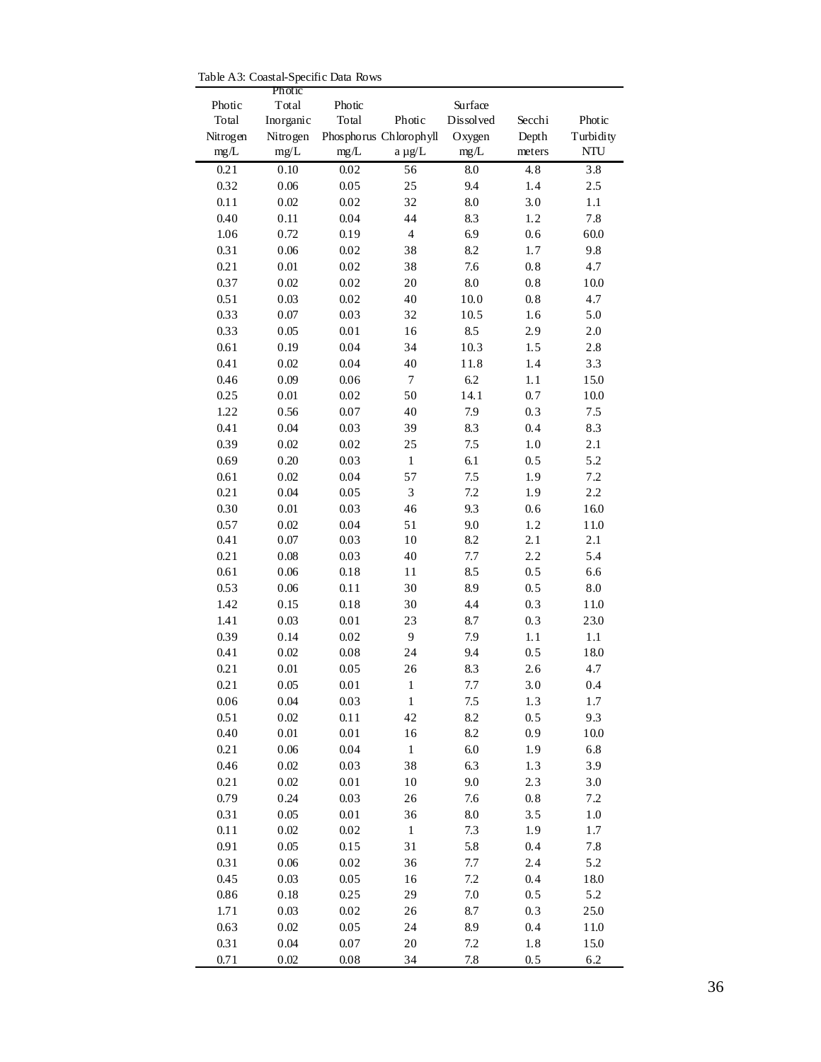Table A3: Coastal-Specific Data Rows

| Photic Total Nitrogen mg/L | Photic Total Inorganic Nitrogen mg/L | Photic Total Phosphorus mg/L | Photic Chlorophyll a µg/L | Surface Dissolved Oxygen mg/L | Secchi Depth meters | Photic Turbidity NTU |
|---|---|---|---|---|---|---|
| 0.21 | 0.10 | 0.02 | 56 | 8.0 | 4.8 | 3.8 |
| 0.32 | 0.06 | 0.05 | 25 | 9.4 | 1.4 | 2.5 |
| 0.11 | 0.02 | 0.02 | 32 | 8.0 | 3.0 | 1.1 |
| 0.40 | 0.11 | 0.04 | 44 | 8.3 | 1.2 | 7.8 |
| 1.06 | 0.72 | 0.19 | 4 | 6.9 | 0.6 | 60.0 |
| 0.31 | 0.06 | 0.02 | 38 | 8.2 | 1.7 | 9.8 |
| 0.21 | 0.01 | 0.02 | 38 | 7.6 | 0.8 | 4.7 |
| 0.37 | 0.02 | 0.02 | 20 | 8.0 | 0.8 | 10.0 |
| 0.51 | 0.03 | 0.02 | 40 | 10.0 | 0.8 | 4.7 |
| 0.33 | 0.07 | 0.03 | 32 | 10.5 | 1.6 | 5.0 |
| 0.33 | 0.05 | 0.01 | 16 | 8.5 | 2.9 | 2.0 |
| 0.61 | 0.19 | 0.04 | 34 | 10.3 | 1.5 | 2.8 |
| 0.41 | 0.02 | 0.04 | 40 | 11.8 | 1.4 | 3.3 |
| 0.46 | 0.09 | 0.06 | 7 | 6.2 | 1.1 | 15.0 |
| 0.25 | 0.01 | 0.02 | 50 | 14.1 | 0.7 | 10.0 |
| 1.22 | 0.56 | 0.07 | 40 | 7.9 | 0.3 | 7.5 |
| 0.41 | 0.04 | 0.03 | 39 | 8.3 | 0.4 | 8.3 |
| 0.39 | 0.02 | 0.02 | 25 | 7.5 | 1.0 | 2.1 |
| 0.69 | 0.20 | 0.03 | 1 | 6.1 | 0.5 | 5.2 |
| 0.61 | 0.02 | 0.04 | 57 | 7.5 | 1.9 | 7.2 |
| 0.21 | 0.04 | 0.05 | 3 | 7.2 | 1.9 | 2.2 |
| 0.30 | 0.01 | 0.03 | 46 | 9.3 | 0.6 | 16.0 |
| 0.57 | 0.02 | 0.04 | 51 | 9.0 | 1.2 | 11.0 |
| 0.41 | 0.07 | 0.03 | 10 | 8.2 | 2.1 | 2.1 |
| 0.21 | 0.08 | 0.03 | 40 | 7.7 | 2.2 | 5.4 |
| 0.61 | 0.06 | 0.18 | 11 | 8.5 | 0.5 | 6.6 |
| 0.53 | 0.06 | 0.11 | 30 | 8.9 | 0.5 | 8.0 |
| 1.42 | 0.15 | 0.18 | 30 | 4.4 | 0.3 | 11.0 |
| 1.41 | 0.03 | 0.01 | 23 | 8.7 | 0.3 | 23.0 |
| 0.39 | 0.14 | 0.02 | 9 | 7.9 | 1.1 | 1.1 |
| 0.41 | 0.02 | 0.08 | 24 | 9.4 | 0.5 | 18.0 |
| 0.21 | 0.01 | 0.05 | 26 | 8.3 | 2.6 | 4.7 |
| 0.21 | 0.05 | 0.01 | 1 | 7.7 | 3.0 | 0.4 |
| 0.06 | 0.04 | 0.03 | 1 | 7.5 | 1.3 | 1.7 |
| 0.51 | 0.02 | 0.11 | 42 | 8.2 | 0.5 | 9.3 |
| 0.40 | 0.01 | 0.01 | 16 | 8.2 | 0.9 | 10.0 |
| 0.21 | 0.06 | 0.04 | 1 | 6.0 | 1.9 | 6.8 |
| 0.46 | 0.02 | 0.03 | 38 | 6.3 | 1.3 | 3.9 |
| 0.21 | 0.02 | 0.01 | 10 | 9.0 | 2.3 | 3.0 |
| 0.79 | 0.24 | 0.03 | 26 | 7.6 | 0.8 | 7.2 |
| 0.31 | 0.05 | 0.01 | 36 | 8.0 | 3.5 | 1.0 |
| 0.11 | 0.02 | 0.02 | 1 | 7.3 | 1.9 | 1.7 |
| 0.91 | 0.05 | 0.15 | 31 | 5.8 | 0.4 | 7.8 |
| 0.31 | 0.06 | 0.02 | 36 | 7.7 | 2.4 | 5.2 |
| 0.45 | 0.03 | 0.05 | 16 | 7.2 | 0.4 | 18.0 |
| 0.86 | 0.18 | 0.25 | 29 | 7.0 | 0.5 | 5.2 |
| 1.71 | 0.03 | 0.02 | 26 | 8.7 | 0.3 | 25.0 |
| 0.63 | 0.02 | 0.05 | 24 | 8.9 | 0.4 | 11.0 |
| 0.31 | 0.04 | 0.07 | 20 | 7.2 | 1.8 | 15.0 |
| 0.71 | 0.02 | 0.08 | 34 | 7.8 | 0.5 | 6.2 |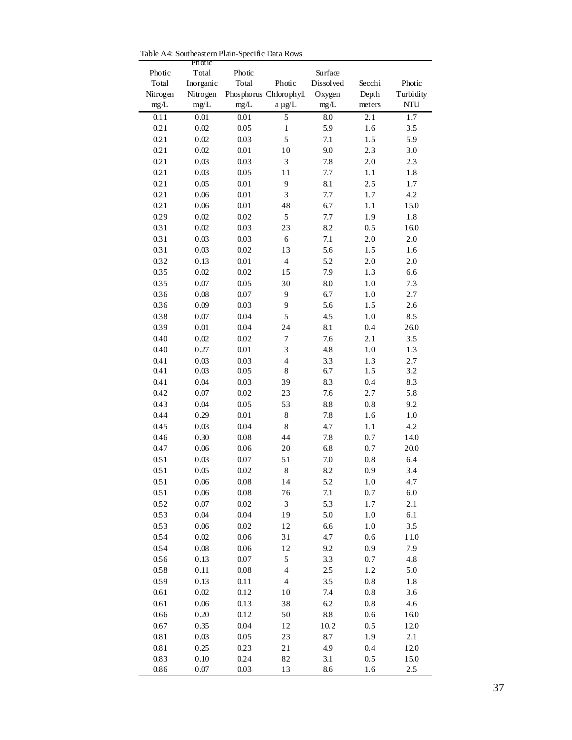Table A4: Southeastern Plain-Specific Data Rows

| Photic Total Nitrogen mg/L | Photic Total Inorganic Nitrogen mg/L | Photic Total Phosphorus mg/L | Photic Chlorophyll a µg/L | Surface Dissolved Oxygen mg/L | Secchi Depth meters | Photic Turbidity NTU |
|---|---|---|---|---|---|---|
| 0.11 | 0.01 | 0.01 | 5 | 8.0 | 2.1 | 1.7 |
| 0.21 | 0.02 | 0.05 | 1 | 5.9 | 1.6 | 3.5 |
| 0.21 | 0.02 | 0.03 | 5 | 7.1 | 1.5 | 5.9 |
| 0.21 | 0.02 | 0.01 | 10 | 9.0 | 2.3 | 3.0 |
| 0.21 | 0.03 | 0.03 | 3 | 7.8 | 2.0 | 2.3 |
| 0.21 | 0.03 | 0.05 | 11 | 7.7 | 1.1 | 1.8 |
| 0.21 | 0.05 | 0.01 | 9 | 8.1 | 2.5 | 1.7 |
| 0.21 | 0.06 | 0.01 | 3 | 7.7 | 1.7 | 4.2 |
| 0.21 | 0.06 | 0.01 | 48 | 6.7 | 1.1 | 15.0 |
| 0.29 | 0.02 | 0.02 | 5 | 7.7 | 1.9 | 1.8 |
| 0.31 | 0.02 | 0.03 | 23 | 8.2 | 0.5 | 16.0 |
| 0.31 | 0.03 | 0.03 | 6 | 7.1 | 2.0 | 2.0 |
| 0.31 | 0.03 | 0.02 | 13 | 5.6 | 1.5 | 1.6 |
| 0.32 | 0.13 | 0.01 | 4 | 5.2 | 2.0 | 2.0 |
| 0.35 | 0.02 | 0.02 | 15 | 7.9 | 1.3 | 6.6 |
| 0.35 | 0.07 | 0.05 | 30 | 8.0 | 1.0 | 7.3 |
| 0.36 | 0.08 | 0.07 | 9 | 6.7 | 1.0 | 2.7 |
| 0.36 | 0.09 | 0.03 | 9 | 5.6 | 1.5 | 2.6 |
| 0.38 | 0.07 | 0.04 | 5 | 4.5 | 1.0 | 8.5 |
| 0.39 | 0.01 | 0.04 | 24 | 8.1 | 0.4 | 26.0 |
| 0.40 | 0.02 | 0.02 | 7 | 7.6 | 2.1 | 3.5 |
| 0.40 | 0.27 | 0.01 | 3 | 4.8 | 1.0 | 1.3 |
| 0.41 | 0.03 | 0.03 | 4 | 3.3 | 1.3 | 2.7 |
| 0.41 | 0.03 | 0.05 | 8 | 6.7 | 1.5 | 3.2 |
| 0.41 | 0.04 | 0.03 | 39 | 8.3 | 0.4 | 8.3 |
| 0.42 | 0.07 | 0.02 | 23 | 7.6 | 2.7 | 5.8 |
| 0.43 | 0.04 | 0.05 | 53 | 8.8 | 0.8 | 9.2 |
| 0.44 | 0.29 | 0.01 | 8 | 7.8 | 1.6 | 1.0 |
| 0.45 | 0.03 | 0.04 | 8 | 4.7 | 1.1 | 4.2 |
| 0.46 | 0.30 | 0.08 | 44 | 7.8 | 0.7 | 14.0 |
| 0.47 | 0.06 | 0.06 | 20 | 6.8 | 0.7 | 20.0 |
| 0.51 | 0.03 | 0.07 | 51 | 7.0 | 0.8 | 6.4 |
| 0.51 | 0.05 | 0.02 | 8 | 8.2 | 0.9 | 3.4 |
| 0.51 | 0.06 | 0.08 | 14 | 5.2 | 1.0 | 4.7 |
| 0.51 | 0.06 | 0.08 | 76 | 7.1 | 0.7 | 6.0 |
| 0.52 | 0.07 | 0.02 | 3 | 5.3 | 1.7 | 2.1 |
| 0.53 | 0.04 | 0.04 | 19 | 5.0 | 1.0 | 6.1 |
| 0.53 | 0.06 | 0.02 | 12 | 6.6 | 1.0 | 3.5 |
| 0.54 | 0.02 | 0.06 | 31 | 4.7 | 0.6 | 11.0 |
| 0.54 | 0.08 | 0.06 | 12 | 9.2 | 0.9 | 7.9 |
| 0.56 | 0.13 | 0.07 | 5 | 3.3 | 0.7 | 4.8 |
| 0.58 | 0.11 | 0.08 | 4 | 2.5 | 1.2 | 5.0 |
| 0.59 | 0.13 | 0.11 | 4 | 3.5 | 0.8 | 1.8 |
| 0.61 | 0.02 | 0.12 | 10 | 7.4 | 0.8 | 3.6 |
| 0.61 | 0.06 | 0.13 | 38 | 6.2 | 0.8 | 4.6 |
| 0.66 | 0.20 | 0.12 | 50 | 8.8 | 0.6 | 16.0 |
| 0.67 | 0.35 | 0.04 | 12 | 10.2 | 0.5 | 12.0 |
| 0.81 | 0.03 | 0.05 | 23 | 8.7 | 1.9 | 2.1 |
| 0.81 | 0.25 | 0.23 | 21 | 4.9 | 0.4 | 12.0 |
| 0.83 | 0.10 | 0.24 | 82 | 3.1 | 0.5 | 15.0 |
| 0.86 | 0.07 | 0.03 | 13 | 8.6 | 1.6 | 2.5 |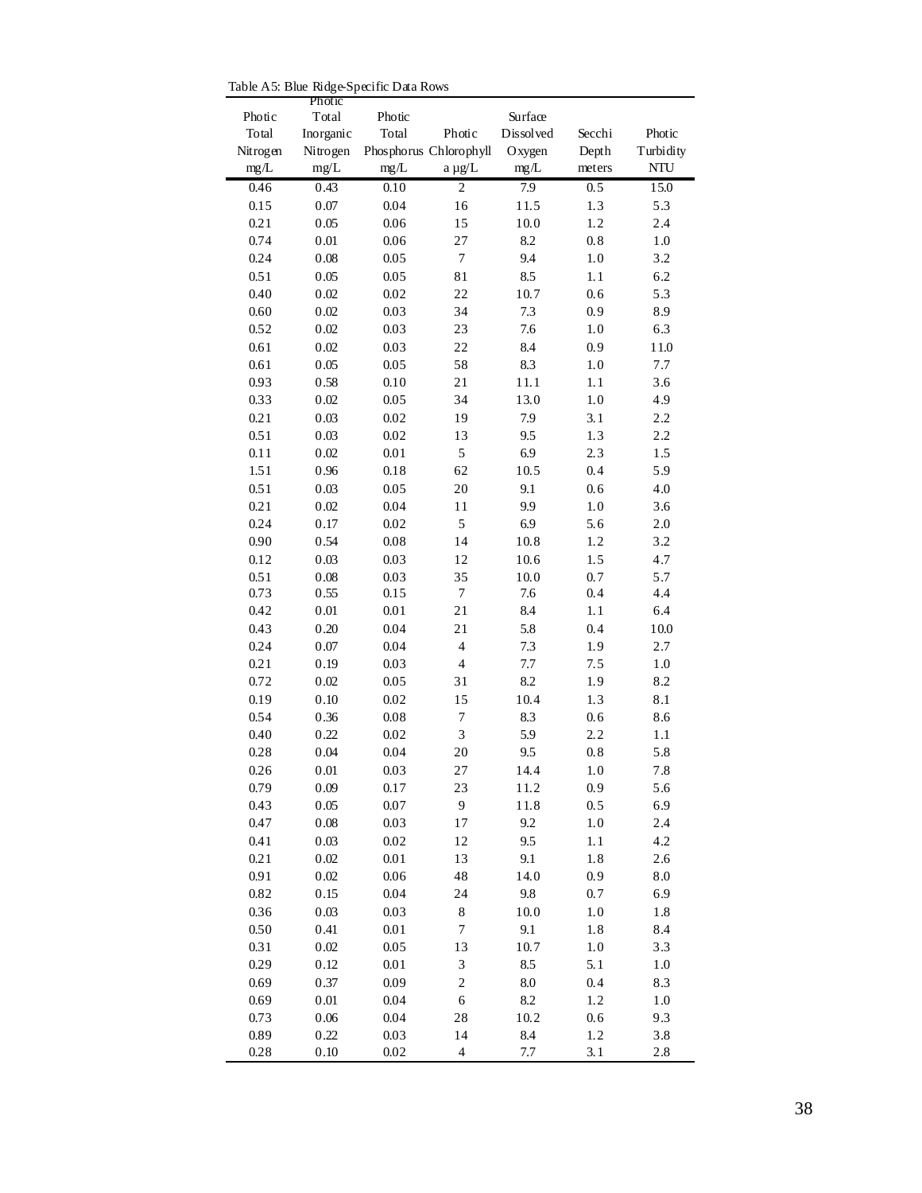Table A5: Blue Ridge-Specific Data Rows

| Photic Total Nitrogen mg/L | Photic Total Inorganic Nitrogen mg/L | Photic Total Phosphorus mg/L | Photic Chlorophyll a µg/L | Surface Dissolved Oxygen mg/L | Secchi Depth meters | Photic Turbidity NTU |
|---|---|---|---|---|---|---|
| 0.46 | 0.43 | 0.10 | 2 | 7.9 | 0.5 | 15.0 |
| 0.15 | 0.07 | 0.04 | 16 | 11.5 | 1.3 | 5.3 |
| 0.21 | 0.05 | 0.06 | 15 | 10.0 | 1.2 | 2.4 |
| 0.74 | 0.01 | 0.06 | 27 | 8.2 | 0.8 | 1.0 |
| 0.24 | 0.08 | 0.05 | 7 | 9.4 | 1.0 | 3.2 |
| 0.51 | 0.05 | 0.05 | 81 | 8.5 | 1.1 | 6.2 |
| 0.40 | 0.02 | 0.02 | 22 | 10.7 | 0.6 | 5.3 |
| 0.60 | 0.02 | 0.03 | 34 | 7.3 | 0.9 | 8.9 |
| 0.52 | 0.02 | 0.03 | 23 | 7.6 | 1.0 | 6.3 |
| 0.61 | 0.02 | 0.03 | 22 | 8.4 | 0.9 | 11.0 |
| 0.61 | 0.05 | 0.05 | 58 | 8.3 | 1.0 | 7.7 |
| 0.93 | 0.58 | 0.10 | 21 | 11.1 | 1.1 | 3.6 |
| 0.33 | 0.02 | 0.05 | 34 | 13.0 | 1.0 | 4.9 |
| 0.21 | 0.03 | 0.02 | 19 | 7.9 | 3.1 | 2.2 |
| 0.51 | 0.03 | 0.02 | 13 | 9.5 | 1.3 | 2.2 |
| 0.11 | 0.02 | 0.01 | 5 | 6.9 | 2.3 | 1.5 |
| 1.51 | 0.96 | 0.18 | 62 | 10.5 | 0.4 | 5.9 |
| 0.51 | 0.03 | 0.05 | 20 | 9.1 | 0.6 | 4.0 |
| 0.21 | 0.02 | 0.04 | 11 | 9.9 | 1.0 | 3.6 |
| 0.24 | 0.17 | 0.02 | 5 | 6.9 | 5.6 | 2.0 |
| 0.90 | 0.54 | 0.08 | 14 | 10.8 | 1.2 | 3.2 |
| 0.12 | 0.03 | 0.03 | 12 | 10.6 | 1.5 | 4.7 |
| 0.51 | 0.08 | 0.03 | 35 | 10.0 | 0.7 | 5.7 |
| 0.73 | 0.55 | 0.15 | 7 | 7.6 | 0.4 | 4.4 |
| 0.42 | 0.01 | 0.01 | 21 | 8.4 | 1.1 | 6.4 |
| 0.43 | 0.20 | 0.04 | 21 | 5.8 | 0.4 | 10.0 |
| 0.24 | 0.07 | 0.04 | 4 | 7.3 | 1.9 | 2.7 |
| 0.21 | 0.19 | 0.03 | 4 | 7.7 | 7.5 | 1.0 |
| 0.72 | 0.02 | 0.05 | 31 | 8.2 | 1.9 | 8.2 |
| 0.19 | 0.10 | 0.02 | 15 | 10.4 | 1.3 | 8.1 |
| 0.54 | 0.36 | 0.08 | 7 | 8.3 | 0.6 | 8.6 |
| 0.40 | 0.22 | 0.02 | 3 | 5.9 | 2.2 | 1.1 |
| 0.28 | 0.04 | 0.04 | 20 | 9.5 | 0.8 | 5.8 |
| 0.26 | 0.01 | 0.03 | 27 | 14.4 | 1.0 | 7.8 |
| 0.79 | 0.09 | 0.17 | 23 | 11.2 | 0.9 | 5.6 |
| 0.43 | 0.05 | 0.07 | 9 | 11.8 | 0.5 | 6.9 |
| 0.47 | 0.08 | 0.03 | 17 | 9.2 | 1.0 | 2.4 |
| 0.41 | 0.03 | 0.02 | 12 | 9.5 | 1.1 | 4.2 |
| 0.21 | 0.02 | 0.01 | 13 | 9.1 | 1.8 | 2.6 |
| 0.91 | 0.02 | 0.06 | 48 | 14.0 | 0.9 | 8.0 |
| 0.82 | 0.15 | 0.04 | 24 | 9.8 | 0.7 | 6.9 |
| 0.36 | 0.03 | 0.03 | 8 | 10.0 | 1.0 | 1.8 |
| 0.50 | 0.41 | 0.01 | 7 | 9.1 | 1.8 | 8.4 |
| 0.31 | 0.02 | 0.05 | 13 | 10.7 | 1.0 | 3.3 |
| 0.29 | 0.12 | 0.01 | 3 | 8.5 | 5.1 | 1.0 |
| 0.69 | 0.37 | 0.09 | 2 | 8.0 | 0.4 | 8.3 |
| 0.69 | 0.01 | 0.04 | 6 | 8.2 | 1.2 | 1.0 |
| 0.73 | 0.06 | 0.04 | 28 | 10.2 | 0.6 | 9.3 |
| 0.89 | 0.22 | 0.03 | 14 | 8.4 | 1.2 | 3.8 |
| 0.28 | 0.10 | 0.02 | 4 | 7.7 | 3.1 | 2.8 |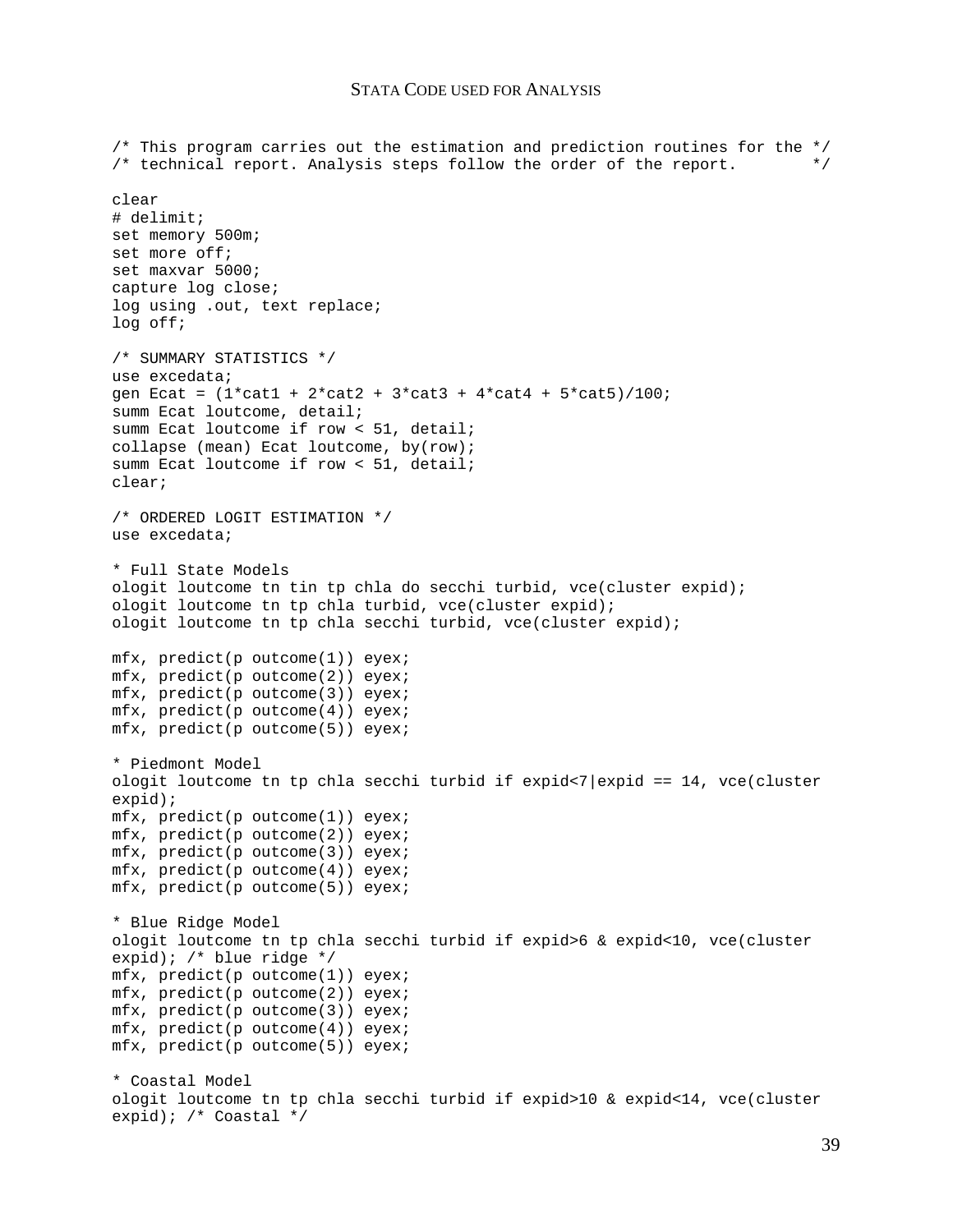# STATA CODE USED FOR ANALYSIS

```
/* This program carries out the estimation and prediction routines for the */
/* technical report. Analysis steps follow the order of the report.        */

clear
# delimit;
set memory 500m;
set more off;
set maxvar 5000;
capture log close;
log using .out, text replace;
log off;

/* SUMMARY STATISTICS */
use excedata;
gen Ecat = (1*cat1 + 2*cat2 + 3*cat3 + 4*cat4 + 5*cat5)/100;
summ Ecat loutcome, detail;
summ Ecat loutcome if row < 51, detail;
collapse (mean) Ecat loutcome, by(row);
summ Ecat loutcome if row < 51, detail;
clear;

/* ORDERED LOGIT ESTIMATION */
use excedata;

* Full State Models
ologit loutcome tn tin tp chla do secchi turbid, vce(cluster expid);
ologit loutcome tn tp chla turbid, vce(cluster expid);
ologit loutcome tn tp chla secchi turbid, vce(cluster expid);

mfx, predict(p outcome(1)) eyex;
mfx, predict(p outcome(2)) eyex;
mfx, predict(p outcome(3)) eyex;
mfx, predict(p outcome(4)) eyex;
mfx, predict(p outcome(5)) eyex;

* Piedmont Model
ologit loutcome tn tp chla secchi turbid if expid<7|expid == 14, vce(cluster
expid);
mfx, predict(p outcome(1)) eyex;
mfx, predict(p outcome(2)) eyex;
mfx, predict(p outcome(3)) eyex;
mfx, predict(p outcome(4)) eyex;
mfx, predict(p outcome(5)) eyex;

* Blue Ridge Model
ologit loutcome tn tp chla secchi turbid if expid>6 & expid<10, vce(cluster
expid); /* blue ridge */
mfx, predict(p outcome(1)) eyex;
mfx, predict(p outcome(2)) eyex;
mfx, predict(p outcome(3)) eyex;
mfx, predict(p outcome(4)) eyex;
mfx, predict(p outcome(5)) eyex;

* Coastal Model
ologit loutcome tn tp chla secchi turbid if expid>10 & expid<14, vce(cluster
expid); /* Coastal */
```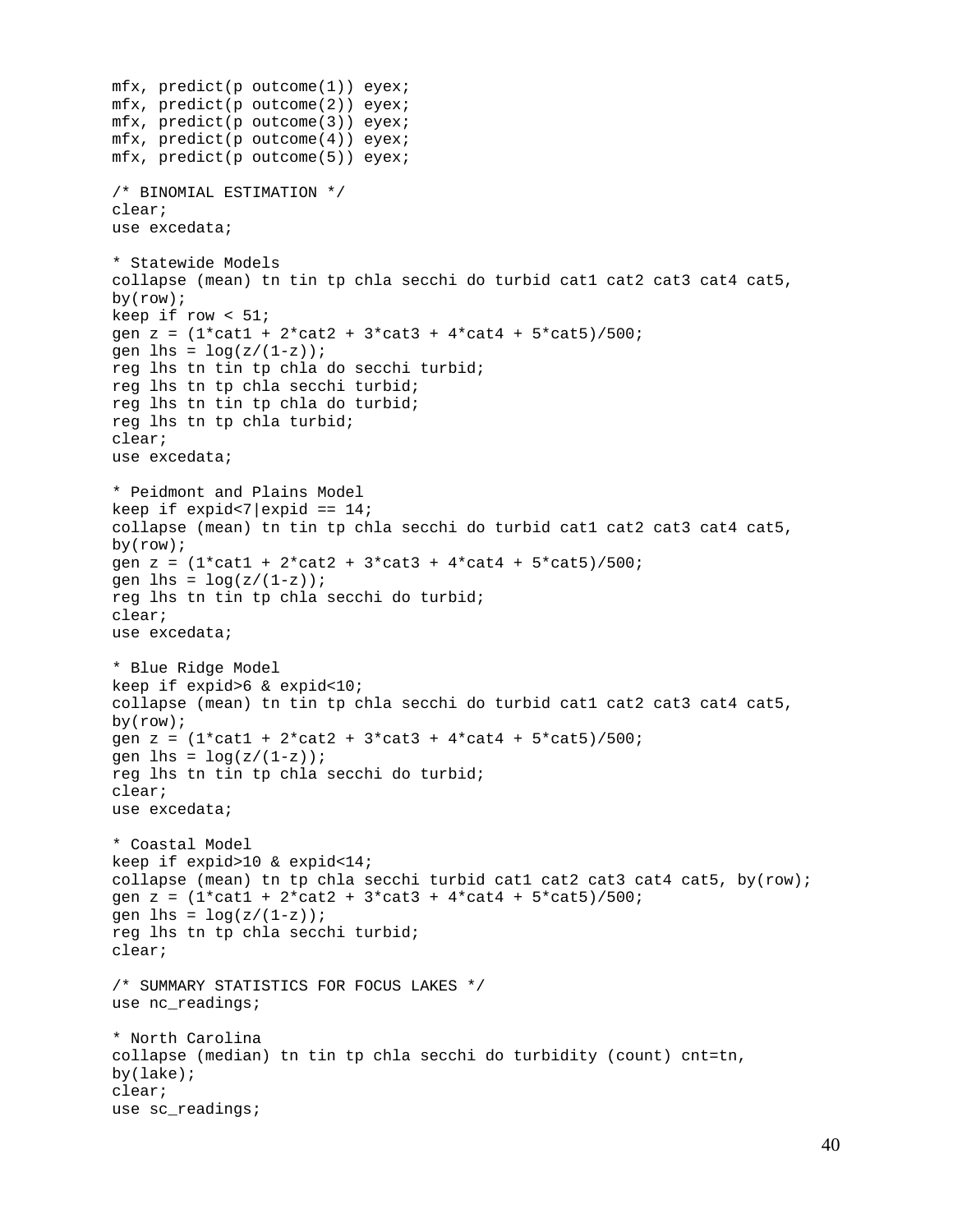```
mfx, predict(p outcome(1)) eyex;
mfx, predict(p outcome(2)) eyex;
mfx, predict(p outcome(3)) eyex;
mfx, predict(p outcome(4)) eyex;
mfx, predict(p outcome(5)) eyex;

/* BINOMIAL ESTIMATION */
clear;
use excedata;

* Statewide Models
collapse (mean) tn tin tp chla secchi do turbid cat1 cat2 cat3 cat4 cat5,
by(row);
keep if row < 51;
gen z = (1*cat1 + 2*cat2 + 3*cat3 + 4*cat4 + 5*cat5)/500;
gen lhs = log(z/(1-z));
reg lhs tn tin tp chla do secchi turbid;
reg lhs tn tp chla secchi turbid;
reg lhs tn tin tp chla do turbid;
reg lhs tn tp chla turbid;
clear;
use excedata;

* Peidmont and Plains Model
keep if expid<7|expid == 14;
collapse (mean) tn tin tp chla secchi do turbid cat1 cat2 cat3 cat4 cat5,
by(row);
gen z = (1*cat1 + 2*cat2 + 3*cat3 + 4*cat4 + 5*cat5)/500;
gen lhs = log(z/(1-z));
reg lhs tn tin tp chla secchi do turbid;
clear;
use excedata;

* Blue Ridge Model
keep if expid>6 & expid<10;
collapse (mean) tn tin tp chla secchi do turbid cat1 cat2 cat3 cat4 cat5,
by(row);
gen z = (1*cat1 + 2*cat2 + 3*cat3 + 4*cat4 + 5*cat5)/500;
gen lhs = log(z/(1-z));
reg lhs tn tin tp chla secchi do turbid;
clear;
use excedata;

* Coastal Model
keep if expid>10 & expid<14;
collapse (mean) tn tp chla secchi turbid cat1 cat2 cat3 cat4 cat5, by(row);
gen z = (1*cat1 + 2*cat2 + 3*cat3 + 4*cat4 + 5*cat5)/500;
gen lhs = log(z/(1-z));
reg lhs tn tp chla secchi turbid;
clear;

/* SUMMARY STATISTICS FOR FOCUS LAKES */
use nc_readings;

* North Carolina
collapse (median) tn tin tp chla secchi do turbidity (count) cnt=tn,
by(lake);
clear;
use sc_readings;
```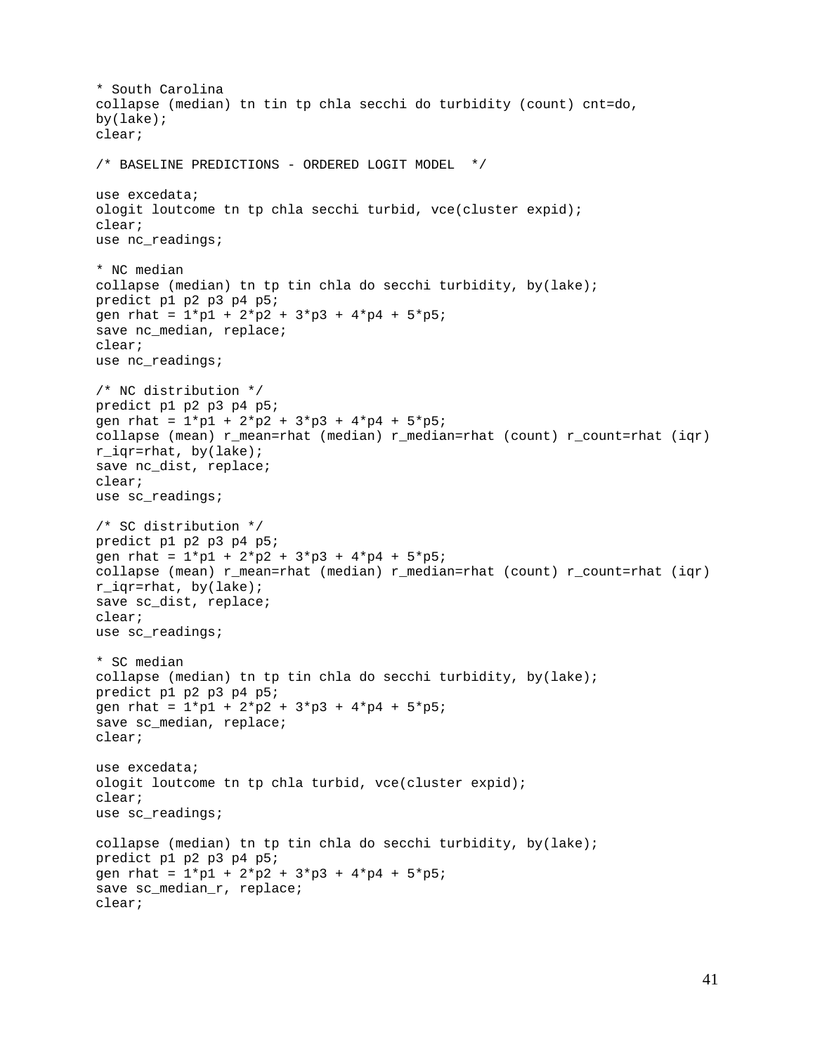```
* South Carolina
collapse (median) tn tin tp chla secchi do turbidity (count) cnt=do,
by(lake);
clear;

/* BASELINE PREDICTIONS - ORDERED LOGIT MODEL  */

use excedata;
ologit loutcome tn tp chla secchi turbid, vce(cluster expid);
clear;
use nc_readings;

* NC median
collapse (median) tn tp tin chla do secchi turbidity, by(lake);
predict p1 p2 p3 p4 p5;
gen rhat = 1*p1 + 2*p2 + 3*p3 + 4*p4 + 5*p5;
save nc_median, replace;
clear;
use nc_readings;

/* NC distribution */
predict p1 p2 p3 p4 p5;
gen rhat = 1*p1 + 2*p2 + 3*p3 + 4*p4 + 5*p5;
collapse (mean) r_mean=rhat (median) r_median=rhat (count) r_count=rhat (iqr)
r_iqr=rhat, by(lake);
save nc_dist, replace;
clear;
use sc_readings;

/* SC distribution */
predict p1 p2 p3 p4 p5;
gen rhat = 1*p1 + 2*p2 + 3*p3 + 4*p4 + 5*p5;
collapse (mean) r_mean=rhat (median) r_median=rhat (count) r_count=rhat (iqr)
r_iqr=rhat, by(lake);
save sc_dist, replace;
clear;
use sc_readings;

* SC median
collapse (median) tn tp tin chla do secchi turbidity, by(lake);
predict p1 p2 p3 p4 p5;
gen rhat = 1*p1 + 2*p2 + 3*p3 + 4*p4 + 5*p5;
save sc_median, replace;
clear;

use excedata;
ologit loutcome tn tp chla turbid, vce(cluster expid);
clear;
use sc_readings;

collapse (median) tn tp tin chla do secchi turbidity, by(lake);
predict p1 p2 p3 p4 p5;
gen rhat = 1*p1 + 2*p2 + 3*p3 + 4*p4 + 5*p5;
save sc_median_r, replace;
clear;
```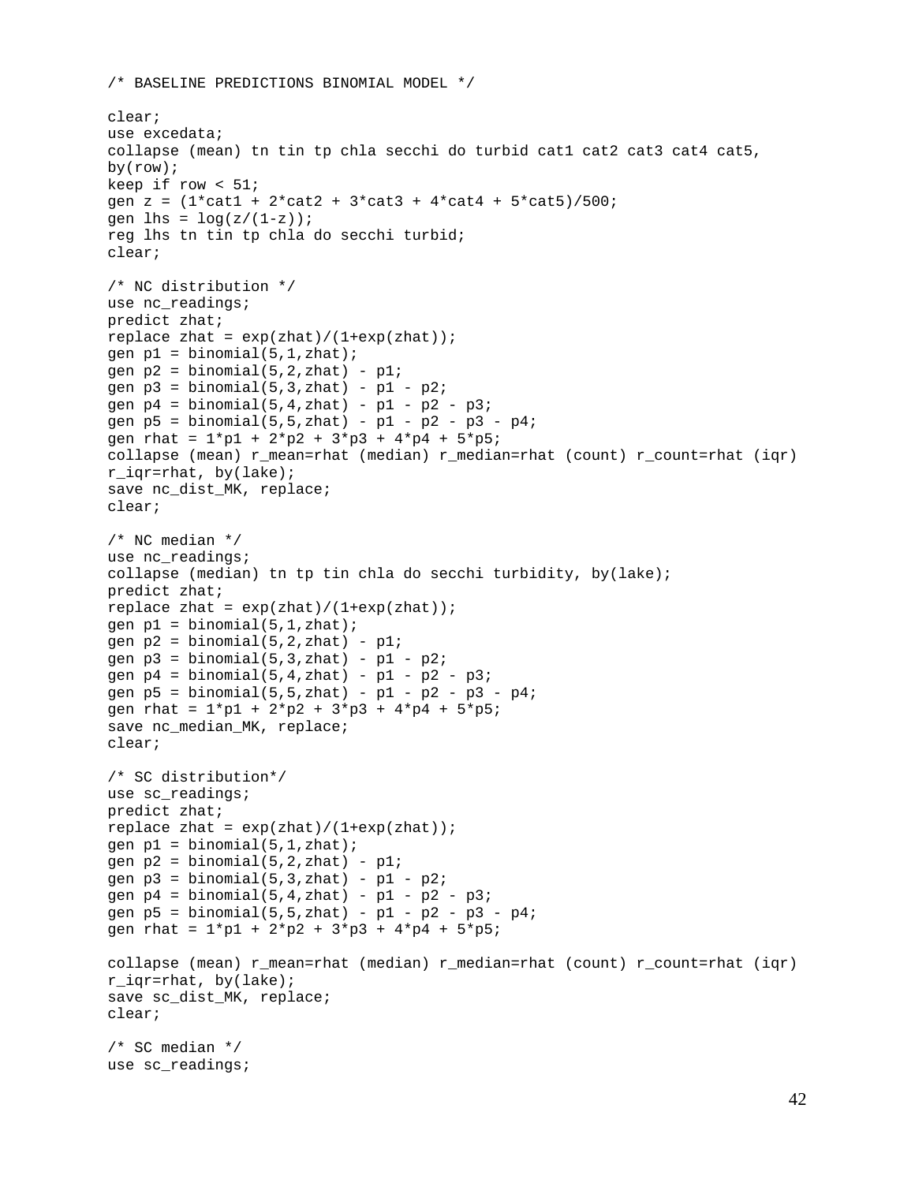```
/* BASELINE PREDICTIONS BINOMIAL MODEL */

clear;
use excedata;
collapse (mean) tn tin tp chla secchi do turbid cat1 cat2 cat3 cat4 cat5,
by(row);
keep if row < 51;
gen z = (1*cat1 + 2*cat2 + 3*cat3 + 4*cat4 + 5*cat5)/500;
gen lhs = log(z/(1-z));
reg lhs tn tin tp chla do secchi turbid;
clear;

/* NC distribution */
use nc_readings;
predict zhat;
replace zhat = exp(zhat)/(1+exp(zhat));
gen p1 = binomial(5,1,zhat);
gen p2 = binomial(5,2,zhat) - p1;
gen p3 = binomial(5,3,zhat) - p1 - p2;
gen p4 = binomial(5,4,zhat) - p1 - p2 - p3;
gen p5 = binomial(5,5,zhat) - p1 - p2 - p3 - p4;
gen rhat = 1*p1 + 2*p2 + 3*p3 + 4*p4 + 5*p5;
collapse (mean) r_mean=rhat (median) r_median=rhat (count) r_count=rhat (iqr)
r_iqr=rhat, by(lake);
save nc_dist_MK, replace;
clear;

/* NC median */
use nc_readings;
collapse (median) tn tp tin chla do secchi turbidity, by(lake);
predict zhat;
replace zhat = exp(zhat)/(1+exp(zhat));
gen p1 = binomial(5,1,zhat);
gen p2 = binomial(5,2,zhat) - p1;
gen p3 = binomial(5,3,zhat) - p1 - p2;
gen p4 = binomial(5,4,zhat) - p1 - p2 - p3;
gen p5 = binomial(5,5,zhat) - p1 - p2 - p3 - p4;
gen rhat = 1*p1 + 2*p2 + 3*p3 + 4*p4 + 5*p5;
save nc_median_MK, replace;
clear;

/* SC distribution*/
use sc_readings;
predict zhat;
replace zhat = exp(zhat)/(1+exp(zhat));
gen p1 = binomial(5,1,zhat);
gen p2 = binomial(5,2,zhat) - p1;
gen p3 = binomial(5,3,zhat) - p1 - p2;
gen p4 = binomial(5,4,zhat) - p1 - p2 - p3;
gen p5 = binomial(5,5,zhat) - p1 - p2 - p3 - p4;
gen rhat = 1*p1 + 2*p2 + 3*p3 + 4*p4 + 5*p5;

collapse (mean) r_mean=rhat (median) r_median=rhat (count) r_count=rhat (iqr)
r_iqr=rhat, by(lake);
save sc_dist_MK, replace;
clear;

/* SC median */
use sc_readings;
```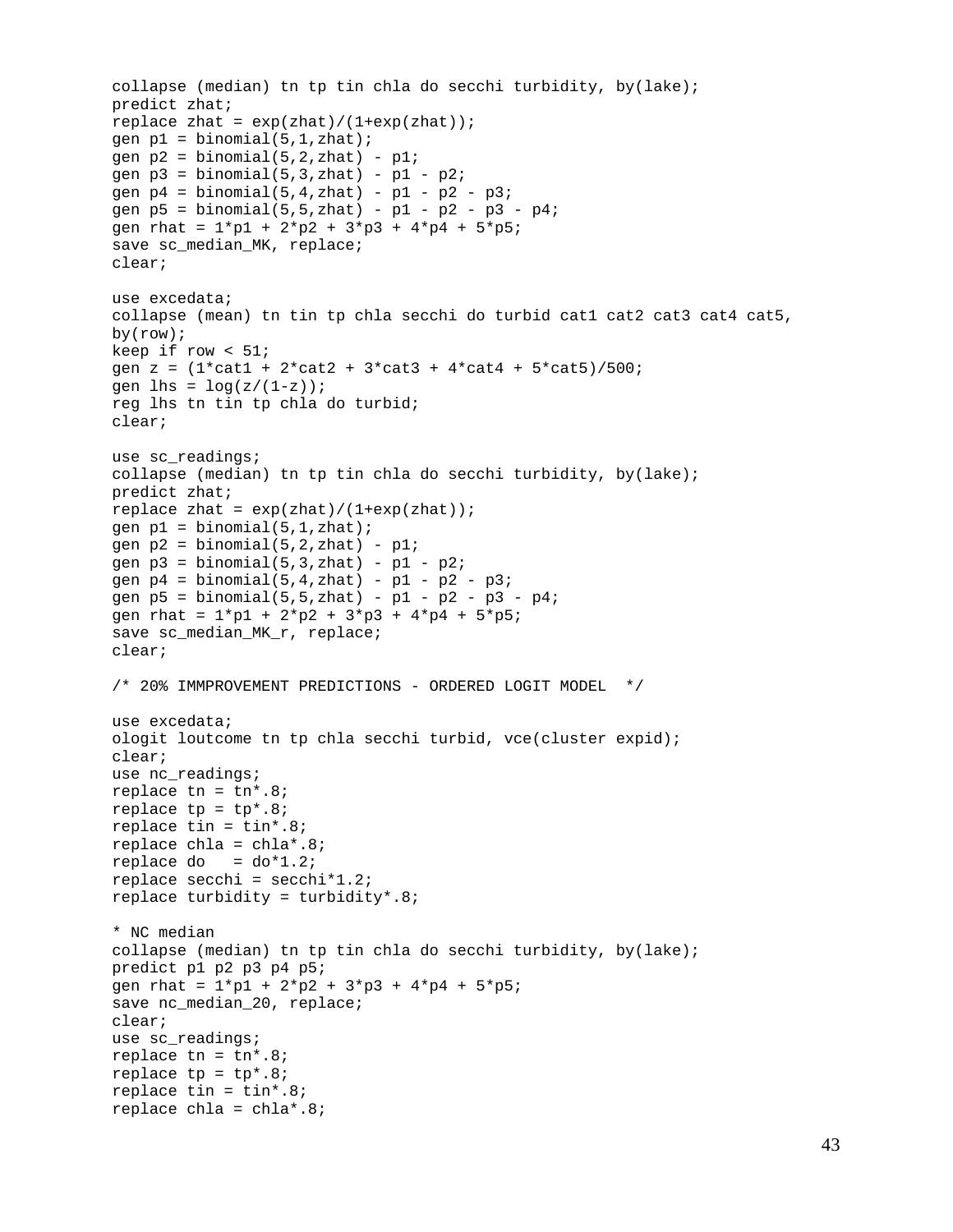```
collapse (median) tn tp tin chla do secchi turbidity, by(lake);
predict zhat;
replace zhat = exp(zhat)/(1+exp(zhat));
gen p1 = binomial(5,1,zhat);
gen p2 = binomial(5,2,zhat) - p1;
gen p3 = binomial(5,3,zhat) - p1 - p2;
gen p4 = binomial(5,4,zhat) - p1 - p2 - p3;
gen p5 = binomial(5,5,zhat) - p1 - p2 - p3 - p4;
gen rhat = 1*p1 + 2*p2 + 3*p3 + 4*p4 + 5*p5;
save sc_median_MK, replace;
clear;

use excedata;
collapse (mean) tn tin tp chla secchi do turbid cat1 cat2 cat3 cat4 cat5,
by(row);
keep if row < 51;
gen z = (1*cat1 + 2*cat2 + 3*cat3 + 4*cat4 + 5*cat5)/500;
gen lhs = log(z/(1-z));
reg lhs tn tin tp chla do turbid;
clear;

use sc_readings;
collapse (median) tn tp tin chla do secchi turbidity, by(lake);
predict zhat;
replace zhat = exp(zhat)/(1+exp(zhat));
gen p1 = binomial(5,1,zhat);
gen p2 = binomial(5,2,zhat) - p1;
gen p3 = binomial(5,3,zhat) - p1 - p2;
gen p4 = binomial(5,4,zhat) - p1 - p2 - p3;
gen p5 = binomial(5,5,zhat) - p1 - p2 - p3 - p4;
gen rhat = 1*p1 + 2*p2 + 3*p3 + 4*p4 + 5*p5;
save sc_median_MK_r, replace;
clear;

/* 20% IMMPROVEMENT PREDICTIONS - ORDERED LOGIT MODEL  */

use excedata;
ologit loutcome tn tp chla secchi turbid, vce(cluster expid);
clear;
use nc_readings;
replace tn = tn*.8;
replace tp = tp*.8;
replace tin = tin*.8;
replace chla = chla*.8;
replace do   = do*1.2;
replace secchi = secchi*1.2;
replace turbidity = turbidity*.8;

* NC median
collapse (median) tn tp tin chla do secchi turbidity, by(lake);
predict p1 p2 p3 p4 p5;
gen rhat = 1*p1 + 2*p2 + 3*p3 + 4*p4 + 5*p5;
save nc_median_20, replace;
clear;
use sc_readings;
replace tn = tn*.8;
replace tp = tp*.8;
replace tin = tin*.8;
replace chla = chla*.8;
```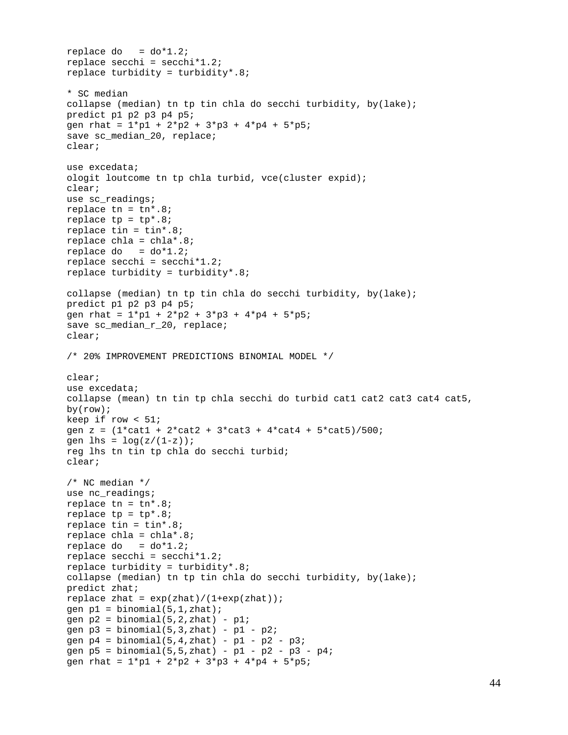```
replace do   = do*1.2;
replace secchi = secchi*1.2;
replace turbidity = turbidity*.8;

* SC median
collapse (median) tn tp tin chla do secchi turbidity, by(lake);
predict p1 p2 p3 p4 p5;
gen rhat = 1*p1 + 2*p2 + 3*p3 + 4*p4 + 5*p5;
save sc_median_20, replace;
clear;

use excedata;
ologit loutcome tn tp chla turbid, vce(cluster expid);
clear;
use sc_readings;
replace tn = tn*.8;
replace tp = tp*.8;
replace tin = tin*.8;
replace chla = chla*.8;
replace do   = do*1.2;
replace secchi = secchi*1.2;
replace turbidity = turbidity*.8;

collapse (median) tn tp tin chla do secchi turbidity, by(lake);
predict p1 p2 p3 p4 p5;
gen rhat = 1*p1 + 2*p2 + 3*p3 + 4*p4 + 5*p5;
save sc_median_r_20, replace;
clear;

/* 20% IMPROVEMENT PREDICTIONS BINOMIAL MODEL */

clear;
use excedata;
collapse (mean) tn tin tp chla secchi do turbid cat1 cat2 cat3 cat4 cat5,
by(row);
keep if row < 51;
gen z = (1*cat1 + 2*cat2 + 3*cat3 + 4*cat4 + 5*cat5)/500;
gen lhs = log(z/(1-z));
reg lhs tn tin tp chla do secchi turbid;
clear;

/* NC median */
use nc_readings;
replace tn = tn*.8;
replace tp = tp*.8;
replace tin = tin*.8;
replace chla = chla*.8;
replace do   = do*1.2;
replace secchi = secchi*1.2;
replace turbidity = turbidity*.8;
collapse (median) tn tp tin chla do secchi turbidity, by(lake);
predict zhat;
replace zhat = exp(zhat)/(1+exp(zhat));
gen p1 = binomial(5,1,zhat);
gen p2 = binomial(5,2,zhat) - p1;
gen p3 = binomial(5,3,zhat) - p1 - p2;
gen p4 = binomial(5,4,zhat) - p1 - p2 - p3;
gen p5 = binomial(5,5,zhat) - p1 - p2 - p3 - p4;
gen rhat = 1*p1 + 2*p2 + 3*p3 + 4*p4 + 5*p5;
```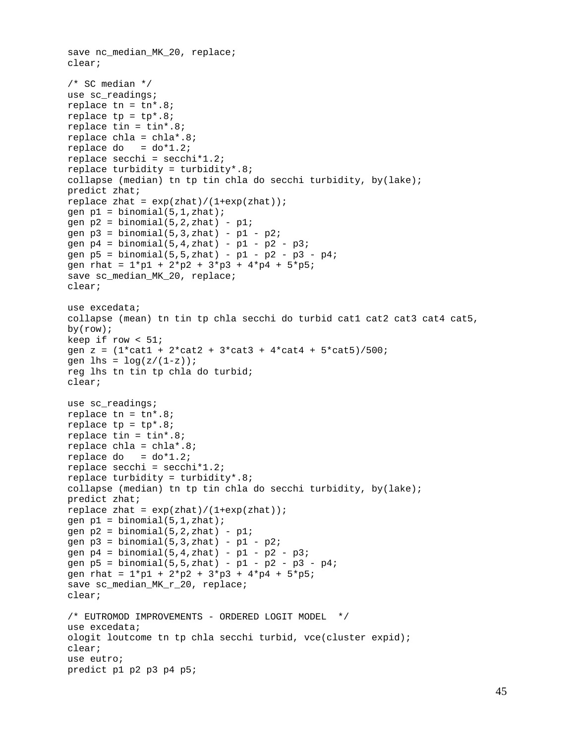```
save nc_median_MK_20, replace;
clear;

/* SC median */
use sc_readings;
replace tn = tn*.8;
replace tp = tp*.8;
replace tin = tin*.8;
replace chla = chla*.8;
replace do   = do*1.2;
replace secchi = secchi*1.2;
replace turbidity = turbidity*.8;
collapse (median) tn tp tin chla do secchi turbidity, by(lake);
predict zhat;
replace zhat = exp(zhat)/(1+exp(zhat));
gen p1 = binomial(5,1,zhat);
gen p2 = binomial(5,2,zhat) - p1;
gen p3 = binomial(5,3,zhat) - p1 - p2;
gen p4 = binomial(5,4,zhat) - p1 - p2 - p3;
gen p5 = binomial(5,5,zhat) - p1 - p2 - p3 - p4;
gen rhat = 1*p1 + 2*p2 + 3*p3 + 4*p4 + 5*p5;
save sc_median_MK_20, replace;
clear;

use excedata;
collapse (mean) tn tin tp chla secchi do turbid cat1 cat2 cat3 cat4 cat5,
by(row);
keep if row < 51;
gen z = (1*cat1 + 2*cat2 + 3*cat3 + 4*cat4 + 5*cat5)/500;
gen lhs = log(z/(1-z));
reg lhs tn tin tp chla do turbid;
clear;

use sc_readings;
replace tn = tn*.8;
replace tp = tp*.8;
replace tin = tin*.8;
replace chla = chla*.8;
replace do   = do*1.2;
replace secchi = secchi*1.2;
replace turbidity = turbidity*.8;
collapse (median) tn tp tin chla do secchi turbidity, by(lake);
predict zhat;
replace zhat = exp(zhat)/(1+exp(zhat));
gen p1 = binomial(5,1,zhat);
gen p2 = binomial(5,2,zhat) - p1;
gen p3 = binomial(5,3,zhat) - p1 - p2;
gen p4 = binomial(5,4,zhat) - p1 - p2 - p3;
gen p5 = binomial(5,5,zhat) - p1 - p2 - p3 - p4;
gen rhat = 1*p1 + 2*p2 + 3*p3 + 4*p4 + 5*p5;
save sc_median_MK_r_20, replace;
clear;

/* EUTROMOD IMPROVEMENTS - ORDERED LOGIT MODEL  */
use excedata;
ologit loutcome tn tp chla secchi turbid, vce(cluster expid);
clear;
use eutro;
predict p1 p2 p3 p4 p5;
```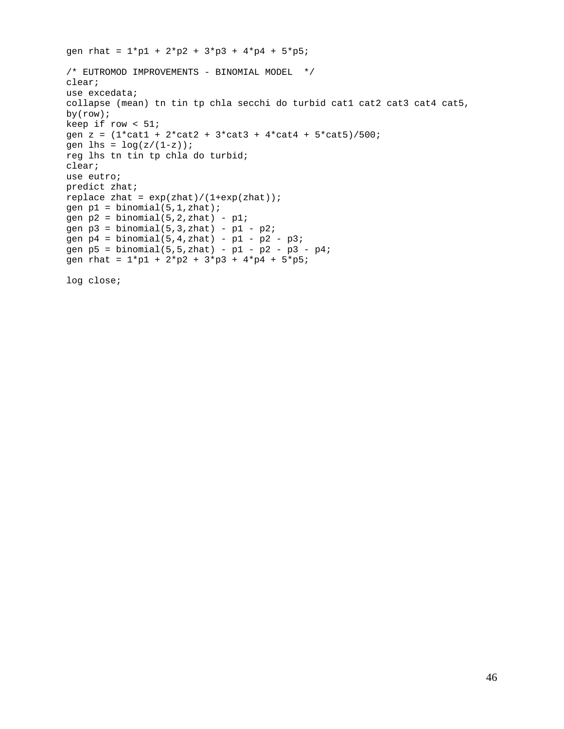```
gen rhat = 1*p1 + 2*p2 + 3*p3 + 4*p4 + 5*p5;

/* EUTROMOD IMPROVEMENTS - BINOMIAL MODEL  */
clear;
use excedata;
collapse (mean) tn tin tp chla secchi do turbid cat1 cat2 cat3 cat4 cat5,
by(row);
keep if row < 51;
gen z = (1*cat1 + 2*cat2 + 3*cat3 + 4*cat4 + 5*cat5)/500;
gen lhs = log(z/(1-z));
reg lhs tn tin tp chla do turbid;
clear;
use eutro;
predict zhat;
replace zhat = exp(zhat)/(1+exp(zhat));
gen p1 = binomial(5,1,zhat);
gen p2 = binomial(5,2,zhat) - p1;
gen p3 = binomial(5,3,zhat) - p1 - p2;
gen p4 = binomial(5,4,zhat) - p1 - p2 - p3;
gen p5 = binomial(5,5,zhat) - p1 - p2 - p3 - p4;
gen rhat = 1*p1 + 2*p2 + 3*p3 + 4*p4 + 5*p5;

log close;
```